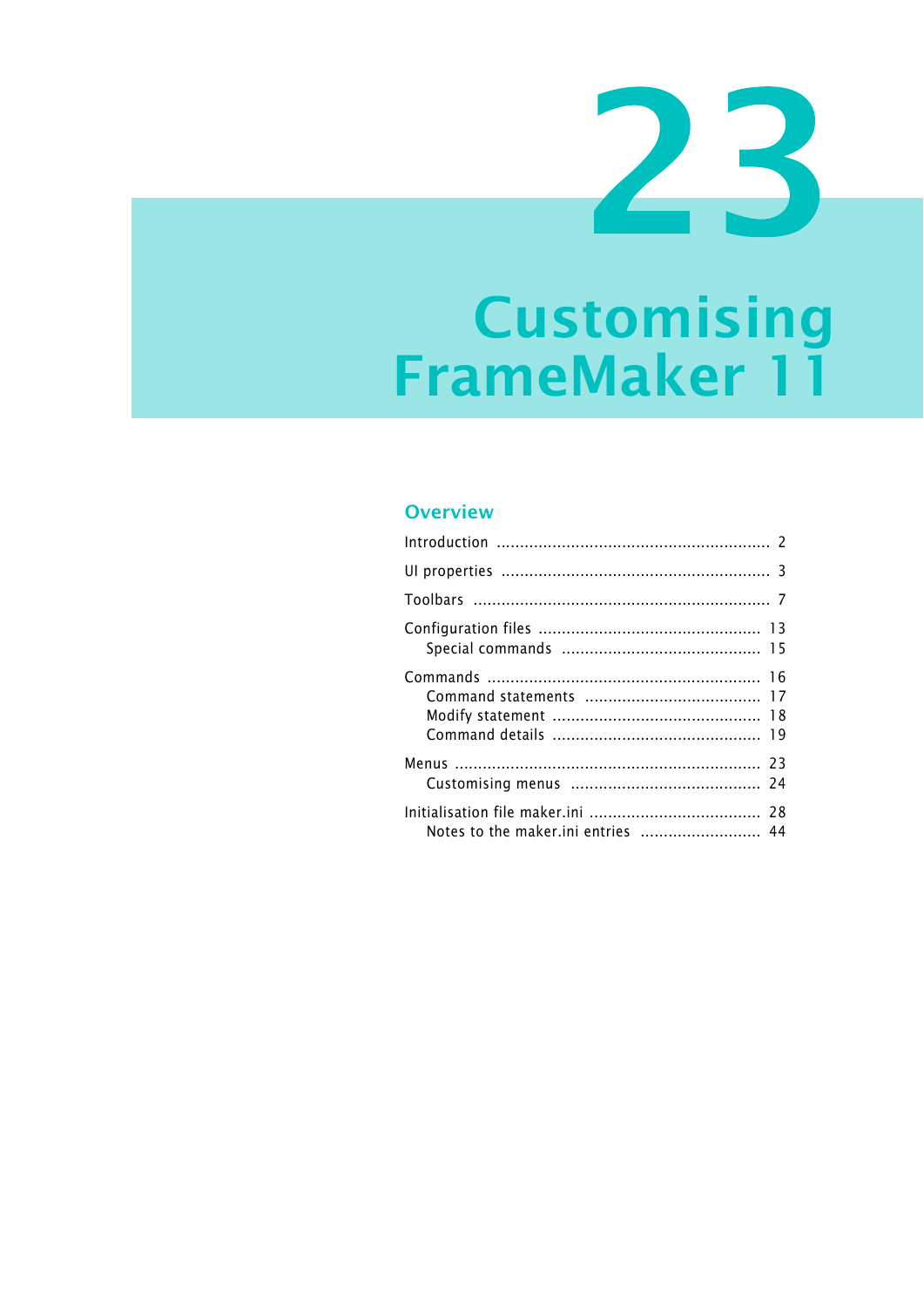# 23

# Customising FrameMaker 11

## Overview

- Introduction ........................................................... 2
- UI properties .......................................................... 3
- Toolbars ................................................................ 7
- Configuration files ................................................ 13
  - Special commands ........................................... 15
- Commands ........................................................... 16
  - Command statements ...................................... 17
  - Modify statement ............................................. 18
  - Command details ............................................. 19
- Menus .................................................................. 23
  - Customising menus ......................................... 24
- Initialisation file maker.ini ..................................... 28
  - Notes to the maker.ini entries .......................... 44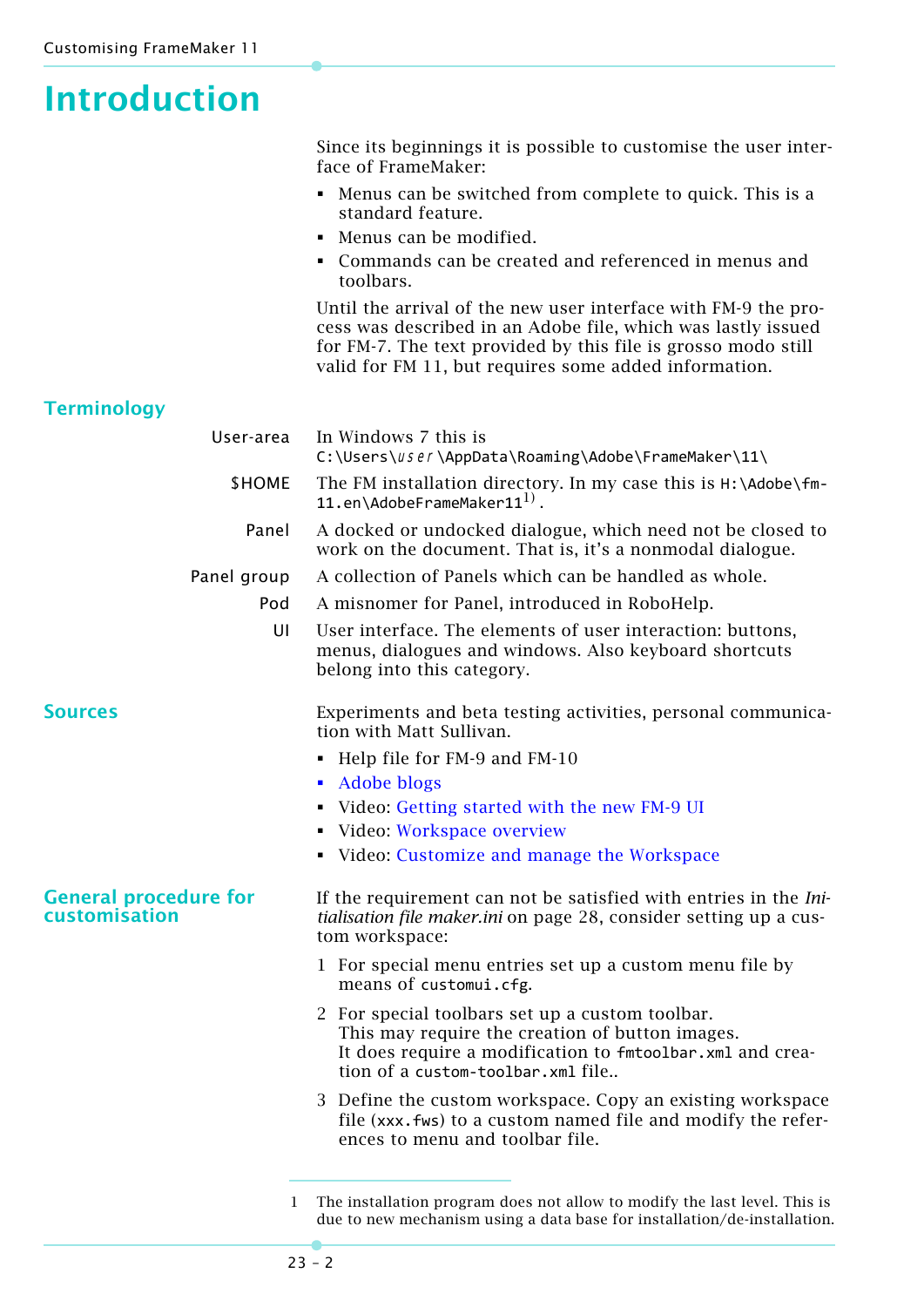# Introduction

Since its beginnings it is possible to customise the user interface of FrameMaker:

- Menus can be switched from complete to quick. This is a standard feature.
- Menus can be modified.
- Commands can be created and referenced in menus and toolbars.

Until the arrival of the new user interface with FM-9 the process was described in an Adobe file, which was lastly issued for FM-7. The text provided by this file is grosso modo still valid for FM 11, but requires some added information.

## Terminology

**User-area** In Windows 7 this is `C:\Users\`*user*`\AppData\Roaming\Adobe\FrameMaker\11\`

**$HOME** The FM installation directory. In my case this is `H:\Adobe\fm-11.en\AdobeFrameMaker11`[1].

**Panel** A docked or undocked dialogue, which need not be closed to work on the document. That is, it's a nonmodal dialogue.

**Panel group** A collection of Panels which can be handled as whole.

**Pod** A misnomer for Panel, introduced in RoboHelp.

**UI** User interface. The elements of user interaction: buttons, menus, dialogues and windows. Also keyboard shortcuts belong into this category.

## Sources

Experiments and beta testing activities, personal communication with Matt Sullivan.

- Help file for FM-9 and FM-10
- Adobe blogs
- Video: Getting started with the new FM-9 UI
- Video: Workspace overview
- Video: Customize and manage the Workspace

## General procedure for customisation

If the requirement can not be satisfied with entries in the *Initialisation file maker.ini* on page 28, consider setting up a custom workspace:

1. For special menu entries set up a custom menu file by means of `customui.cfg`.
2. For special toolbars set up a custom toolbar.
   This may require the creation of button images.
   It does require a modification to `fmtoolbar.xml` and creation of a `custom-toolbar.xml` file..
3. Define the custom workspace. Copy an existing workspace file (`xxx.fws`) to a custom named file and modify the references to menu and toolbar file.

---

1 The installation program does not allow to modify the last level. This is due to new mechanism using a data base for installation/de-installation.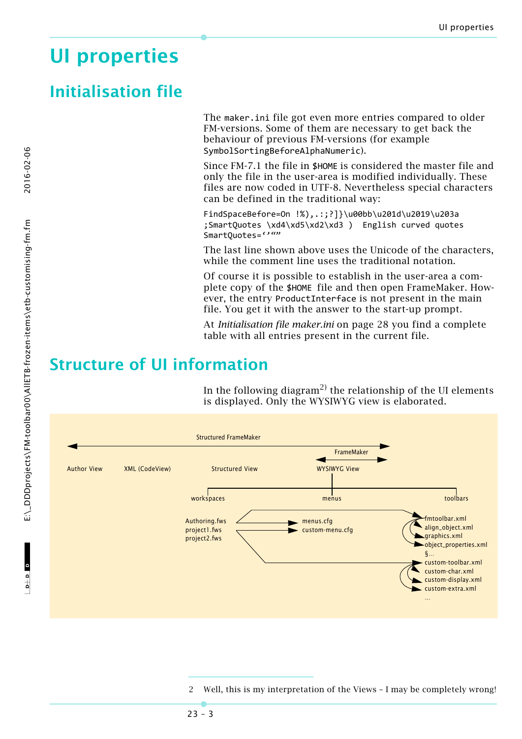# UI properties

## Initialisation file

The `maker.ini` file got even more entries compared to older FM-versions. Some of them are necessary to get back the behaviour of previous FM-versions (for example `SymbolSortingBeforeAlphaNumeric`).

Since FM-7.1 the file in `$HOME` is considered the master file and only the file in the user-area is modified individually. These files are now coded in UTF-8. Nevertheless special characters can be defined in the traditional way:

```
FindSpaceBefore=On !%),.:;?]}\u00bb\u201d\u2019\u203a
;SmartQuotes \xd4\xd5\xd2\xd3 )  English curved quotes
SmartQuotes=‘’“”
```

The last line shown above uses the Unicode of the characters, while the comment line uses the traditional notation.

Of course it is possible to establish in the user-area a complete copy of the `$HOME` file and then open FrameMaker. However, the entry `ProductInterface` is not present in the main file. You get it with the answer to the start-up prompt.

At *Initialisation file maker.ini* on page 28 you find a complete table with all entries present in the current file.

## Structure of UI information

In the following diagram[2] the relationship of the UI elements is displayed. Only the WYSIWYG view is elaborated.

Structured FrameMaker

FrameMaker

Author View | XML (CodeView) | Structured View | WYSIWYG View

workspaces | menus | toolbars

Authoring.fws
project1.fws
project2.fws

menus.cfg
custom-menu.cfg

fmtoolbar.xml
align_object.xml
graphics.xml
object_properties.xml
§...
custom-toolbar.xml
custom-char.xml
custom-display.xml
custom-extra.xml
...

2 Well, this is my interpretation of the Views – I may be completely wrong!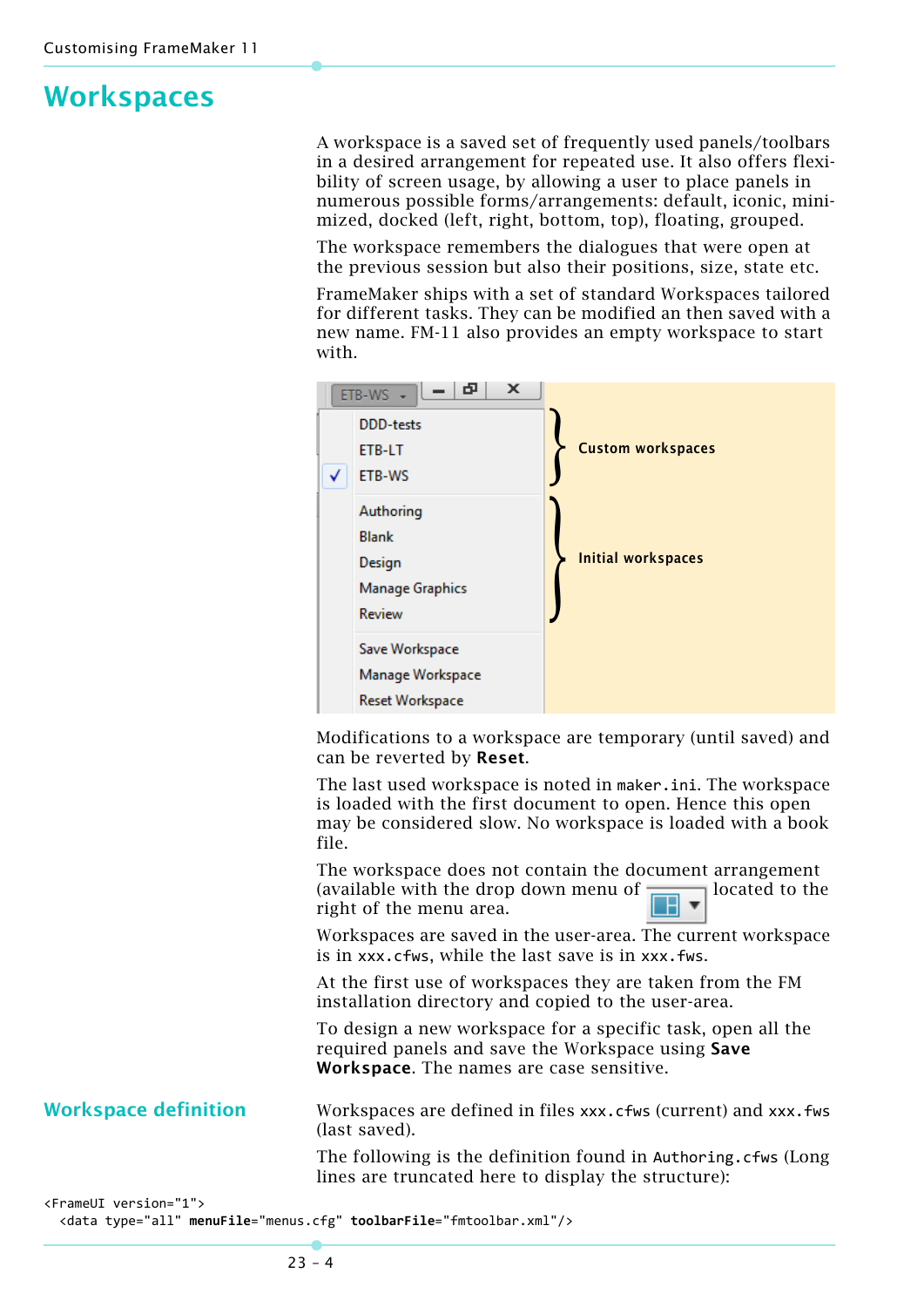# Workspaces

A workspace is a saved set of frequently used panels/toolbars in a desired arrangement for repeated use. It also offers flexibility of screen usage, by allowing a user to place panels in numerous possible forms/arrangements: default, iconic, minimized, docked (left, right, bottom, top), floating, grouped.

The workspace remembers the dialogues that were open at the previous session but also their positions, size, state etc.

FrameMaker ships with a set of standard Workspaces tailored for different tasks. They can be modified an then saved with a new name. FM-11 also provides an empty workspace to start with.

ETB-WS

- DDD-tests
- ETB-LT
- ✓ ETB-WS

**Custom workspaces**

- Authoring
- Blank
- Design
- Manage Graphics
- Review

**Initial workspaces**

- Save Workspace
- Manage Workspace
- Reset Workspace

Modifications to a workspace are temporary (until saved) and can be reverted by **Reset**.

The last used workspace is noted in `maker.ini`. The workspace is loaded with the first document to open. Hence this open may be considered slow. No workspace is loaded with a book file.

The workspace does not contain the document arrangement (available with the drop down menu of [icon] located to the right of the menu area.

Workspaces are saved in the user-area. The current workspace is in `xxx.cfws`, while the last save is in `xxx.fws`.

At the first use of workspaces they are taken from the FM installation directory and copied to the user-area.

To design a new workspace for a specific task, open all the required panels and save the Workspace using **Save Workspace**. The names are case sensitive.

## Workspace definition

Workspaces are defined in files `xxx.cfws` (current) and `xxx.fws` (last saved).

The following is the definition found in `Authoring.cfws` (Long lines are truncated here to display the structure):

```
<FrameUI version="1">
  <data type="all" menuFile="menus.cfg" toolbarFile="fmtoolbar.xml"/>
```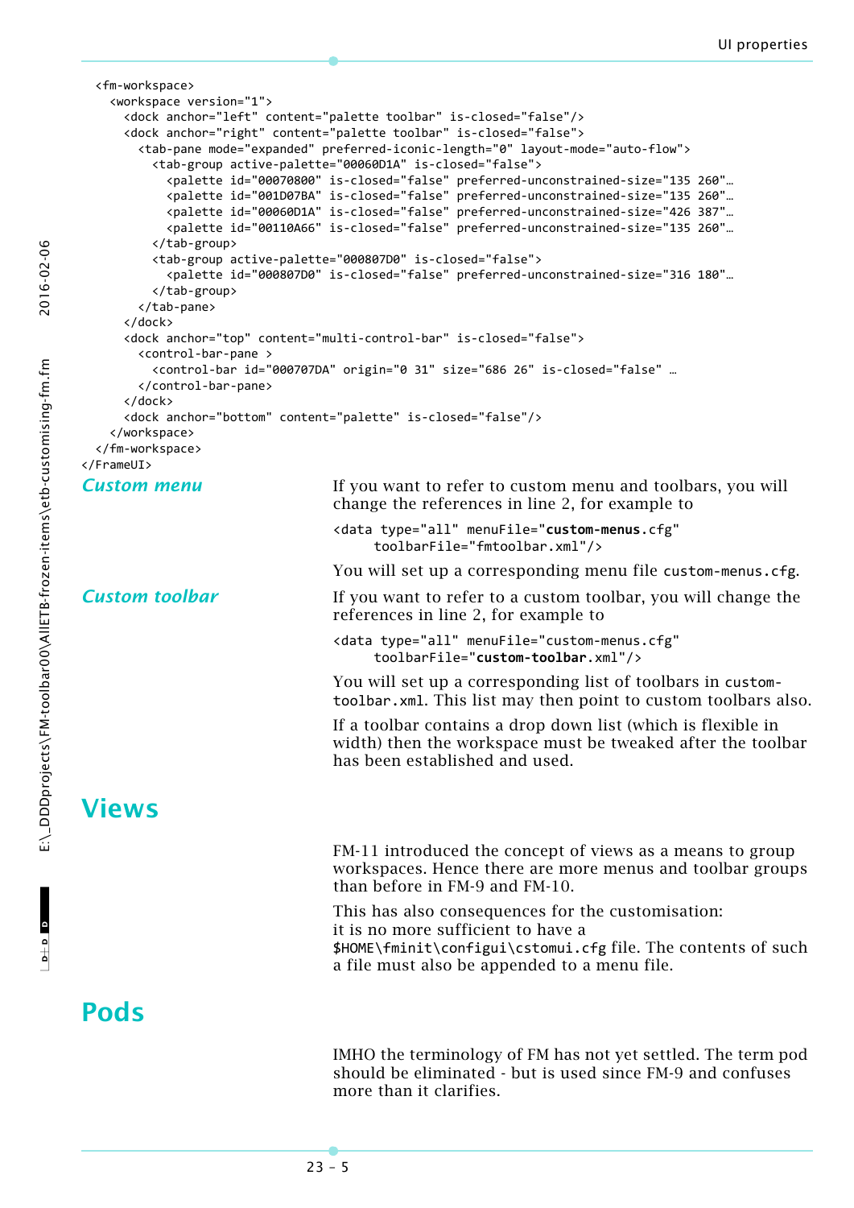```
    <fm-workspace>
      <workspace version="1">
        <dock anchor="left" content="palette toolbar" is-closed="false"/>
        <dock anchor="right" content="palette toolbar" is-closed="false">
          <tab-pane mode="expanded" preferred-iconic-length="0" layout-mode="auto-flow">
            <tab-group active-palette="00060D1A" is-closed="false">
              <palette id="00070800" is-closed="false" preferred-unconstrained-size="135 260"…
              <palette id="001D07BA" is-closed="false" preferred-unconstrained-size="135 260"…
              <palette id="00060D1A" is-closed="false" preferred-unconstrained-size="426 387"…
              <palette id="00110A66" is-closed="false" preferred-unconstrained-size="135 260"…
            </tab-group>
            <tab-group active-palette="000807D0" is-closed="false">
              <palette id="000807D0" is-closed="false" preferred-unconstrained-size="316 180"…
            </tab-group>
          </tab-pane>
        </dock>
        <dock anchor="top" content="multi-control-bar" is-closed="false">
          <control-bar-pane >
            <control-bar id="000707DA" origin="0 31" size="686 26" is-closed="false" …
          </control-bar-pane>
        </dock>
        <dock anchor="bottom" content="palette" is-closed="false"/>
      </workspace>
    </fm-workspace>
  </FrameUI>
```

### *Custom menu*

If you want to refer to custom menu and toolbars, you will change the references in line 2, for example to

```
<data type="all" menuFile="custom-menus.cfg"
      toolbarFile="fmtoolbar.xml"/>
```

You will set up a corresponding menu file `custom-menus.cfg`.

### *Custom toolbar*

If you want to refer to a custom toolbar, you will change the references in line 2, for example to

```
<data type="all" menuFile="custom-menus.cfg"
      toolbarFile="custom-toolbar.xml"/>
```

You will set up a corresponding list of toolbars in `custom-toolbar.xml`. This list may then point to custom toolbars also.

If a toolbar contains a drop down list (which is flexible in width) then the workspace must be tweaked after the toolbar has been established and used.

## Views

FM-11 introduced the concept of views as a means to group workspaces. Hence there are more menus and toolbar groups than before in FM-9 and FM-10.

This has also consequences for the customisation: it is no more sufficient to have a `$HOME\fminit\configui\cstomui.cfg` file. The contents of such a file must also be appended to a menu file.

## Pods

IMHO the terminology of FM has not yet settled. The term pod should be eliminated - but is used since FM-9 and confuses more than it clarifies.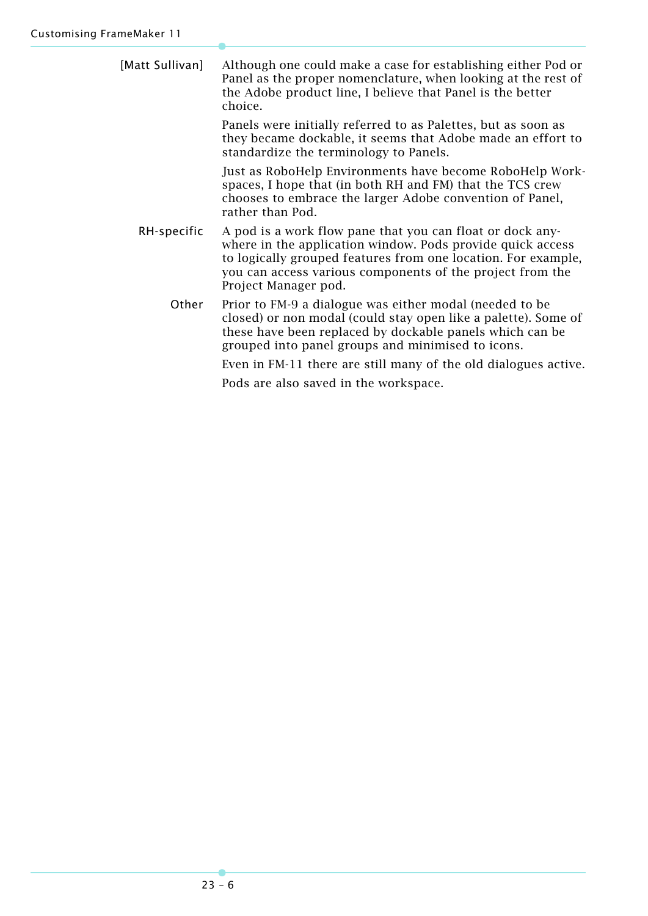**[Matt Sullivan]** Although one could make a case for establishing either Pod or Panel as the proper nomenclature, when looking at the rest of the Adobe product line, I believe that Panel is the better choice.

Panels were initially referred to as Palettes, but as soon as they became dockable, it seems that Adobe made an effort to standardize the terminology to Panels.

Just as RoboHelp Environments have become RoboHelp Workspaces, I hope that (in both RH and FM) that the TCS crew chooses to embrace the larger Adobe convention of Panel, rather than Pod.

**RH-specific** A pod is a work flow pane that you can float or dock anywhere in the application window. Pods provide quick access to logically grouped features from one location. For example, you can access various components of the project from the Project Manager pod.

**Other** Prior to FM-9 a dialogue was either modal (needed to be closed) or non modal (could stay open like a palette). Some of these have been replaced by dockable panels which can be grouped into panel groups and minimised to icons.

Even in FM-11 there are still many of the old dialogues active.

Pods are also saved in the workspace.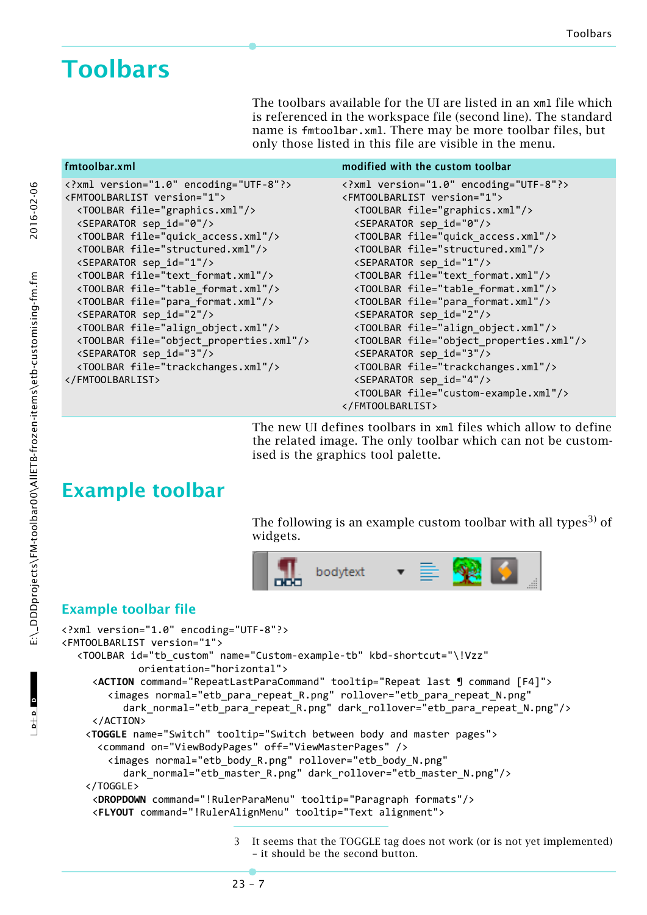# Toolbars

The toolbars available for the UI are listed in an `xml` file which is referenced in the workspace file (second line). The standard name is `fmtoolbar.xml`. There may be more toolbar files, but only those listed in this file are visible in the menu.

| fmtoolbar.xml | modified with the custom toolbar |
|---|---|
| `<?xml version="1.0" encoding="UTF-8"?>`<br>`<FMTOOLBARLIST version="1">`<br>`<TOOLBAR file="graphics.xml"/>`<br>`<SEPARATOR sep_id="0"/>`<br>`<TOOLBAR file="quick_access.xml"/>`<br>`<TOOLBAR file="structured.xml"/>`<br>`<SEPARATOR sep_id="1"/>`<br>`<TOOLBAR file="text_format.xml"/>`<br>`<TOOLBAR file="table_format.xml"/>`<br>`<TOOLBAR file="para_format.xml"/>`<br>`<SEPARATOR sep_id="2"/>`<br>`<TOOLBAR file="align_object.xml"/>`<br>`<TOOLBAR file="object_properties.xml"/>`<br>`<SEPARATOR sep_id="3"/>`<br>`<TOOLBAR file="trackchanges.xml"/>`<br>`</FMTOOLBARLIST>` | `<?xml version="1.0" encoding="UTF-8"?>`<br>`<FMTOOLBARLIST version="1">`<br>`<TOOLBAR file="graphics.xml"/>`<br>`<SEPARATOR sep_id="0"/>`<br>`<TOOLBAR file="quick_access.xml"/>`<br>`<TOOLBAR file="structured.xml"/>`<br>`<SEPARATOR sep_id="1"/>`<br>`<TOOLBAR file="text_format.xml"/>`<br>`<TOOLBAR file="table_format.xml"/>`<br>`<TOOLBAR file="para_format.xml"/>`<br>`<SEPARATOR sep_id="2"/>`<br>`<TOOLBAR file="align_object.xml"/>`<br>`<TOOLBAR file="object_properties.xml"/>`<br>`<SEPARATOR sep_id="3"/>`<br>`<TOOLBAR file="trackchanges.xml"/>`<br>`<SEPARATOR sep_id="4"/>`<br>`<TOOLBAR file="custom-example.xml"/>`<br>`</FMTOOLBARLIST>` |

The new UI defines toolbars in `xml` files which allow to define the related image. The only toolbar which can not be customised is the graphics tool palette.

# Example toolbar

The following is an example custom toolbar with all types[3] of widgets.

## Example toolbar file

```
<?xml version="1.0" encoding="UTF-8"?>
<FMTOOLBARLIST version="1">
  <TOOLBAR id="tb_custom" name="Custom-example-tb" kbd-shortcut="\!Vzz"
           orientation="horizontal">
    <ACTION command="RepeatLastParaCommand" tooltip="Repeat last ¶ command [F4]">
      <images normal="etb_para_repeat_R.png" rollover="etb_para_repeat_N.png"
        dark_normal="etb_para_repeat_R.png" dark_rollover="etb_para_repeat_N.png"/>
    </ACTION>
   <TOGGLE name="Switch" tooltip="Switch between body and master pages">
     <command on="ViewBodyPages" off="ViewMasterPages" />
      <images normal="etb_body_R.png" rollover="etb_body_N.png"
        dark_normal="etb_master_R.png" dark_rollover="etb_master_N.png"/>
   </TOGGLE>
    <DROPDOWN command="!RulerParaMenu" tooltip="Paragraph formats"/>
    <FLYOUT command="!RulerAlignMenu" tooltip="Text alignment">
```

3 It seems that the TOGGLE tag does not work (or is not yet implemented) – it should be the second button.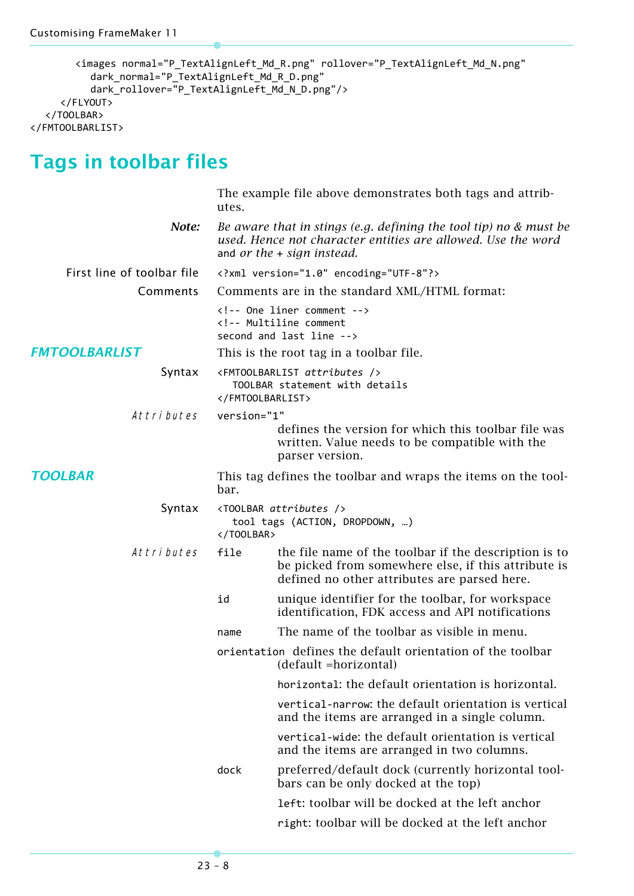```
      <images normal="P_TextAlignLeft_Md_R.png" rollover="P_TextAlignLeft_Md_N.png"
        dark_normal="P_TextAlignLeft_Md_R_D.png"
        dark_rollover="P_TextAlignLeft_Md_N_D.png"/>
    </FLYOUT>
  </TOOLBAR>
</FMTOOLBARLIST>
```

## Tags in toolbar files

The example file above demonstrates both tags and attributes.

***Note:*** *Be aware that in stings (e.g. defining the tool tip) no & must be used. Hence not character entities are allowed. Use the word* and *or the + sign instead.*

First line of toolbar file `<?xml version="1.0" encoding="UTF-8"?>`

Comments — Comments are in the standard XML/HTML format:

```
<!-- One liner comment -->
<!-- Multiline comment
second and last line -->
```

### FMTOOLBARLIST

This is the root tag in a toolbar file.

Syntax

```
<FMTOOLBARLIST attributes />
  TOOLBAR statement with details
</FMTOOLBARLIST>
```

*Attributes*

`version="1"`
defines the version for which this toolbar file was written. Value needs to be compatible with the parser version.

### TOOLBAR

This tag defines the toolbar and wraps the items on the toolbar.

Syntax

```
<TOOLBAR attributes />
  tool tags (ACTION, DROPDOWN, …)
</TOOLBAR>
```

*Attributes*

`file` — the file name of the toolbar if the description is to be picked from somewhere else, if this attribute is defined no other attributes are parsed here.

`id` — unique identifier for the toolbar, for workspace identification, FDK access and API notifications

`name` — The name of the toolbar as visible in menu.

`orientation` — defines the default orientation of the toolbar (default =horizontal)

`horizontal`: the default orientation is horizontal.

`vertical-narrow`: the default orientation is vertical and the items are arranged in a single column.

`vertical-wide`: the default orientation is vertical and the items are arranged in two columns.

`dock` — preferred/default dock (currently horizontal toolbars can be only docked at the top)

`left`: toolbar will be docked at the left anchor

`right`: toolbar will be docked at the left anchor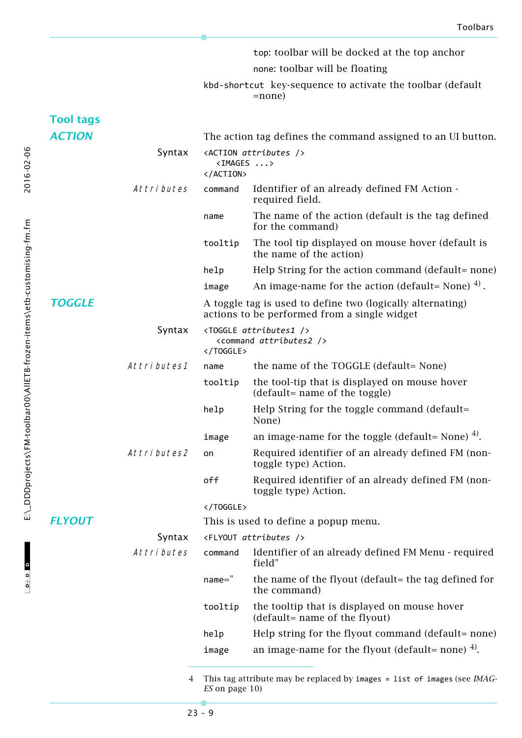`top`: toolbar will be docked at the top anchor

`none`: toolbar will be floating

`kbd-shortcut` key-sequence to activate the toolbar (default =none)

## Tool tags

### ACTION

The action tag defines the command assigned to an UI button.

**Syntax**

```
<ACTION attributes />
   <IMAGES ...>
</ACTION>
```

*Attributes*

| | |
|---|---|
| `command` | Identifier of an already defined FM Action - required field. |
| `name` | The name of the action (default is the tag defined for the command) |
| `tooltip` | The tool tip displayed on mouse hover (default is the name of the action) |
| `help` | Help String for the action command (default= none) |
| `image` | An image-name for the action (default= None) [4]. |

### TOGGLE

A toggle tag is used to define two (logically alternating) actions to be performed from a single widget

**Syntax**

```
<TOGGLE attributes1 />
   <command attributes2 />
</TOGGLE>
```

*Attributes1*

| | |
|---|---|
| `name` | the name of the TOGGLE (default= None) |
| `tooltip` | the tool-tip that is displayed on mouse hover (default= name of the toggle) |
| `help` | Help String for the toggle command (default= None) |
| `image` | an image-name for the toggle (default= None) [4]. |

*Attributes2*

| | |
|---|---|
| `on` | Required identifier of an already defined FM (non-toggle type) Action. |
| `off` | Required identifier of an already defined FM (non-toggle type) Action. |

`</TOGGLE>`

### FLYOUT

This is used to define a popup menu.

**Syntax**

```
<FLYOUT attributes />
```

*Attributes*

| | |
|---|---|
| `command` | Identifier of an already defined FM Menu - required field" |
| `name="` | the name of the flyout (default= the tag defined for the command) |
| `tooltip` | the tooltip that is displayed on mouse hover (default= name of the flyout) |
| `help` | Help string for the flyout command (default= none) |
| `image` | an image-name for the flyout (default= none) [4]. |

4 This tag attribute may be replaced by `images = list of images` (see *IMAGES* on page 10)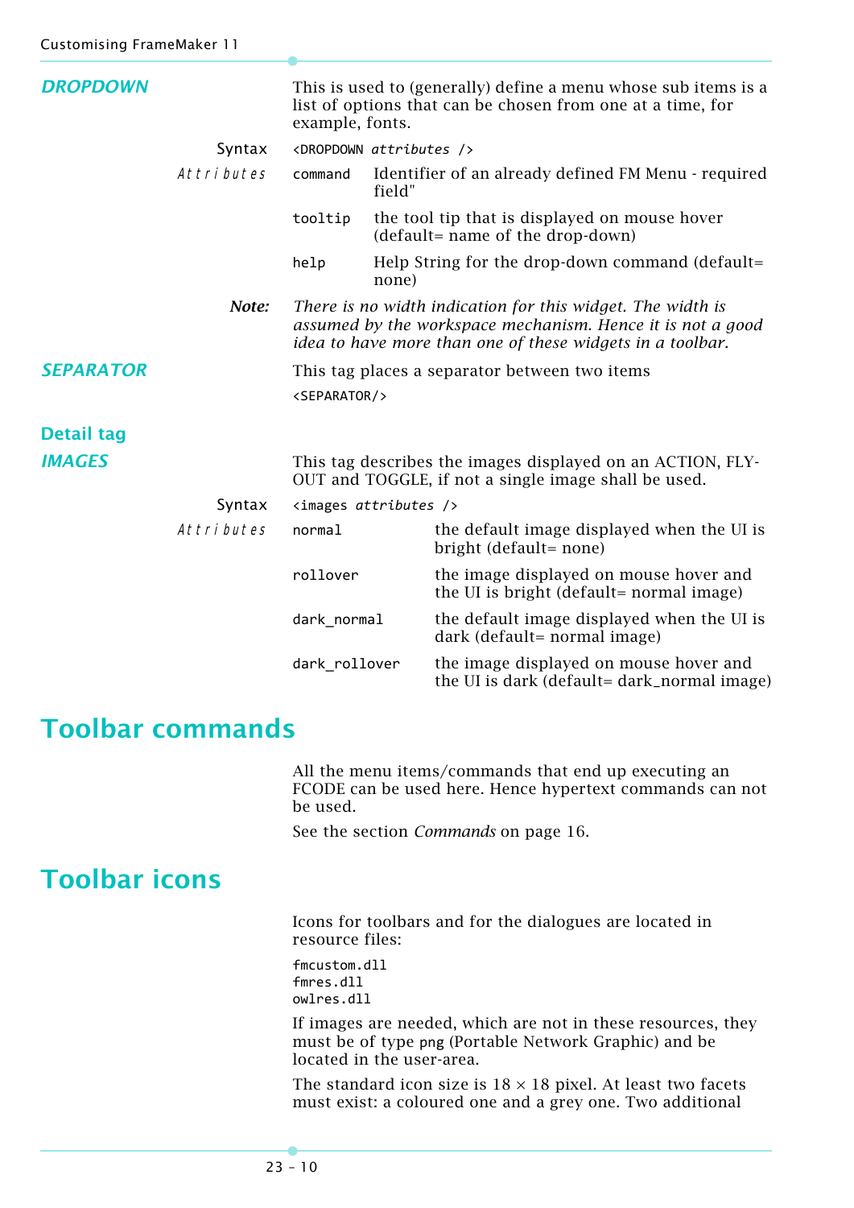### *DROPDOWN*

This is used to (generally) define a menu whose sub items is a list of options that can be chosen from one at a time, for example, fonts.

Syntax `<DROPDOWN` *attributes* `/>`

*Attributes*

| | |
|---|---|
| `command` | Identifier of an already defined FM Menu - required field" |
| `tooltip` | the tool tip that is displayed on mouse hover (default= name of the drop-down) |
| `help` | Help String for the drop-down command (default= none) |

**Note:** *There is no width indication for this widget. The width is assumed by the workspace mechanism. Hence it is not a good idea to have more than one of these widgets in a toolbar.*

### *SEPARATOR*

This tag places a separator between two items

`<SEPARATOR/>`

### Detail tag

### *IMAGES*

This tag describes the images displayed on an ACTION, FLY-OUT and TOGGLE, if not a single image shall be used.

Syntax `<images` *attributes* `/>`

*Attributes*

| | |
|---|---|
| `normal` | the default image displayed when the UI is bright (default= none) |
| `rollover` | the image displayed on mouse hover and the UI is bright (default= normal image) |
| `dark_normal` | the default image displayed when the UI is dark (default= normal image) |
| `dark_rollover` | the image displayed on mouse hover and the UI is dark (default= dark_normal image) |

## Toolbar commands

All the menu items/commands that end up executing an FCODE can be used here. Hence hypertext commands can not be used.

See the section *Commands* on page 16.

## Toolbar icons

Icons for toolbars and for the dialogues are located in resource files:

```
fmcustom.dll
fmres.dll
owlres.dll
```

If images are needed, which are not in these resources, they must be of type `png` (Portable Network Graphic) and be located in the user-area.

The standard icon size is 18 × 18 pixel. At least two facets must exist: a coloured one and a grey one. Two additional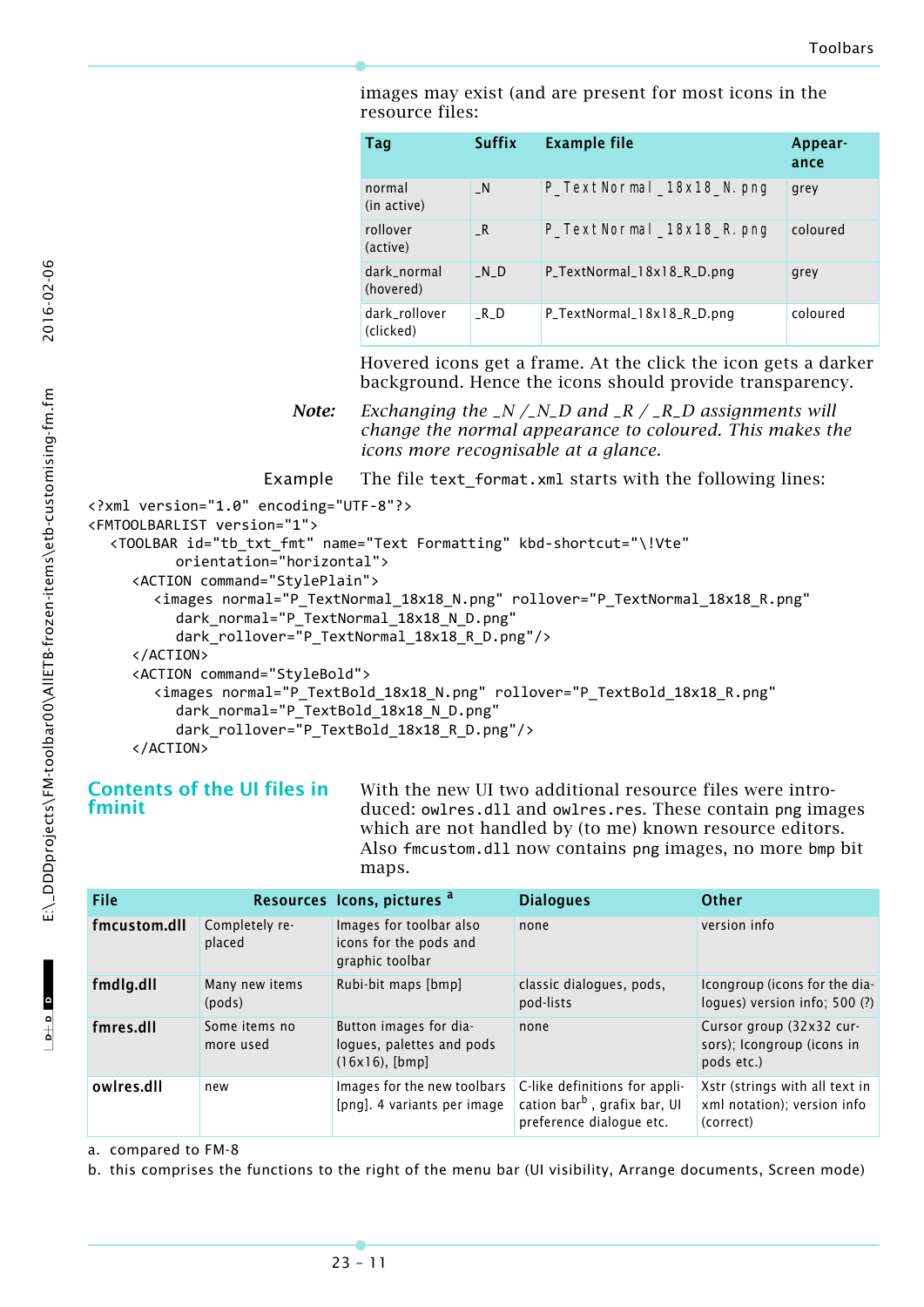images may exist (and are present for most icons in the resource files:

| Tag | Suffix | Example file | Appear-ance |
|---|---|---|---|
| normal (in active) | _N | P_TextNormal_18x18_N.png | grey |
| rollover (active) | _R | P_TextNormal_18x18_R.png | coloured |
| dark_normal (hovered) | _N_D | P_TextNormal_18x18_R_D.png | grey |
| dark_rollover (clicked) | _R_D | P_TextNormal_18x18_R_D.png | coloured |

Hovered icons get a frame. At the click the icon gets a darker background. Hence the icons should provide transparency.

**Note:** *Exchanging the _N /_N_D and _R / _R_D assignments will change the normal appearance to coloured. This makes the icons more recognisable at a glance.*

Example The file `text_format.xml` starts with the following lines:

```
<?xml version="1.0" encoding="UTF-8"?>
<FMTOOLBARLIST version="1">
   <TOOLBAR id="tb_txt_fmt" name="Text Formatting" kbd-shortcut="\!Vte"
         orientation="horizontal">
      <ACTION command="StylePlain">
         <images normal="P_TextNormal_18x18_N.png" rollover="P_TextNormal_18x18_R.png"
            dark_normal="P_TextNormal_18x18_N_D.png"
            dark_rollover="P_TextNormal_18x18_R_D.png"/>
      </ACTION>
      <ACTION command="StyleBold">
         <images normal="P_TextBold_18x18_N.png" rollover="P_TextBold_18x18_R.png"
            dark_normal="P_TextBold_18x18_N_D.png"
            dark_rollover="P_TextBold_18x18_R_D.png"/>
      </ACTION>
```

## Contents of the UI files in fminit

With the new UI two additional resource files were introduced: `owlres.dll` and `owlres.res`. These contain `png` images which are not handled by (to me) known resource editors. Also `fmcustom.dll` now contains `png` images, no more `bmp` bit maps.

| File | Resources | Icons, pictures [a] | Dialogues | Other |
|---|---|---|---|---|
| **fmcustom.dll** | Completely replaced | Images for toolbar also icons for the pods and graphic toolbar | none | version info |
| **fmdlg.dll** | Many new items (pods) | Rubi-bit maps [bmp] | classic dialogues, pods, pod-lists | Icongroup (icons for the dialogues) version info; 500 (?) |
| **fmres.dll** | Some items no more used | Button images for dialogues, palettes and pods (16x16), [bmp] | none | Cursor group (32x32 cursors); Icongroup (icons in pods etc.) |
| **owlres.dll** | new | Images for the new toolbars [png]. 4 variants per image | C-like definitions for application bar [b], grafix bar, UI preference dialogue etc. | Xstr (strings with all text in xml notation); version info (correct) |

a. compared to FM-8
b. this comprises the functions to the right of the menu bar (UI visibility, Arrange documents, Screen mode)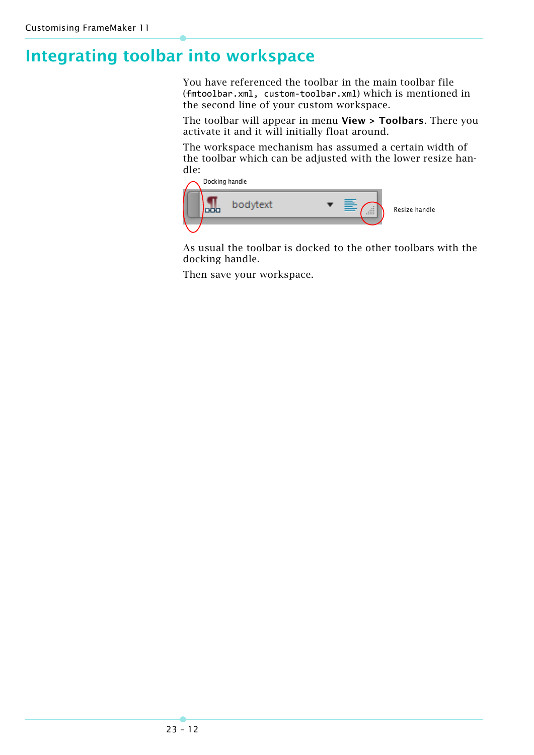# Integrating toolbar into workspace

You have referenced the toolbar in the main toolbar file (`fmtoolbar.xml, custom-toolbar.xml`) which is mentioned in the second line of your custom workspace.

The toolbar will appear in menu **View > Toolbars**. There you activate it and it will initially float around.

The workspace mechanism has assumed a certain width of the toolbar which can be adjusted with the lower resize handle:

Docking handle

Resize handle

As usual the toolbar is docked to the other toolbars with the docking handle.

Then save your workspace.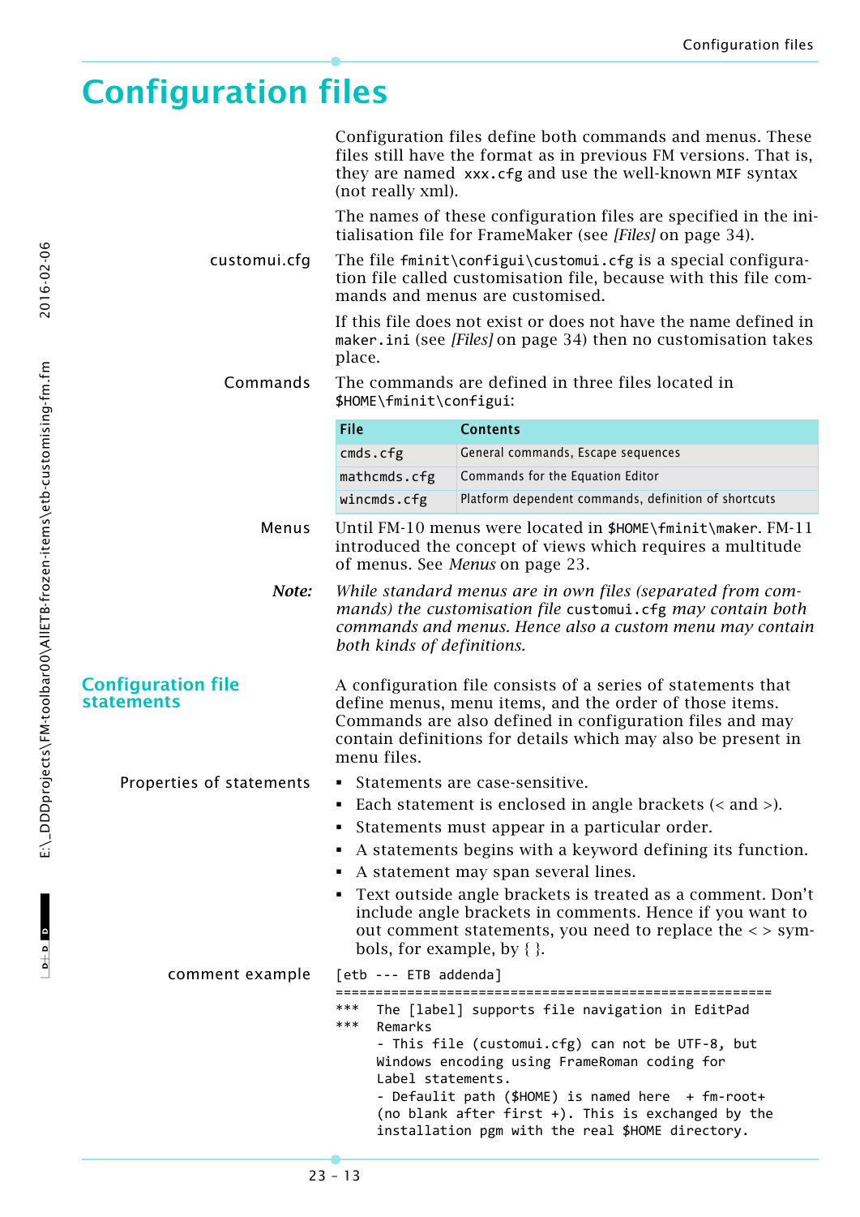# Configuration files

Configuration files define both commands and menus. These files still have the format as in previous FM versions. That is, they are named `xxx.cfg` and use the well-known `MIF` syntax (not really xml).

The names of these configuration files are specified in the initialisation file for FrameMaker (see *[Files]* on page 34).

**customui.cfg** The file `fminit\configui\customui.cfg` is a special configuration file called customisation file, because with this file commands and menus are customised.

If this file does not exist or does not have the name defined in `maker.ini` (see *[Files]* on page 34) then no customisation takes place.

**Commands** The commands are defined in three files located in `$HOME\fminit\configui`:

| File | Contents |
|---|---|
| `cmds.cfg` | General commands, Escape sequences |
| `mathcmds.cfg` | Commands for the Equation Editor |
| `wincmds.cfg` | Platform dependent commands, definition of shortcuts |

**Menus** Until FM-10 menus were located in `$HOME\fminit\maker`. FM-11 introduced the concept of views which requires a multitude of menus. See *Menus* on page 23.

***Note:*** *While standard menus are in own files (separated from commands) the customisation file* `customui.cfg` *may contain both commands and menus. Hence also a custom menu may contain both kinds of definitions.*

## Configuration file statements

A configuration file consists of a series of statements that define menus, menu items, and the order of those items. Commands are also defined in configuration files and may contain definitions for details which may also be present in menu files.

**Properties of statements**

- Statements are case-sensitive.
- Each statement is enclosed in angle brackets (< and >).
- Statements must appear in a particular order.
- A statements begins with a keyword defining its function.
- A statement may span several lines.
- Text outside angle brackets is treated as a comment. Don't include angle brackets in comments. Hence if you want to out comment statements, you need to replace the < > symbols, for example, by { }.

**comment example**

```
[etb --- ETB addenda]
=======================================================
***  The [label] supports file navigation in EditPad
***  Remarks
     - This file (customui.cfg) can not be UTF-8, but
     Windows encoding using FrameRoman coding for
     Label statements.
     - Defaulit path ($HOME) is named here  + fm-root+
     (no blank after first +). This is exchanged by the
     installation pgm with the real $HOME directory.
```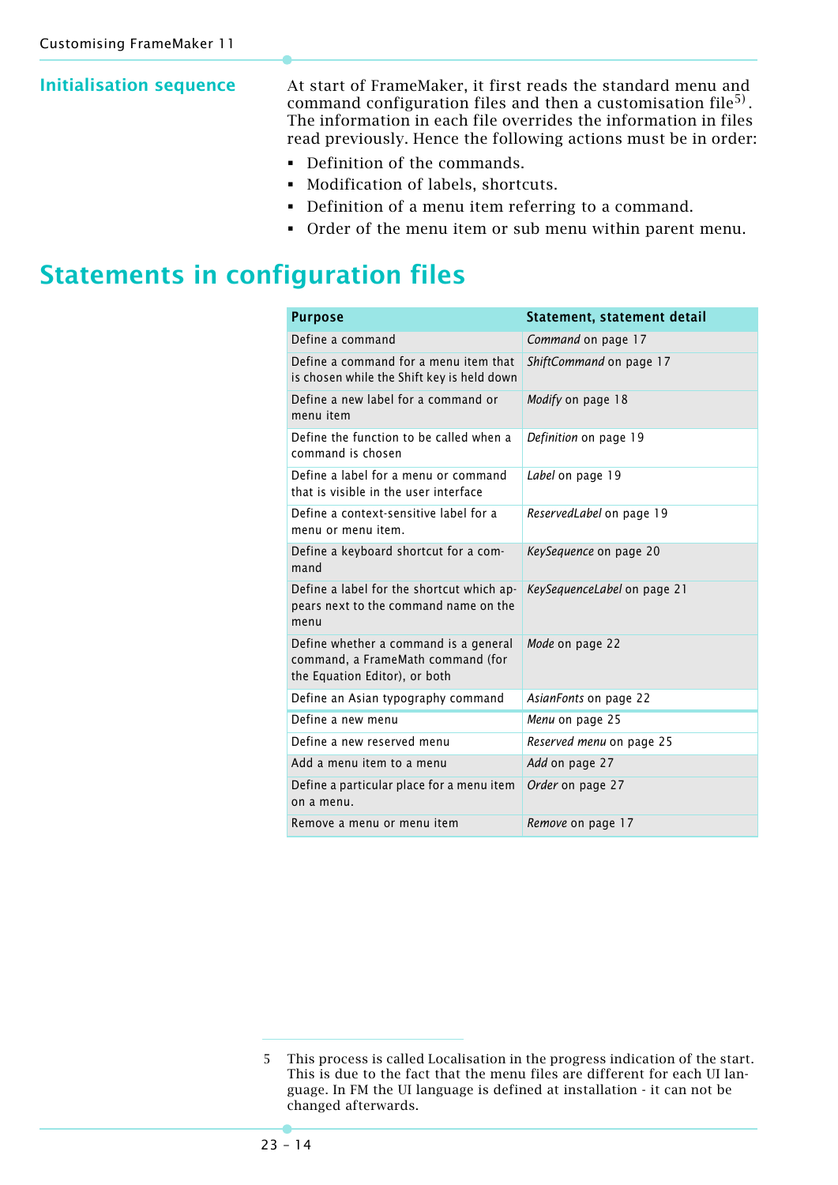## Initialisation sequence

At start of FrameMaker, it first reads the standard menu and command configuration files and then a customisation file[5]. The information in each file overrides the information in files read previously. Hence the following actions must be in order:

- Definition of the commands.
- Modification of labels, shortcuts.
- Definition of a menu item referring to a command.
- Order of the menu item or sub menu within parent menu.

# Statements in configuration files

| Purpose | Statement, statement detail |
|---|---|
| Define a command | *Command* on page 17 |
| Define a command for a menu item that is chosen while the Shift key is held down | *ShiftCommand* on page 17 |
| Define a new label for a command or menu item | *Modify* on page 18 |
| Define the function to be called when a command is chosen | *Definition* on page 19 |
| Define a label for a menu or command that is visible in the user interface | *Label* on page 19 |
| Define a context-sensitive label for a menu or menu item. | *ReservedLabel* on page 19 |
| Define a keyboard shortcut for a command | *KeySequence* on page 20 |
| Define a label for the shortcut which appears next to the command name on the menu | *KeySequenceLabel* on page 21 |
| Define whether a command is a general command, a FrameMath command (for the Equation Editor), or both | *Mode* on page 22 |
| Define an Asian typography command | *AsianFonts* on page 22 |
| Define a new menu | *Menu* on page 25 |
| Define a new reserved menu | *Reserved menu* on page 25 |
| Add a menu item to a menu | *Add* on page 27 |
| Define a particular place for a menu item on a menu. | *Order* on page 27 |
| Remove a menu or menu item | *Remove* on page 17 |

5 This process is called Localisation in the progress indication of the start. This is due to the fact that the menu files are different for each UI language. In FM the UI language is defined at installation - it can not be changed afterwards.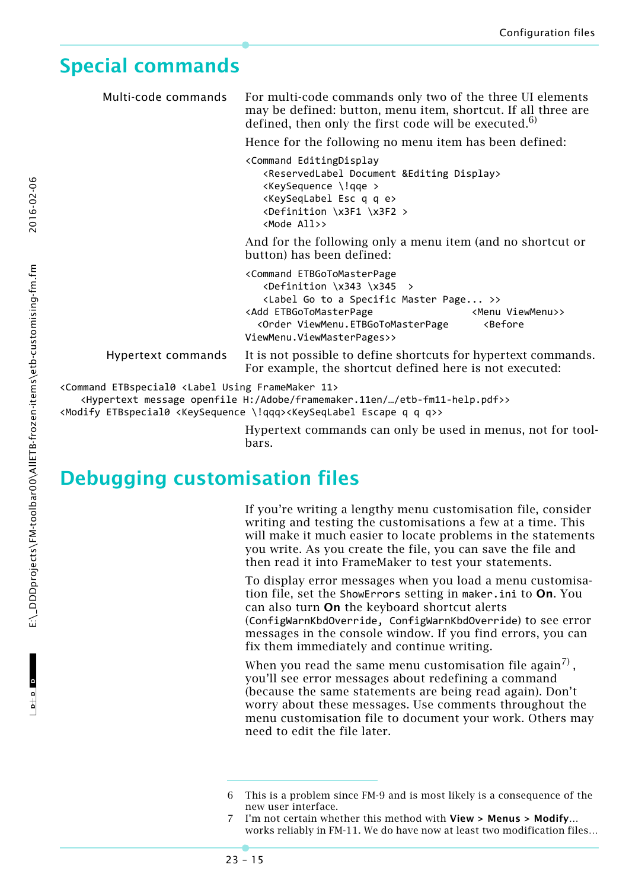# Special commands

**Multi-code commands**

For multi-code commands only two of the three UI elements may be defined: button, menu item, shortcut. If all three are defined, then only the first code will be executed.[6]

Hence for the following no menu item has been defined:

```
<Command EditingDisplay
   <ReservedLabel Document &Editing Display>
   <KeySequence \!qqe >
   <KeySeqLabel Esc q q e>
   <Definition \x3F1 \x3F2 >
   <Mode All>>
```

And for the following only a menu item (and no shortcut or button) has been defined:

```
<Command ETBGoToMasterPage
   <Definition \x343 \x345  >
   <Label Go to a Specific Master Page... >>
<Add ETBGoToMasterPage               <Menu ViewMenu>>
  <Order ViewMenu.ETBGoToMasterPage      <Before
ViewMenu.ViewMasterPages>>
```

**Hypertext commands**

It is not possible to define shortcuts for hypertext commands. For example, the shortcut defined here is not executed:

```
<Command ETBspecial0 <Label Using FrameMaker 11>
    <Hypertext message openfile H:/Adobe/framemaker.11en/…/etb-fm11-help.pdf>>
<Modify ETBspecial0 <KeySequence \!qqq><KeySeqLabel Escape q q q>>
```

Hypertext commands can only be used in menus, not for toolbars.

# Debugging customisation files

If you're writing a lengthy menu customisation file, consider writing and testing the customisations a few at a time. This will make it much easier to locate problems in the statements you write. As you create the file, you can save the file and then read it into FrameMaker to test your statements.

To display error messages when you load a menu customisation file, set the `ShowErrors` setting in `maker.ini` to **On**. You can also turn **On** the keyboard shortcut alerts (`ConfigWarnKbdOverride, ConfigWarnKbdOverride`) to see error messages in the console window. If you find errors, you can fix them immediately and continue writing.

When you read the same menu customisation file again[7], you'll see error messages about redefining a command (because the same statements are being read again). Don't worry about these messages. Use comments throughout the menu customisation file to document your work. Others may need to edit the file later.

---

6 This is a problem since FM-9 and is most likely is a consequence of the new user interface.

7 I'm not certain whether this method with **View > Menus > Modify**... works reliably in FM-11. We do have now at least two modification files...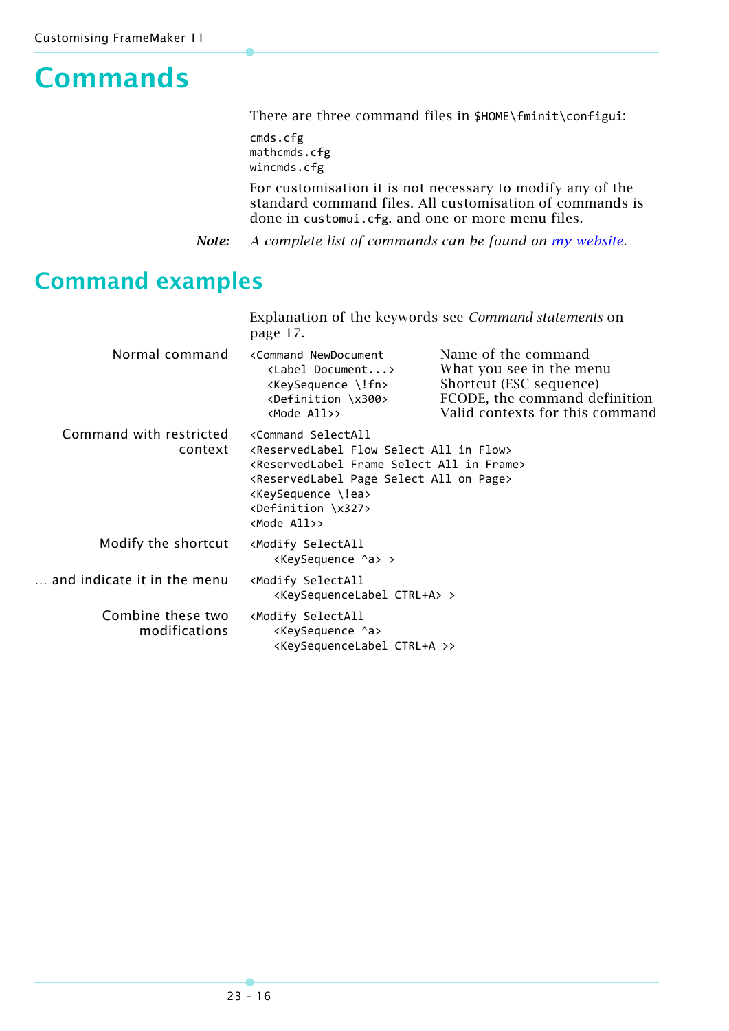# Commands

There are three command files in `$HOME\fminit\configui`:

```
cmds.cfg
mathcmds.cfg
wincmds.cfg
```

For customisation it is not necessary to modify any of the standard command files. All customisation of commands is done in `customui.cfg`. and one or more menu files.

***Note:*** *A complete list of commands can be found on my website.*

# Command examples

Explanation of the keywords see *Command statements* on page 17.

Normal command

| Code | Explanation |
| --- | --- |
| `<Command NewDocument` | Name of the command |
| `<Label Document...>` | What you see in the menu |
| `<KeySequence \!fn>` | Shortcut (ESC sequence) |
| `<Definition \x300>` | FCODE, the command definition |
| `<Mode All>>` | Valid contexts for this command |

Command with restricted context

```
<Command SelectAll
<ReservedLabel Flow Select All in Flow>
<ReservedLabel Frame Select All in Frame>
<ReservedLabel Page Select All on Page>
<KeySequence \!ea>
<Definition \x327>
<Mode All>>
```

Modify the shortcut

```
<Modify SelectAll
   <KeySequence ^a> >
```

… and indicate it in the menu

```
<Modify SelectAll
   <KeySequenceLabel CTRL+A> >
```

Combine these two modifications

```
<Modify SelectAll
   <KeySequence ^a>
   <KeySequenceLabel CTRL+A >>
```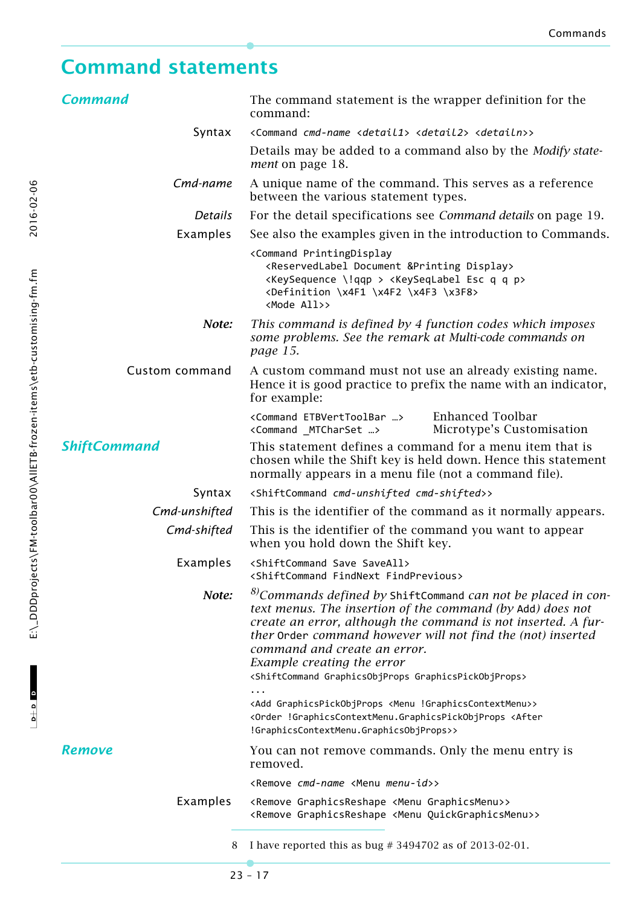# Command statements

## *Command*

The command statement is the wrapper definition for the command:

**Syntax**

`<Command cmd-name <detail1> <detail2> <detailn>>`

Details may be added to a command also by the *Modify statement* on page 18.

***Cmd-name*** A unique name of the command. This serves as a reference between the various statement types.

***Details*** For the detail specifications see *Command details* on page 19.

**Examples** See also the examples given in the introduction to Commands.

```
<Command PrintingDisplay
   <ReservedLabel Document &Printing Display>
   <KeySequence \!qqp > <KeySeqLabel Esc q q p>
   <Definition \x4F1 \x4F2 \x4F3 \x3F8>
   <Mode All>>
```

***Note:*** *This command is defined by 4 function codes which imposes some problems. See the remark at Multi-code commands on page 15.*

**Custom command** A custom command must not use an already existing name. Hence it is good practice to prefix the name with an indicator, for example:

| | |
|---|---|
| `<Command ETBVertToolBar …>` | Enhanced Toolbar |
| `<Command _MTCharSet …>` | Microtype's Customisation |

## *ShiftCommand*

This statement defines a command for a menu item that is chosen while the Shift key is held down. Hence this statement normally appears in a menu file (not a command file).

**Syntax**

`<ShiftCommand cmd-unshifted cmd-shifted>>`

***Cmd-unshifted*** This is the identifier of the command as it normally appears.

***Cmd-shifted*** This is the identifier of the command you want to appear when you hold down the Shift key.

**Examples**

```
<ShiftCommand Save SaveAll>
<ShiftCommand FindNext FindPrevious>
```

***Note:*** [8]*Commands defined by* `ShiftCommand` *can not be placed in context menus. The insertion of the command (by* `Add`*) does not create an error, although the command is not inserted. A further* `Order` *command however will not find the (not) inserted command and create an error.*
*Example creating the error*

```
<ShiftCommand GraphicsObjProps GraphicsPickObjProps>
...
<Add GraphicsPickObjProps <Menu !GraphicsContextMenu>>
<Order !GraphicsContextMenu.GraphicsPickObjProps <After
!GraphicsContextMenu.GraphicsObjProps>>
```

## *Remove*

You can not remove commands. Only the menu entry is removed.

`<Remove cmd-name <Menu menu-id>>`

**Examples**

```
<Remove GraphicsReshape <Menu GraphicsMenu>>
<Remove GraphicsReshape <Menu QuickGraphicsMenu>>
```

8 I have reported this as bug # 3494702 as of 2013-02-01.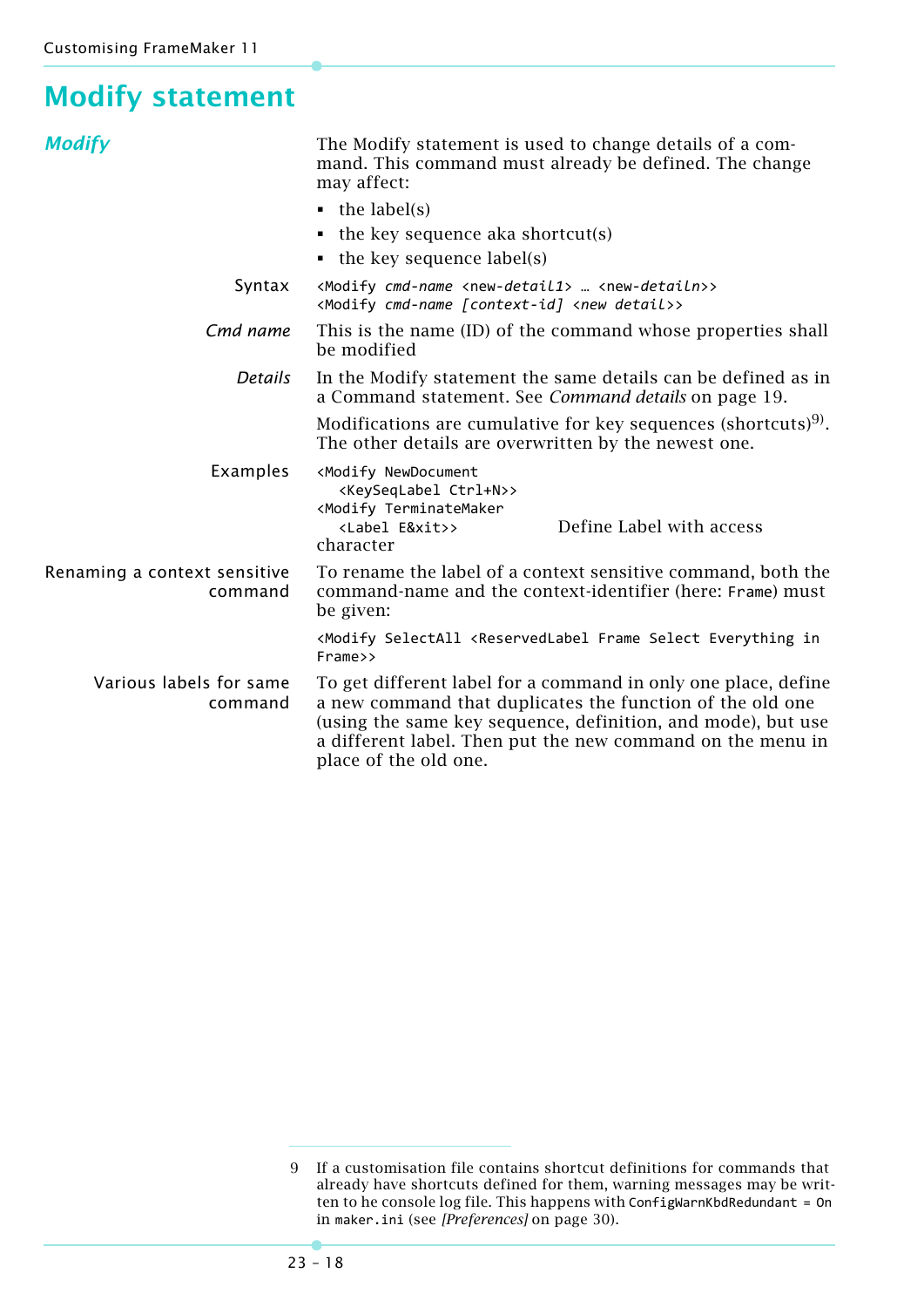# Modify statement

## *Modify*

The Modify statement is used to change details of a command. This command must already be defined. The change may affect:

- the label(s)
- the key sequence aka shortcut(s)
- the key sequence label(s)

**Syntax**

```
<Modify cmd-name <new-detail1> … <new-detailn>>
<Modify cmd-name [context-id] <new detail>>
```

***Cmd name***

This is the name (ID) of the command whose properties shall be modified

***Details***

In the Modify statement the same details can be defined as in a Command statement. See *Command details* on page 19.

Modifications are cumulative for key sequences (shortcuts)[9]. The other details are overwritten by the newest one.

**Examples**

```
<Modify NewDocument
  <KeySeqLabel Ctrl+N>>
<Modify TerminateMaker
  <Label E&xit>>
```

Define Label with access character

**Renaming a context sensitive command**

To rename the label of a context sensitive command, both the command-name and the context-identifier (here: `Frame`) must be given:

```
<Modify SelectAll <ReservedLabel Frame Select Everything in Frame>>
```

**Various labels for same command**

To get different label for a command in only one place, define a new command that duplicates the function of the old one (using the same key sequence, definition, and mode), but use a different label. Then put the new command on the menu in place of the old one.

---

9 If a customisation file contains shortcut definitions for commands that already have shortcuts defined for them, warning messages may be written to he console log file. This happens with `ConfigWarnKbdRedundant = On` in `maker.ini` (see *[Preferences]* on page 30).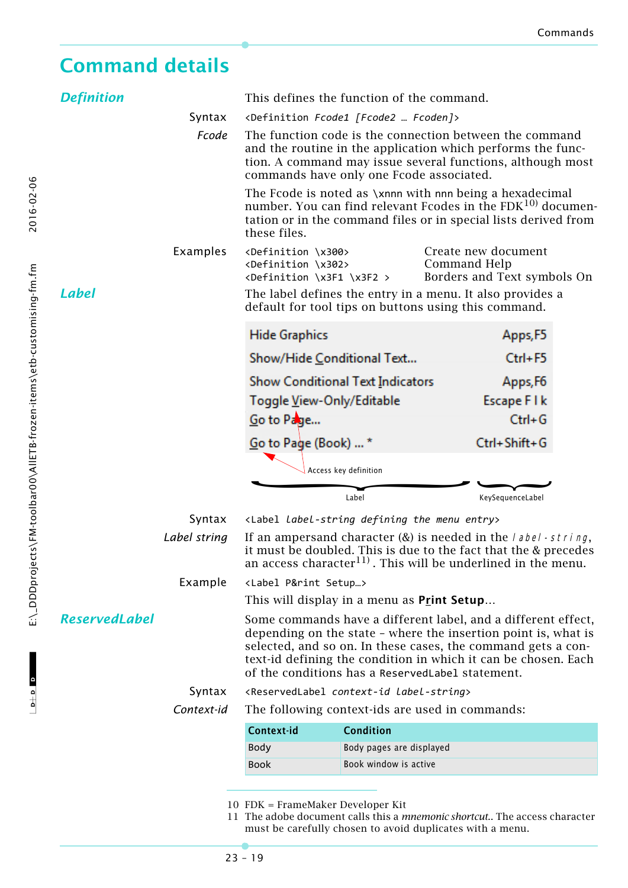# Command details

## *Definition*

This defines the function of the command.

**Syntax** `<Definition Fcode1 [Fcode2 … Fcoden]>`

***Fcode*** The function code is the connection between the command and the routine in the application which performs the function. A command may issue several functions, although most commands have only one Fcode associated.

The Fcode is noted as `\xnnn` with `nnn` being a hexadecimal number. You can find relevant Fcodes in the FDK[10] documentation or in the command files or in special lists derived from these files.

**Examples**

| | |
|---|---|
| `<Definition \x300>` | Create new document |
| `<Definition \x302>` | Command Help |
| `<Definition \x3F1 \x3F2 >` | Borders and Text symbols On |

## *Label*

The label defines the entry in a menu. It also provides a default for tool tips on buttons using this command.

| Label | KeySequenceLabel |
|---|---|
| Hide Graphics | Apps,F5 |
| Show/Hide Conditional Text... | Ctrl+F5 |
| Show Conditional Text Indicators | Apps,F6 |
| Toggle View-Only/Editable | Escape F l k |
| Go to Page... | Ctrl+G |
| Go to Page (Book) ... * | Ctrl+Shift+G |

Access key definition

**Syntax** `<Label label-string defining the menu entry>`

***Label string*** If an ampersand character (&) is needed in the `label-string`, it must be doubled. This is due to the fact that the & precedes an access character[11]. This will be underlined in the menu.

**Example** `<Label P&rint Setup…>`

This will display in a menu as **Print Setup**…

## *ReservedLabel*

Some commands have a different label, and a different effect, depending on the state – where the insertion point is, what is selected, and so on. In these cases, the command gets a context-id defining the condition in which it can be chosen. Each of the conditions has a `ReservedLabel` statement.

**Syntax** `<ReservedLabel context-id label-string>`

***Context-id*** The following context-ids are used in commands:

| Context-id | Condition |
|---|---|
| Body | Body pages are displayed |
| Book | Book window is active |

---

10 FDK = FrameMaker Developer Kit

11 The adobe document calls this a *mnemonic shortcut*.. The access character must be carefully chosen to avoid duplicates with a menu.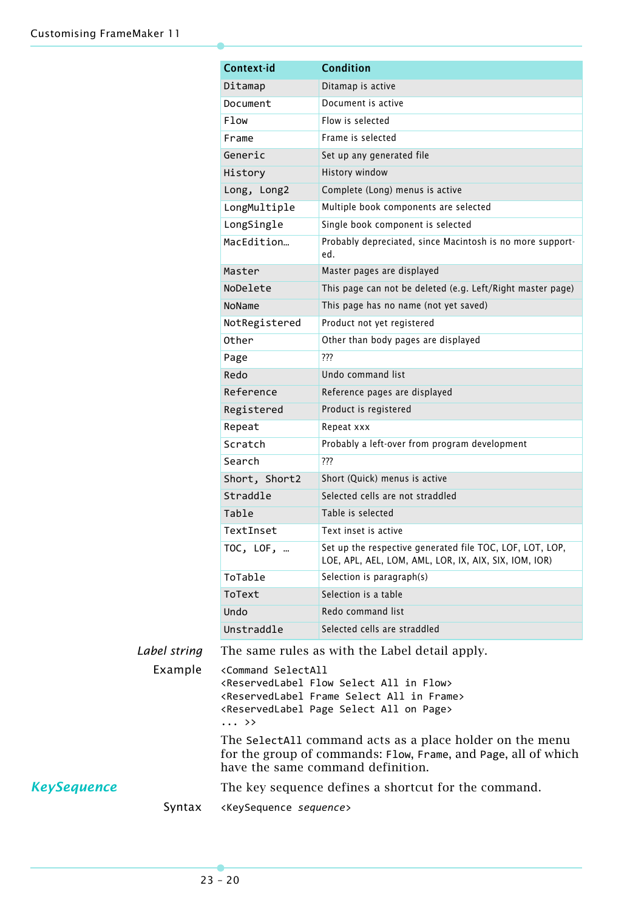| Context-id | Condition |
|---|---|
| `Ditamap` | Ditamap is active |
| `Document` | Document is active |
| `Flow` | Flow is selected |
| `Frame` | Frame is selected |
| `Generic` | Set up any generated file |
| `History` | History window |
| `Long, Long2` | Complete (Long) menus is active |
| `LongMultiple` | Multiple book components are selected |
| `LongSingle` | Single book component is selected |
| `MacEdition…` | Probably depreciated, since Macintosh is no more supported. |
| `Master` | Master pages are displayed |
| `NoDelete` | This page can not be deleted (e.g. Left/Right master page) |
| `NoName` | This page has no name (not yet saved) |
| `NotRegistered` | Product not yet registered |
| `Other` | Other than body pages are displayed |
| `Page` | ??? |
| `Redo` | Undo command list |
| `Reference` | Reference pages are displayed |
| `Registered` | Product is registered |
| `Repeat` | Repeat xxx |
| `Scratch` | Probably a left-over from program development |
| `Search` | ??? |
| `Short, Short2` | Short (Quick) menus is active |
| `Straddle` | Selected cells are not straddled |
| `Table` | Table is selected |
| `TextInset` | Text inset is active |
| `TOC, LOF, …` | Set up the respective generated file TOC, LOF, LOT, LOP, LOE, APL, AEL, LOM, AML, LOR, IX, AIX, SIX, IOM, IOR) |
| `ToTable` | Selection is paragraph(s) |
| `ToText` | Selection is a table |
| `Undo` | Redo command list |
| `Unstraddle` | Selected cells are straddled |

*Label string* The same rules as with the Label detail apply.

Example

```
<Command SelectAll
<ReservedLabel Flow Select All in Flow>
<ReservedLabel Frame Select All in Frame>
<ReservedLabel Page Select All on Page>
... >>
```

The `SelectAll` command acts as a place holder on the menu for the group of commands: `Flow`, `Frame`, and `Page`, all of which have the same command definition.

## *KeySequence*

The key sequence defines a shortcut for the command.

Syntax `<KeySequence` *`sequence`*`>`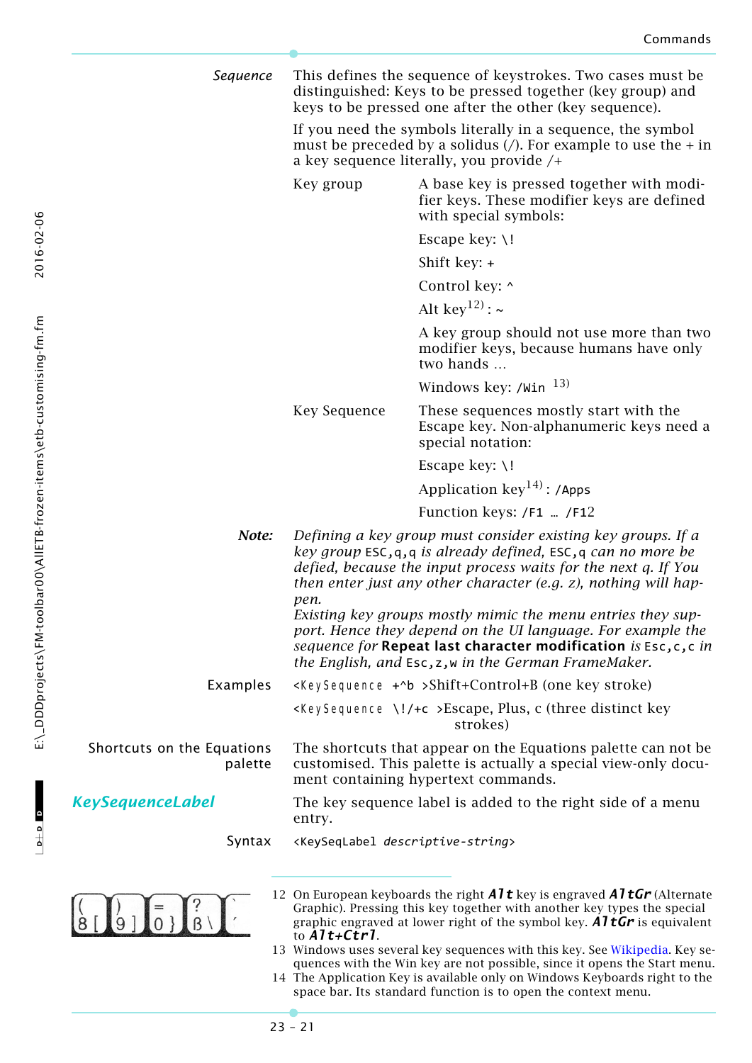*Sequence*

This defines the sequence of keystrokes. Two cases must be distinguished: Keys to be pressed together (key group) and keys to be pressed one after the other (key sequence).

If you need the symbols literally in a sequence, the symbol must be preceded by a solidus (/). For example to use the + in a key sequence literally, you provide /+

Key group

A base key is pressed together with modifier keys. These modifier keys are defined with special symbols:

Escape key: `\!`

Shift key: `+`

Control key: `^`

Alt key[12]: `~`

A key group should not use more than two modifier keys, because humans have only two hands …

Windows key: `/Win` [13]

Key Sequence

These sequences mostly start with the Escape key. Non-alphanumeric keys need a special notation:

Escape key: `\!`

Application key[14]: `/Apps`

Function keys: `/F1` … `/F12`

***Note:*** *Defining a key group must consider existing key groups. If a key group* `ESC,q,q` *is already defined,* `ESC,q` *can no more be defied, because the input process waits for the next q. If You then enter just any other character (e.g. z), nothing will happen.*
*Existing key groups mostly mimic the menu entries they support. Hence they depend on the UI language. For example the sequence for* **Repeat last character modification** *is* `Esc,c,c` *in the English, and* `Esc,z,w` *in the German FrameMaker.*

Examples

`<KeySequence +^b` >Shift+Control+B (one key stroke)

`<KeySequence \!/+c` >Escape, Plus, c (three distinct key strokes)

Shortcuts on the Equations palette

The shortcuts that appear on the Equations palette can not be customised. This palette is actually a special view-only document containing hypertext commands.

## *KeySequenceLabel*

The key sequence label is added to the right side of a menu entry.

Syntax

`<KeySeqLabel` *`descriptive-string`*`>`

---

12 On European keyboards the right ***Alt*** key is engraved ***AltGr*** (Alternate Graphic). Pressing this key together with another key types the special graphic engraved at lower right of the symbol key. ***AltGr*** is equivalent to ***Alt+Ctrl***.

13 Windows uses several key sequences with this key. See Wikipedia. Key sequences with the Win key are not possible, since it opens the Start menu.

14 The Application Key is available only on Windows Keyboards right to the space bar. Its standard function is to open the context menu.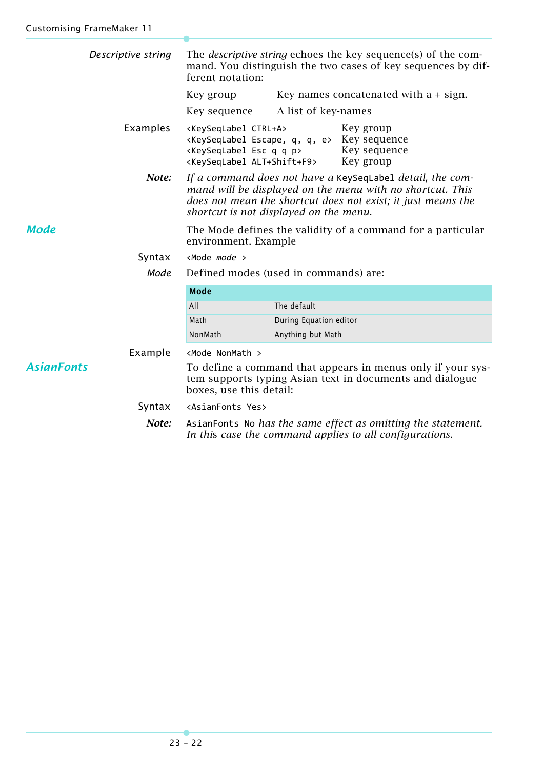*Descriptive string* — The *descriptive string* echoes the key sequence(s) of the command. You distinguish the two cases of key sequences by different notation:

| | |
|---|---|
| Key group | Key names concatenated with a + sign. |
| Key sequence | A list of key-names |

Examples

| | |
|---|---|
| `<KeySeqLabel CTRL+A>` | Key group |
| `<KeySeqLabel Escape, q, q, e>` | Key sequence |
| `<KeySeqLabel Esc q q p>` | Key sequence |
| `<KeySeqLabel ALT+Shift+F9>` | Key group |

***Note:*** *If a command does not have a* `KeySeqLabel` *detail, the command will be displayed on the menu with no shortcut. This does not mean the shortcut does not exist; it just means the shortcut is not displayed on the menu.*

## Mode

The Mode defines the validity of a command for a particular environment. Example

Syntax `<Mode mode >`

*Mode* — Defined modes (used in commands) are:

| Mode | |
|---|---|
| All | The default |
| Math | During Equation editor |
| NonMath | Anything but Math |

Example `<Mode NonMath >`

## AsianFonts

To define a command that appears in menus only if your system supports typing Asian text in documents and dialogue boxes, use this detail:

Syntax `<AsianFonts Yes>`

***Note:*** `AsianFonts No` *has the same effect as omitting the statement. In this case the command applies to all configurations.*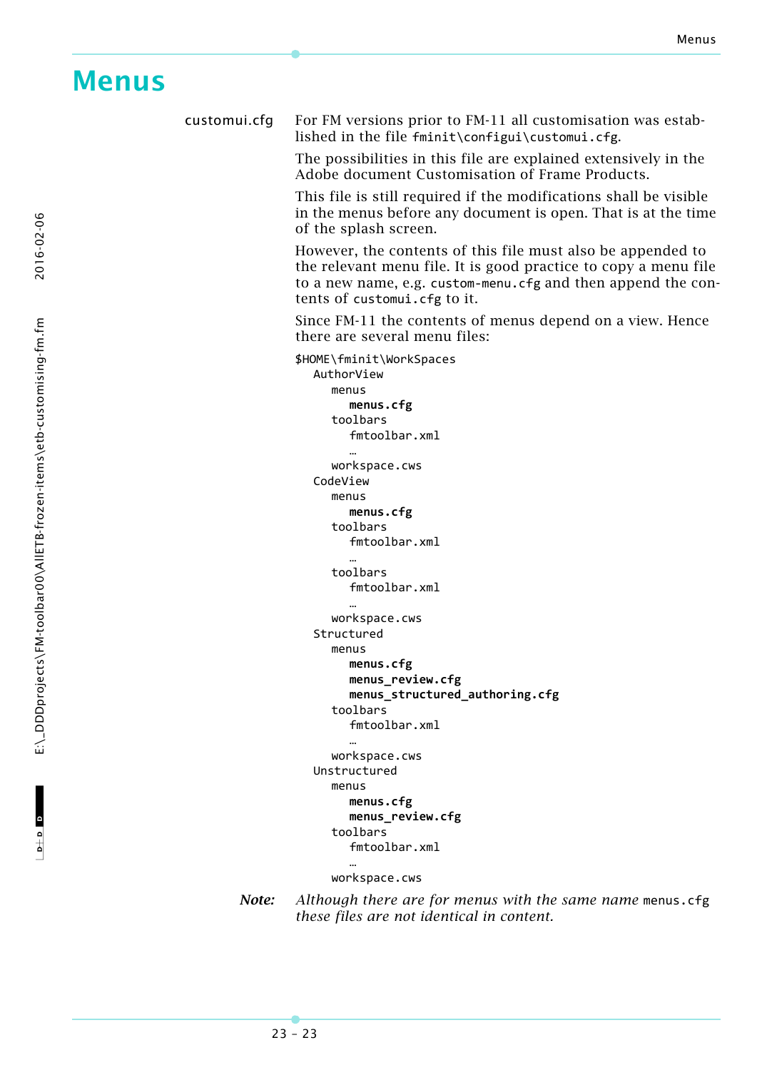# Menus

**customui.cfg**

For FM versions prior to FM-11 all customisation was established in the file `fminit\configui\customui.cfg`.

The possibilities in this file are explained extensively in the Adobe document Customisation of Frame Products.

This file is still required if the modifications shall be visible in the menus before any document is open. That is at the time of the splash screen.

However, the contents of this file must also be appended to the relevant menu file. It is good practice to copy a menu file to a new name, e.g. `custom-menu.cfg` and then append the contents of `customui.cfg` to it.

Since FM-11 the contents of menus depend on a view. Hence there are several menu files:

```
$HOME\fminit\WorkSpaces
   AuthorView
      menus
         menus.cfg
      toolbars
         fmtoolbar.xml
         …
      workspace.cws
   CodeView
      menus
         menus.cfg
      toolbars
         fmtoolbar.xml
         …
      toolbars
         fmtoolbar.xml
         …
      workspace.cws
   Structured
      menus
         menus.cfg
         menus_review.cfg
         menus_structured_authoring.cfg
      toolbars
         fmtoolbar.xml
         …
      workspace.cws
   Unstructured
      menus
         menus.cfg
         menus_review.cfg
      toolbars
         fmtoolbar.xml
         …
      workspace.cws
```

***Note:*** *Although there are for menus with the same name* `menus.cfg` *these files are not identical in content.*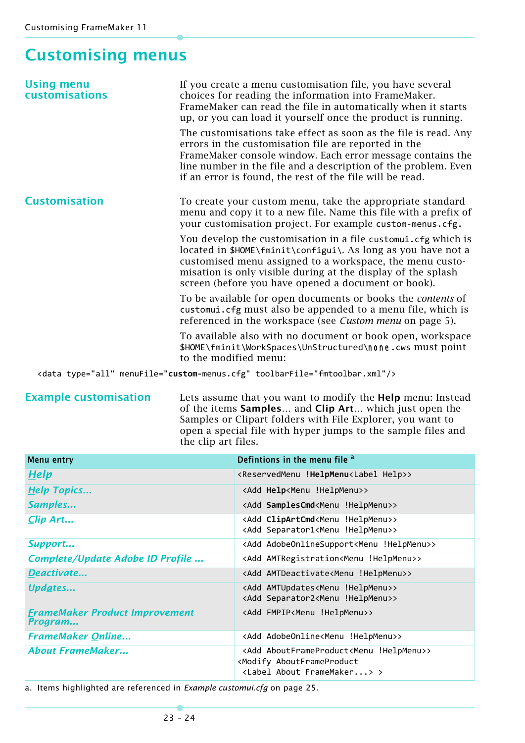# Customising menus

## Using menu customisations

If you create a menu customisation file, you have several choices for reading the information into FrameMaker. FrameMaker can read the file in automatically when it starts up, or you can load it yourself once the product is running.

The customisations take effect as soon as the file is read. Any errors in the customisation file are reported in the FrameMaker console window. Each error message contains the line number in the file and a description of the problem. Even if an error is found, the rest of the file will be read.

## Customisation

To create your custom menu, take the appropriate standard menu and copy it to a new file. Name this file with a prefix of your customisation project. For example `custom-menus.cfg`.

You develop the customisation in a file `customui.cfg` which is located in `$HOME\fminit\configui\`. As long as you have not a customised menu assigned to a workspace, the menu customisation is only visible during at the display of the splash screen (before you have opened a document or book).

To be available for open documents or books the *contents* of `customui.cfg` must also be appended to a menu file, which is referenced in the workspace (see *Custom menu* on page 5).

To available also with no document or book open, workspace `$HOME\fminit\WorkSpaces\UnStructured\none.cws` must point to the modified menu:

```
<data type="all" menuFile="custom-menus.cfg" toolbarFile="fmtoolbar.xml"/>
```

## Example customisation

Lets assume that you want to modify the **Help** menu: Instead of the items **Samples**... and **Clip Art**... which just open the Samples or Clipart folders with File Explorer, you want to open a special file with hyper jumps to the sample files and the clip art files.

| Menu entry | Defintions in the menu file [a] |
|---|---|
| *Help* | `<ReservedMenu` **`!HelpMenu`**`<Label Help>>` |
| *Help Topics...* | `<Add` **`Help`**`<Menu !HelpMenu>>` |
| *Samples...* | `<Add` **`SamplesCmd`**`<Menu !HelpMenu>>` |
| *Clip Art...* | `<Add` **`ClipArtCmd`**`<Menu !HelpMenu>>` `<Add Separator1<Menu !HelpMenu>>` |
| *Support...* | `<Add AdobeOnlineSupport<Menu !HelpMenu>>` |
| *Complete/Update Adobe ID Profile ...* | `<Add AMTRegistration<Menu !HelpMenu>>` |
| *Deactivate...* | `<Add AMTDeactivate<Menu !HelpMenu>>` |
| *Updates...* | `<Add AMTUpdates<Menu !HelpMenu>>` `<Add Separator2<Menu !HelpMenu>>` |
| *FrameMaker Product Improvement Program...* | `<Add FMPIP<Menu !HelpMenu>>` |
| *FrameMaker Online...* | `<Add AdobeOnline<Menu !HelpMenu>>` |
| *About FrameMaker...* | `<Add AboutFrameProduct<Menu !HelpMenu>>` `<Modify AboutFrameProduct <Label About FrameMaker...> >` |

a. Items highlighted are referenced in *Example customui.cfg* on page 25.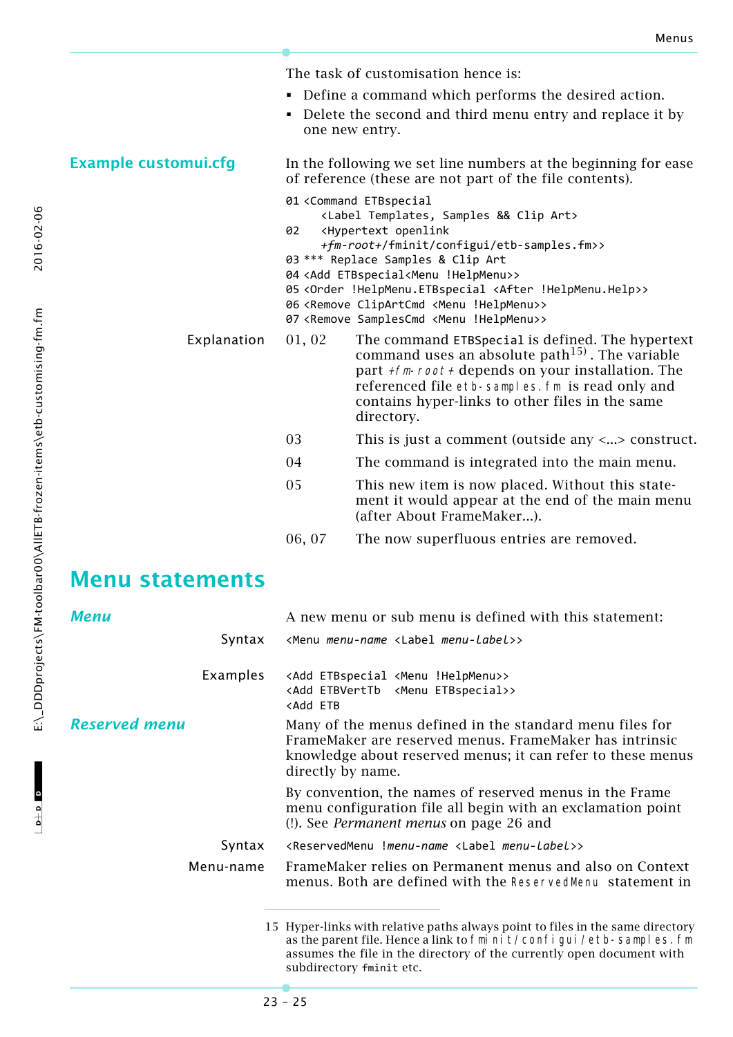The task of customisation hence is:

- Define a command which performs the desired action.
- Delete the second and third menu entry and replace it by one new entry.

### Example customui.cfg

In the following we set line numbers at the beginning for ease of reference (these are not part of the file contents).

```
01 <Command ETBspecial
      <Label Templates, Samples && Clip Art>
02    <Hypertext openlink
      +fm-root+/fminit/configui/etb-samples.fm>>
03 *** Replace Samples & Clip Art
04 <Add ETBspecial<Menu !HelpMenu>>
05 <Order !HelpMenu.ETBspecial <After !HelpMenu.Help>>
06 <Remove ClipArtCmd <Menu !HelpMenu>>
07 <Remove SamplesCmd <Menu !HelpMenu>>
```

**Explanation**

01, 02 The command `ETBSpecial` is defined. The hypertext command uses an absolute path[15]. The variable part `+fm-root+` depends on your installation. The referenced file `etb-samples.fm` is read only and contains hyper-links to other files in the same directory.

03 This is just a comment (outside any <...> construct.

04 The command is integrated into the main menu.

05 This new item is now placed. Without this statement it would appear at the end of the main menu (after About FrameMaker...).

06, 07 The now superfluous entries are removed.

# Menu statements

### *Menu*

A new menu or sub menu is defined with this statement:

Syntax `<Menu menu-name <Label menu-label>>`

Examples

```
<Add ETBspecial <Menu !HelpMenu>>
<Add ETBVertTb  <Menu ETBspecial>>
<Add ETB
```

### *Reserved menu*

Many of the menus defined in the standard menu files for FrameMaker are reserved menus. FrameMaker has intrinsic knowledge about reserved menus; it can refer to these menus directly by name.

By convention, the names of reserved menus in the Frame menu configuration file all begin with an exclamation point (!). See *Permanent menus* on page 26 and

Syntax `<ReservedMenu !menu-name <Label menu-label>>`

Menu-name FrameMaker relies on Permanent menus and also on Context menus. Both are defined with the `ReservedMenu` statement in

15 Hyper-links with relative paths always point to files in the same directory as the parent file. Hence a link to `fminit/configui/etb-samples.fm` assumes the file in the directory of the currently open document with subdirectory `fminit` etc.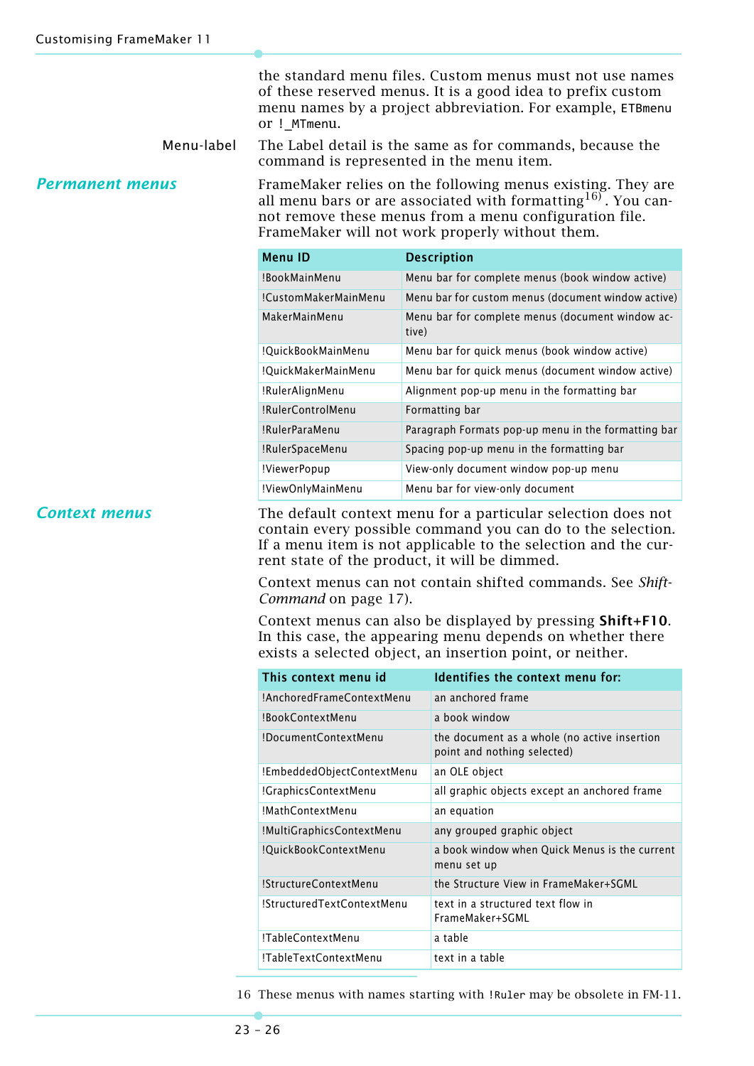the standard menu files. Custom menus must not use names of these reserved menus. It is a good idea to prefix custom menu names by a project abbreviation. For example, `ETBmenu` or `!_MTmenu`.

Menu-label
: The Label detail is the same as for commands, because the command is represented in the menu item.

## Permanent menus

FrameMaker relies on the following menus existing. They are all menu bars or are associated with formatting[16]. You cannot remove these menus from a menu configuration file. FrameMaker will not work properly without them.

| Menu ID | Description |
|---|---|
| !BookMainMenu | Menu bar for complete menus (book window active) |
| !CustomMakerMainMenu | Menu bar for custom menus (document window active) |
| MakerMainMenu | Menu bar for complete menus (document window active) |
| !QuickBookMainMenu | Menu bar for quick menus (book window active) |
| !QuickMakerMainMenu | Menu bar for quick menus (document window active) |
| !RulerAlignMenu | Alignment pop-up menu in the formatting bar |
| !RulerControlMenu | Formatting bar |
| !RulerParaMenu | Paragraph Formats pop-up menu in the formatting bar |
| !RulerSpaceMenu | Spacing pop-up menu in the formatting bar |
| !ViewerPopup | View-only document window pop-up menu |
| !ViewOnlyMainMenu | Menu bar for view-only document |

## Context menus

The default context menu for a particular selection does not contain every possible command you can do to the selection. If a menu item is not applicable to the selection and the current state of the product, it will be dimmed.

Context menus can not contain shifted commands. See *Shift-Command* on page 17).

Context menus can also be displayed by pressing **Shift+F10**. In this case, the appearing menu depends on whether there exists a selected object, an insertion point, or neither.

| This context menu id | Identifies the context menu for: |
|---|---|
| !AnchoredFrameContextMenu | an anchored frame |
| !BookContextMenu | a book window |
| !DocumentContextMenu | the document as a whole (no active insertion point and nothing selected) |
| !EmbeddedObjectContextMenu | an OLE object |
| !GraphicsContextMenu | all graphic objects except an anchored frame |
| !MathContextMenu | an equation |
| !MultiGraphicsContextMenu | any grouped graphic object |
| !QuickBookContextMenu | a book window when Quick Menus is the current menu set up |
| !StructureContextMenu | the Structure View in FrameMaker+SGML |
| !StructuredTextContextMenu | text in a structured text flow in FrameMaker+SGML |
| !TableContextMenu | a table |
| !TableTextContextMenu | text in a table |

16 These menus with names starting with `!Ruler` may be obsolete in FM-11.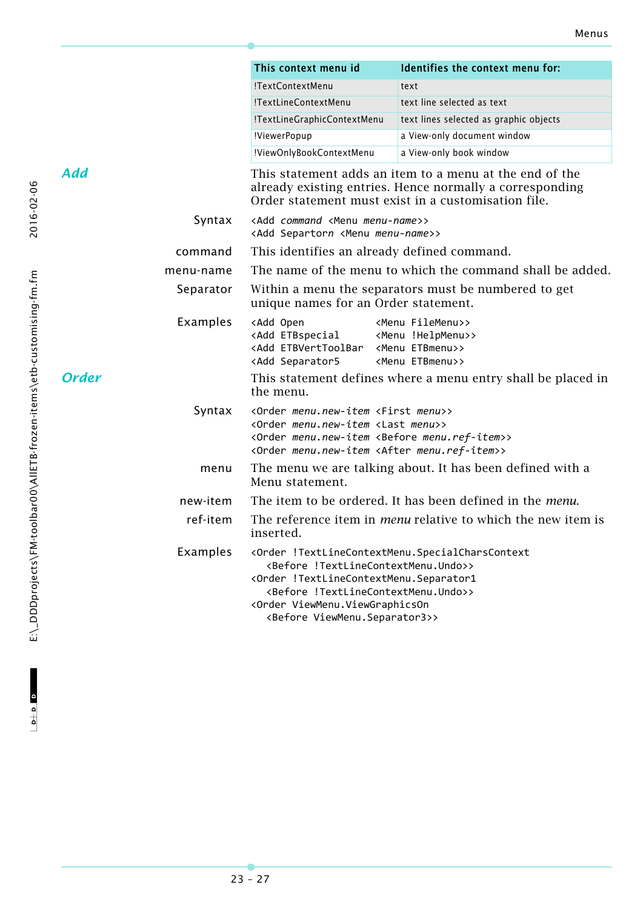| This context menu id | Identifies the context menu for: |
|---|---|
| !TextContextMenu | text |
| !TextLineContextMenu | text line selected as text |
| !TextLineGraphicContextMenu | text lines selected as graphic objects |
| !ViewerPopup | a View-only document window |
| !ViewOnlyBookContextMenu | a View-only book window |

## Add

This statement adds an item to a menu at the end of the already existing entries. Hence normally a corresponding Order statement must exist in a customisation file.

**Syntax**

```
<Add command <Menu menu-name>>
<Add Separtorn <Menu menu-name>>
```

**command** This identifies an already defined command.

**menu-name** The name of the menu to which the command shall be added.

**Separator** Within a menu the separators must be numbered to get unique names for an Order statement.

**Examples**

```
<Add Open           <Menu FileMenu>>
<Add ETBspecial     <Menu !HelpMenu>>
<Add ETBVertToolBar <Menu ETBmenu>>
<Add Separator5     <Menu ETBmenu>>
```

## Order

This statement defines where a menu entry shall be placed in the menu.

**Syntax**

```
<Order menu.new-item <First menu>>
<Order menu.new-item <Last menu>>
<Order menu.new-item <Before menu.ref-item>>
<Order menu.new-item <After menu.ref-item>>
```

**menu** The menu we are talking about. It has been defined with a Menu statement.

**new-item** The item to be ordered. It has been defined in the *menu*.

**ref-item** The reference item in *menu* relative to which the new item is inserted.

**Examples**

```
<Order !TextLineContextMenu.SpecialCharsContext
   <Before !TextLineContextMenu.Undo>>
<Order !TextLineContextMenu.Separator1
   <Before !TextLineContextMenu.Undo>>
<Order ViewMenu.ViewGraphicsOn
   <Before ViewMenu.Separator3>>
```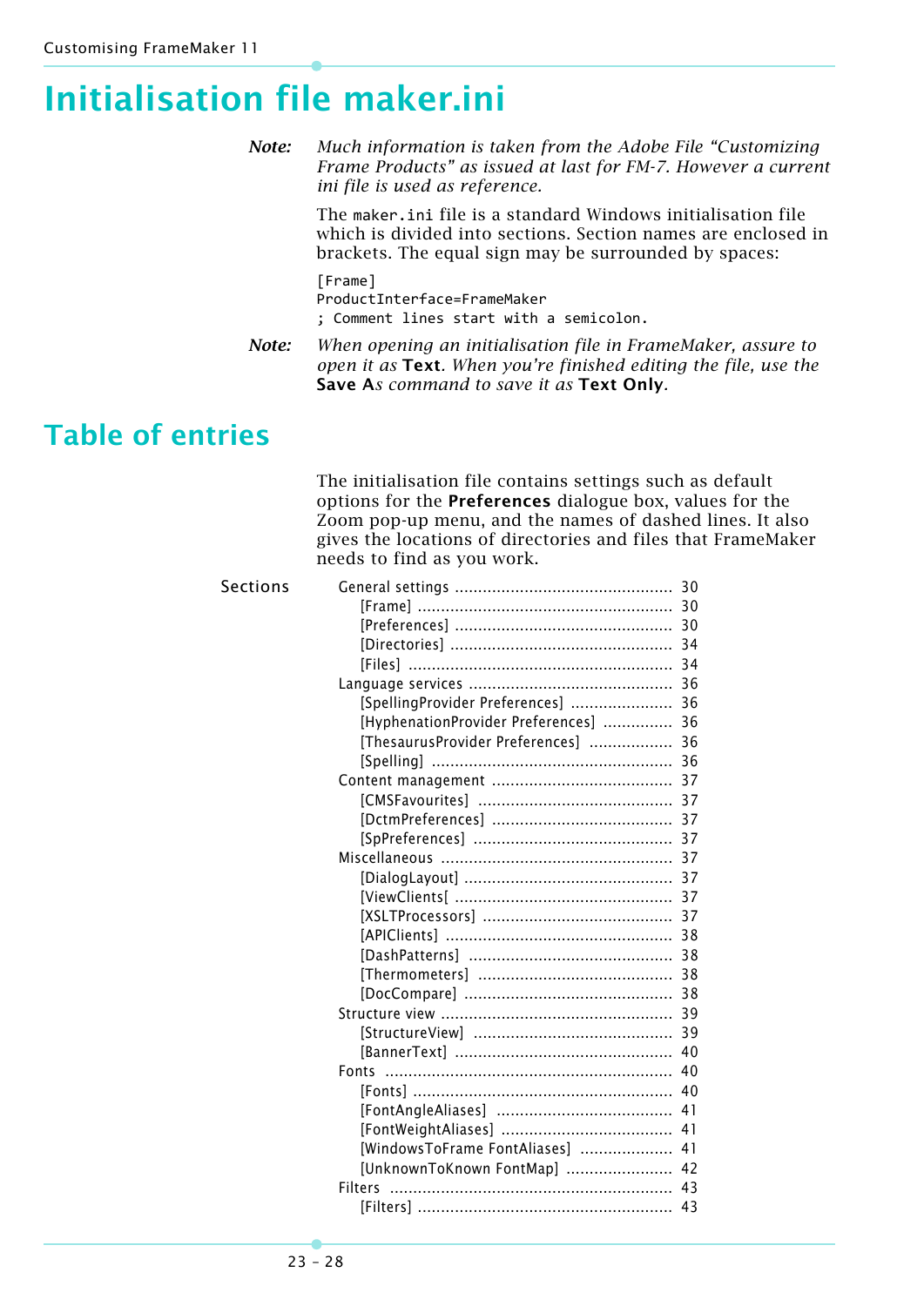# Initialisation file maker.ini

*Note:* *Much information is taken from the Adobe File “Customizing Frame Products” as issued at last for FM-7. However a current ini file is used as reference.*

The `maker.ini` file is a standard Windows initialisation file which is divided into sections. Section names are enclosed in brackets. The equal sign may be surrounded by spaces:

```
[Frame]
ProductInterface=FrameMaker
; Comment lines start with a semicolon.
```

*Note:* *When opening an initialisation file in FrameMaker, assure to open it as* **Text**. *When you’re finished editing the file, use the* **Save A***s command to save it as* **Text Only**.

## Table of entries

The initialisation file contains settings such as default options for the **Preferences** dialogue box, values for the Zoom pop-up menu, and the names of dashed lines. It also gives the locations of directories and files that FrameMaker needs to find as you work.

Sections

- General settings ........ 30
  - [Frame] ........ 30
  - [Preferences] ........ 30
  - [Directories] ........ 34
  - [Files] ........ 34
- Language services ........ 36
  - [SpellingProvider Preferences] ........ 36
  - [HyphenationProvider Preferences] ........ 36
  - [ThesaurusProvider Preferences] ........ 36
  - [Spelling] ........ 36
- Content management ........ 37
  - [CMSFavourites] ........ 37
  - [DctmPreferences] ........ 37
  - [SpPreferences] ........ 37
- Miscellaneous ........ 37
  - [DialogLayout] ........ 37
  - [ViewClients[ ........ 37
  - [XSLTProcessors] ........ 37
  - [APIClients] ........ 38
  - [DashPatterns] ........ 38
  - [Thermometers] ........ 38
  - [DocCompare] ........ 38
- Structure view ........ 39
  - [StructureView] ........ 39
  - [BannerText] ........ 40
- Fonts ........ 40
  - [Fonts] ........ 40
  - [FontAngleAliases] ........ 41
  - [FontWeightAliases] ........ 41
  - [WindowsToFrame FontAliases] ........ 41
  - [UnknownToKnown FontMap] ........ 42
- Filters ........ 43
  - [Filters] ........ 43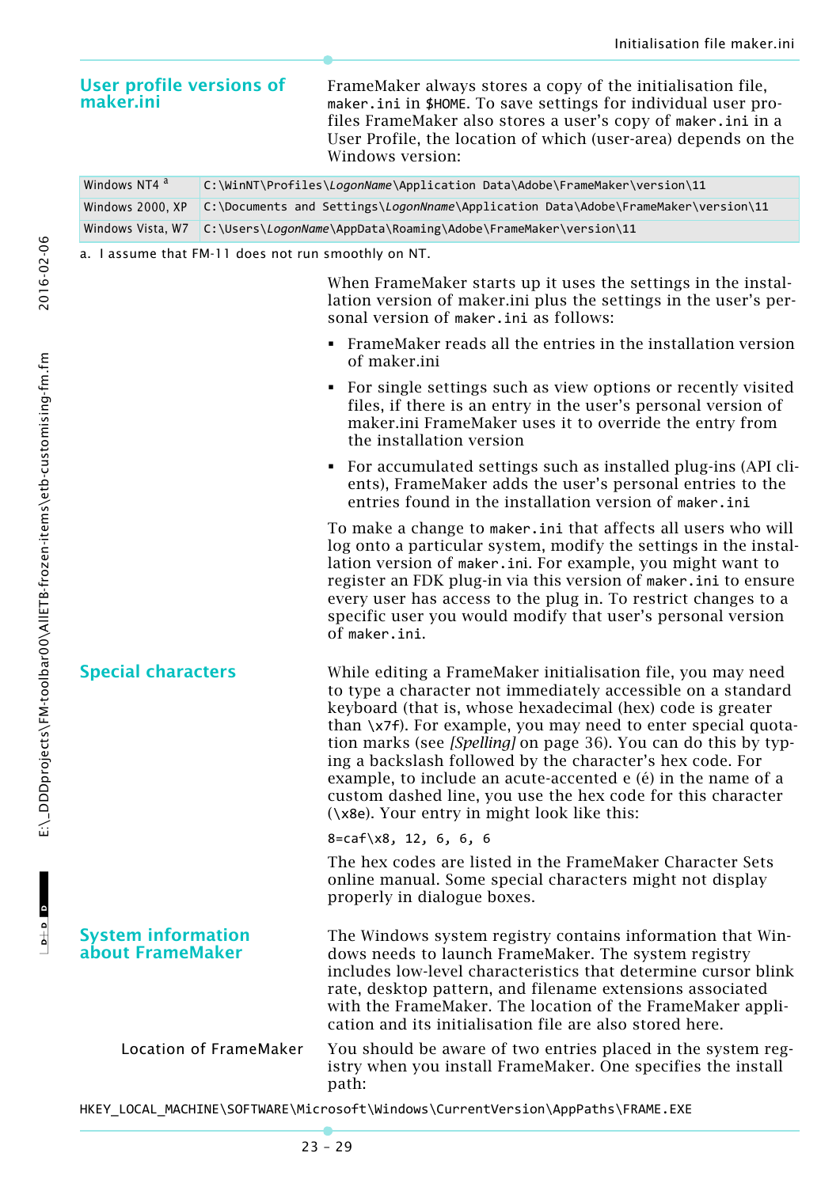## User profile versions of maker.ini

FrameMaker always stores a copy of the initialisation file, `maker.ini` in `$HOME`. To save settings for individual user profiles FrameMaker also stores a user's copy of `maker.ini` in a User Profile, the location of which (user-area) depends on the Windows version:

| | |
|---|---|
| Windows NT4 [a] | `C:\WinNT\Profiles\`*`LogonName`*`\Application Data\Adobe\FrameMaker\version\11` |
| Windows 2000, XP | `C:\Documents and Settings\`*`LogonNname`*`\Application Data\Adobe\FrameMaker\version\11` |
| Windows Vista, W7 | `C:\Users\`*`LogonName`*`\AppData\Roaming\Adobe\FrameMaker\version\11` |

a. I assume that FM-11 does not run smoothly on NT.

When FrameMaker starts up it uses the settings in the installation version of maker.ini plus the settings in the user's personal version of `maker.ini` as follows:

- FrameMaker reads all the entries in the installation version of maker.ini
- For single settings such as view options or recently visited files, if there is an entry in the user's personal version of maker.ini FrameMaker uses it to override the entry from the installation version
- For accumulated settings such as installed plug-ins (API clients), FrameMaker adds the user's personal entries to the entries found in the installation version of `maker.ini`

To make a change to `maker.ini` that affects all users who will log onto a particular system, modify the settings in the installation version of `maker.ini`. For example, you might want to register an FDK plug-in via this version of `maker.ini` to ensure every user has access to the plug in. To restrict changes to a specific user you would modify that user's personal version of `maker.ini`.

## Special characters

While editing a FrameMaker initialisation file, you may need to type a character not immediately accessible on a standard keyboard (that is, whose hexadecimal (hex) code is greater than `\x7f`). For example, you may need to enter special quotation marks (see *[Spelling]* on page 36). You can do this by typing a backslash followed by the character's hex code. For example, to include an acute-accented e (é) in the name of a custom dashed line, you use the hex code for this character (`\x8e`). Your entry in might look like this:

```
8=caf\x8, 12, 6, 6, 6
```

The hex codes are listed in the FrameMaker Character Sets online manual. Some special characters might not display properly in dialogue boxes.

## System information about FrameMaker

The Windows system registry contains information that Windows needs to launch FrameMaker. The system registry includes low-level characteristics that determine cursor blink rate, desktop pattern, and filename extensions associated with the FrameMaker. The location of the FrameMaker application and its initialisation file are also stored here.

### Location of FrameMaker

You should be aware of two entries placed in the system registry when you install FrameMaker. One specifies the install path:

```
HKEY_LOCAL_MACHINE\SOFTWARE\Microsoft\Windows\CurrentVersion\AppPaths\FRAME.EXE
```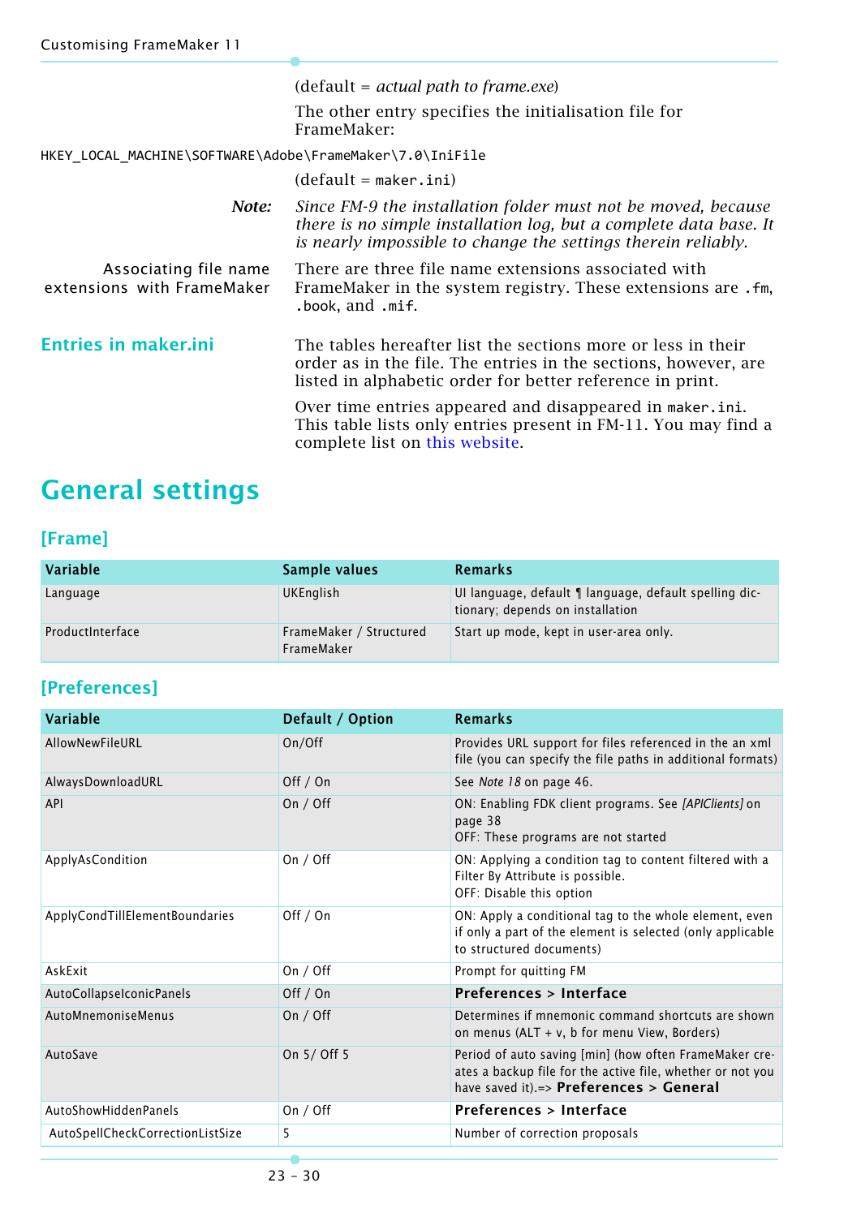(default = *actual path to frame.exe*)

The other entry specifies the initialisation file for FrameMaker:

`HKEY_LOCAL_MACHINE\SOFTWARE\Adobe\FrameMaker\7.0\IniFile`

(default = `maker.ini`)

***Note:*** *Since FM-9 the installation folder must not be moved, because there is no simple installation log, but a complete data base. It is nearly impossible to change the settings therein reliably.*

Associating file name extensions with FrameMaker

There are three file name extensions associated with FrameMaker in the system registry. These extensions are `.fm`, `.book`, and `.mif`.

### Entries in maker.ini

The tables hereafter list the sections more or less in their order as in the file. The entries in the sections, however, are listed in alphabetic order for better reference in print.

Over time entries appeared and disappeared in `maker.ini`. This table lists only entries present in FM-11. You may find a complete list on this website.

# General settings

## [Frame]

| Variable | Sample values | Remarks |
|---|---|---|
| Language | UKEnglish | UI language, default ¶ language, default spelling dictionary; depends on installation |
| ProductInterface | FrameMaker / Structured FrameMaker | Start up mode, kept in user-area only. |

## [Preferences]

| Variable | Default / Option | Remarks |
|---|---|---|
| AllowNewFileURL | On/Off | Provides URL support for files referenced in the an xml file (you can specify the file paths in additional formats) |
| AlwaysDownloadURL | Off / On | See *Note 18* on page 46. |
| API | On / Off | ON: Enabling FDK client programs. See *[APIClients]* on page 38<br>OFF: These programs are not started |
| ApplyAsCondition | On / Off | ON: Applying a condition tag to content filtered with a Filter By Attribute is possible.<br>OFF: Disable this option |
| ApplyCondTillElementBoundaries | Off / On | ON: Apply a conditional tag to the whole element, even if only a part of the element is selected (only applicable to structured documents) |
| AskExit | On / Off | Prompt for quitting FM |
| AutoCollapseIconicPanels | Off / On | **Preferences > Interface** |
| AutoMnemoniseMenus | On / Off | Determines if mnemonic command shortcuts are shown on menus (ALT + v, b for menu View, Borders) |
| AutoSave | On 5/ Off 5 | Period of auto saving [min] (how often FrameMaker creates a backup file for the active file, whether or not you have saved it).=> **Preferences > General** |
| AutoShowHiddenPanels | On / Off | **Preferences > Interface** |
| AutoSpellCheckCorrectionListSize | 5 | Number of correction proposals |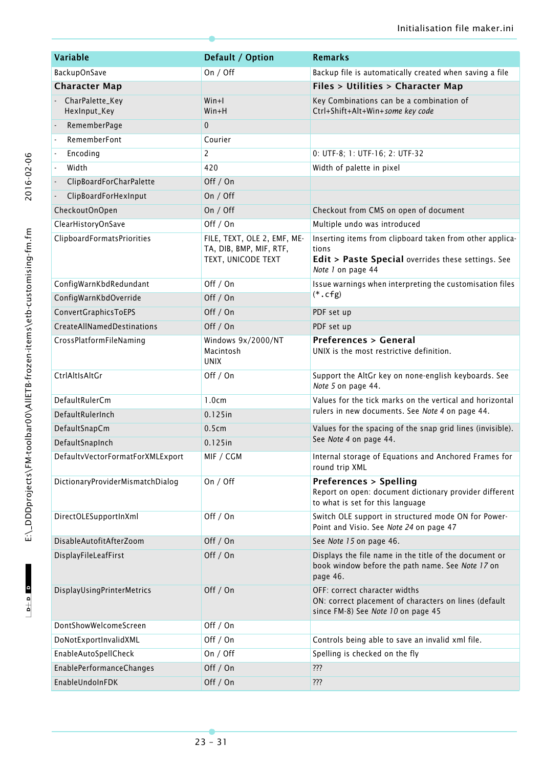| Variable | Default / Option | Remarks |
|---|---|---|
| BackupOnSave | On / Off | Backup file is automatically created when saving a file |
| **Character Map** | | **Files > Utilities > Character Map** |
| - CharPalette_Key<br>HexInput_Key | Win+I<br>Win+H | Key Combinations can be a combination of Ctrl+Shift+Alt+Win+*some key code* |
| - RememberPage | 0 | |
| - RememberFont | Courier | |
| - Encoding | 2 | 0: UTF-8; 1: UTF-16; 2: UTF-32 |
| - Width | 420 | Width of palette in pixel |
| - ClipBoardForCharPalette | Off / On | |
| - ClipBoardForHexInput | On / Off | |
| CheckoutOnOpen | On / Off | Checkout from CMS on open of document |
| ClearHistoryOnSave | Off / On | Multiple undo was introduced |
| ClipboardFormatsPriorities | FILE, TEXT, OLE 2, EMF, META, DIB, BMP, MIF, RTF, TEXT, UNICODE TEXT | Inserting items from clipboard taken from other applications<br>**Edit > Paste Special** overrides these settings. See *Note 1* on page 44 |
| ConfigWarnKbdRedundant | Off / On | Issue warnings when interpreting the customisation files (*.cfg) |
| ConfigWarnKbdOverride | Off / On | |
| ConvertGraphicsToEPS | Off / On | PDF set up |
| CreateAllNamedDestinations | Off / On | PDF set up |
| CrossPlatformFileNaming | Windows 9x/2000/NT<br>Macintosh<br>UNIX | **Preferences > General**<br>UNIX is the most restrictive definition. |
| CtrlAltIsAltGr | Off / On | Support the AltGr key on none-english keyboards. See *Note 5* on page 44. |
| DefaultRulerCm | 1.0cm | Values for the tick marks on the vertical and horizontal rulers in new documents. See *Note 4* on page 44. |
| DefaultRulerInch | 0.125in | |
| DefaultSnapCm | 0.5cm | Values for the spacing of the snap grid lines (invisible). See *Note 4* on page 44. |
| DefaultSnapInch | 0.125in | |
| DefaultvVectorFormatForXMLExport | MIF / CGM | Internal storage of Equations and Anchored Frames for round trip XML |
| DictionaryProviderMismatchDialog | On / Off | **Preferences > Spelling**<br>Report on open: document dictionary provider different to what is set for this language |
| DirectOLESupportInXml | Off / On | Switch OLE support in structured mode ON for PowerPoint and Visio. See *Note 24* on page 47 |
| DisableAutofitAfterZoom | Off / On | See *Note 15* on page 46. |
| DisplayFileLeafFirst | Off / On | Displays the file name in the title of the document or book window before the path name. See *Note 17* on page 46. |
| DisplayUsingPrinterMetrics | Off / On | OFF: correct character widths<br>ON: correct placement of characters on lines (default since FM-8) See *Note 10* on page 45 |
| DontShowWelcomeScreen | Off / On | |
| DoNotExportInvalidXML | Off / On | Controls being able to save an invalid xml file. |
| EnableAutoSpellCheck | On / Off | Spelling is checked on the fly |
| EnablePerformanceChanges | Off / On | ??? |
| EnableUndoInFDK | Off / On | ??? |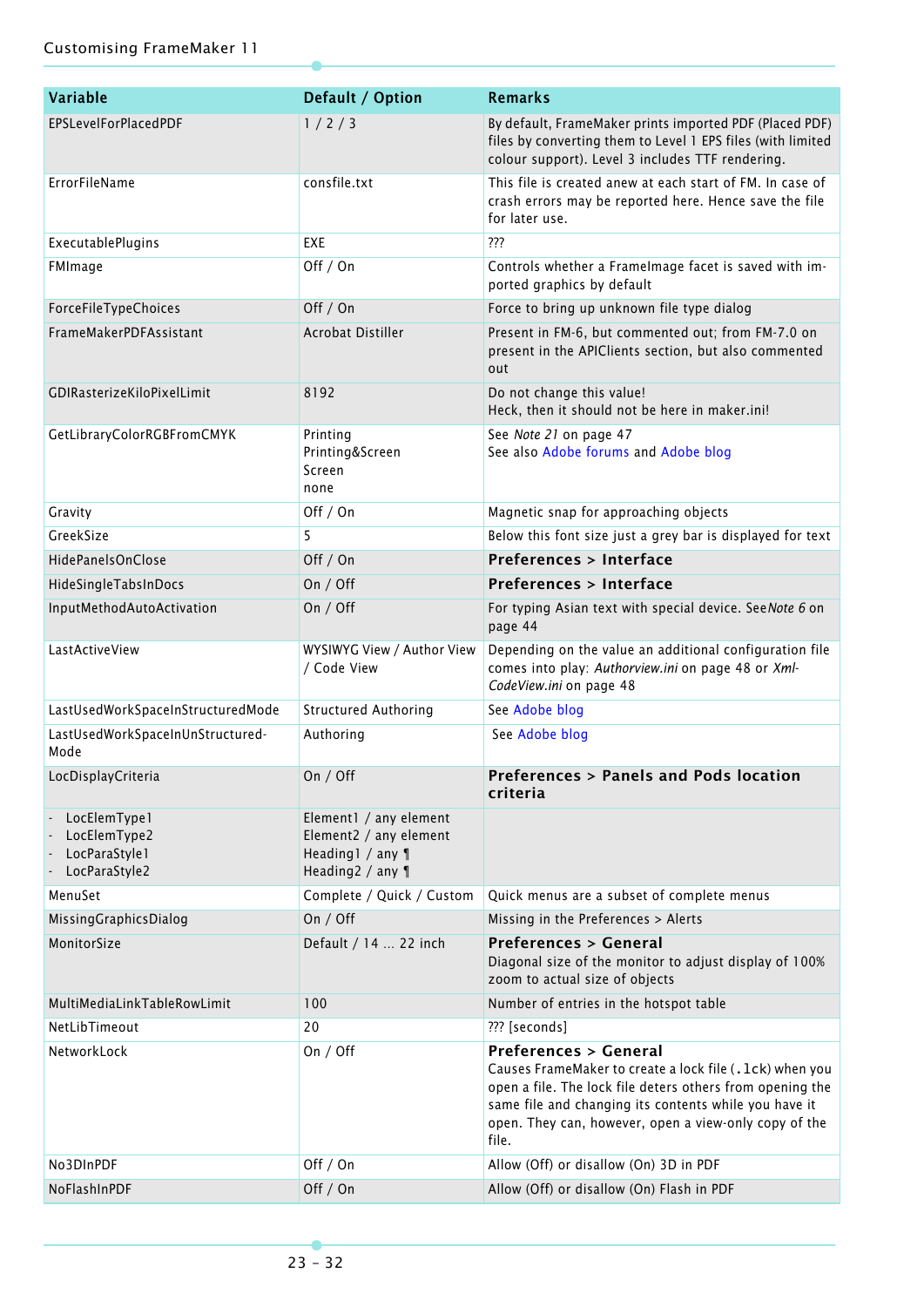| Variable | Default / Option | Remarks |
|---|---|---|
| EPSLevelForPlacedPDF | 1 / 2 / 3 | By default, FrameMaker prints imported PDF (Placed PDF) files by converting them to Level 1 EPS files (with limited colour support). Level 3 includes TTF rendering. |
| ErrorFileName | consfile.txt | This file is created anew at each start of FM. In case of crash errors may be reported here. Hence save the file for later use. |
| ExecutablePlugins | EXE | ??? |
| FMImage | Off / On | Controls whether a FrameImage facet is saved with imported graphics by default |
| ForceFileTypeChoices | Off / On | Force to bring up unknown file type dialog |
| FrameMakerPDFAssistant | Acrobat Distiller | Present in FM-6, but commented out; from FM-7.0 on present in the APIClients section, but also commented out |
| GDIRasterizeKiloPixelLimit | 8192 | Do not change this value!<br>Heck, then it should not be here in maker.ini! |
| GetLibraryColorRGBFromCMYK | Printing<br>Printing&Screen<br>Screen<br>none | See *Note 21* on page 47<br>See also Adobe forums and Adobe blog |
| Gravity | Off / On | Magnetic snap for approaching objects |
| GreekSize | 5 | Below this font size just a grey bar is displayed for text |
| HidePanelsOnClose | Off / On | **Preferences > Interface** |
| HideSingleTabsInDocs | On / Off | **Preferences > Interface** |
| InputMethodAutoActivation | On / Off | For typing Asian text with special device. See *Note 6* on page 44 |
| LastActiveView | WYSIWYG View / Author View / Code View | Depending on the value an additional configuration file comes into play: *Authorview.ini* on page 48 or *Xml-CodeView.ini* on page 48 |
| LastUsedWorkSpaceInStructuredMode | Structured Authoring | See Adobe blog |
| LastUsedWorkSpaceInUnStructured-Mode | Authoring | See Adobe blog |
| LocDisplayCriteria | On / Off | **Preferences > Panels and Pods location criteria** |
| - LocElemType1<br>- LocElemType2<br>- LocParaStyle1<br>- LocParaStyle2 | Element1 / any element<br>Element2 / any element<br>Heading1 / any ¶<br>Heading2 / any ¶ | |
| MenuSet | Complete / Quick / Custom | Quick menus are a subset of complete menus |
| MissingGraphicsDialog | On / Off | Missing in the Preferences > Alerts |
| MonitorSize | Default / 14 … 22 inch | **Preferences > General**<br>Diagonal size of the monitor to adjust display of 100% zoom to actual size of objects |
| MultiMediaLinkTableRowLimit | 100 | Number of entries in the hotspot table |
| NetLibTimeout | 20 | ??? [seconds] |
| NetworkLock | On / Off | **Preferences > General**<br>Causes FrameMaker to create a lock file (`.lck`) when you open a file. The lock file deters others from opening the same file and changing its contents while you have it open. They can, however, open a view-only copy of the file. |
| No3DInPDF | Off / On | Allow (Off) or disallow (On) 3D in PDF |
| NoFlashInPDF | Off / On | Allow (Off) or disallow (On) Flash in PDF |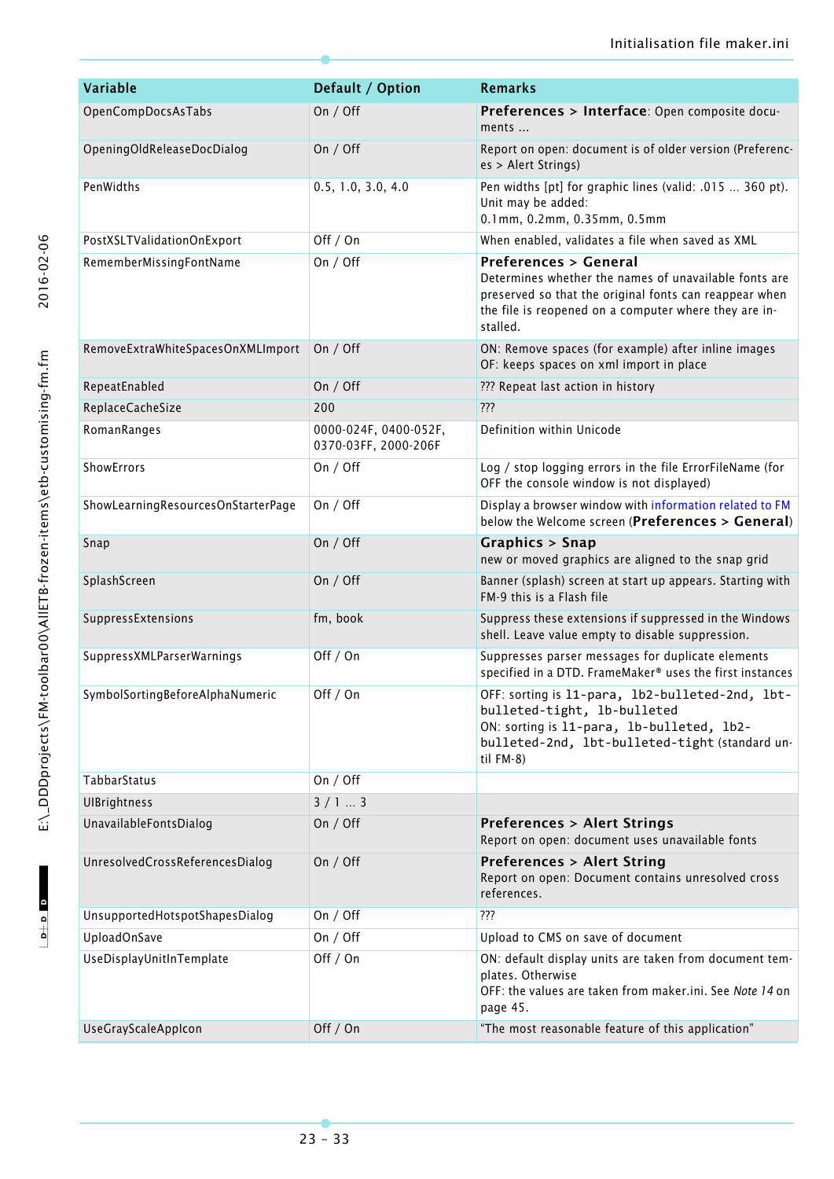| Variable | Default / Option | Remarks |
|---|---|---|
| OpenCompDocsAsTabs | On / Off | **Preferences > Interface**: Open composite documents ... |
| OpeningOldReleaseDocDialog | On / Off | Report on open: document is of older version (Preferences > Alert Strings) |
| PenWidths | 0.5, 1.0, 3.0, 4.0 | Pen widths [pt] for graphic lines (valid: .015 ... 360 pt). Unit may be added:<br>0.1mm, 0.2mm, 0.35mm, 0.5mm |
| PostXSLTValidationOnExport | Off / On | When enabled, validates a file when saved as XML |
| RememberMissingFontName | On / Off | **Preferences > General**<br>Determines whether the names of unavailable fonts are preserved so that the original fonts can reappear when the file is reopened on a computer where they are installed. |
| RemoveExtraWhiteSpacesOnXMLImport | On / Off | ON: Remove spaces (for example) after inline images<br>OF: keeps spaces on xml import in place |
| RepeatEnabled | On / Off | ??? Repeat last action in history |
| ReplaceCacheSize | 200 | ??? |
| RomanRanges | 0000-024F, 0400-052F, 0370-03FF, 2000-206F | Definition within Unicode |
| ShowErrors | On / Off | Log / stop logging errors in the file ErrorFileName (for OFF the console window is not displayed) |
| ShowLearningResourcesOnStarterPage | On / Off | Display a browser window with information related to FM below the Welcome screen (**Preferences > General**) |
| Snap | On / Off | **Graphics > Snap**<br>new or moved graphics are aligned to the snap grid |
| SplashScreen | On / Off | Banner (splash) screen at start up appears. Starting with FM-9 this is a Flash file |
| SuppressExtensions | fm, book | Suppress these extensions if suppressed in the Windows shell. Leave value empty to disable suppression. |
| SuppressXMLParserWarnings | Off / On | Suppresses parser messages for duplicate elements specified in a DTD. FrameMaker® uses the first instances |
| SymbolSortingBeforeAlphaNumeric | Off / On | OFF: sorting is `11-para, lb2-bulleted-2nd, lbt-bulleted-tight, lb-bulleted`<br>ON: sorting is `11-para, lb-bulleted, lb2-bulleted-2nd, lbt-bulleted-tight` (standard until FM-8) |
| TabbarStatus | On / Off | |
| UIBrightness | 3 / 1 ... 3 | |
| UnavailableFontsDialog | On / Off | **Preferences > Alert Strings**<br>Report on open: document uses unavailable fonts |
| UnresolvedCrossReferencesDialog | On / Off | **Preferences > Alert String**<br>Report on open: Document contains unresolved cross references. |
| UnsupportedHotspotShapesDialog | On / Off | ??? |
| UploadOnSave | On / Off | Upload to CMS on save of document |
| UseDisplayUnitInTemplate | Off / On | ON: default display units are taken from document templates. Otherwise<br>OFF: the values are taken from maker.ini. See *Note 14* on page 45. |
| UseGrayScaleAppIcon | Off / On | “The most reasonable feature of this application” |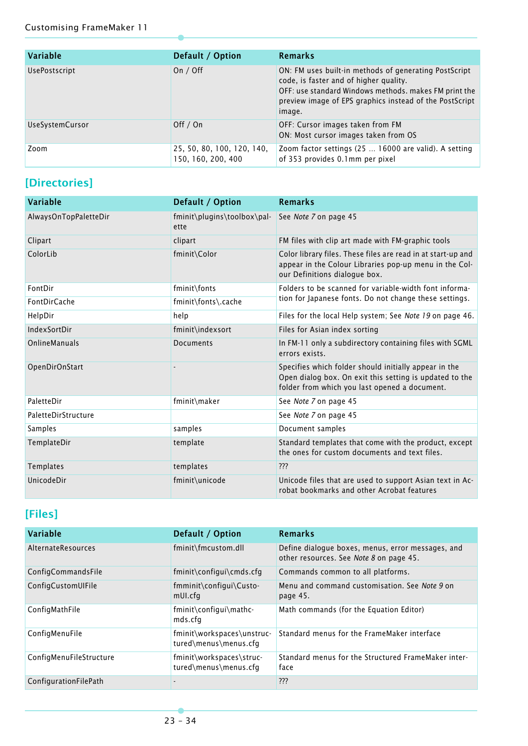| Variable | Default / Option | Remarks |
|---|---|---|
| UsePostscript | On / Off | ON: FM uses built-in methods of generating PostScript code, is faster and of higher quality.<br>OFF: use standard Windows methods. makes FM print the preview image of EPS graphics instead of the PostScript image. |
| UseSystemCursor | Off / On | OFF: Cursor images taken from FM<br>ON: Most cursor images taken from OS |
| Zoom | 25, 50, 80, 100, 120, 140, 150, 160, 200, 400 | Zoom factor settings (25 … 16000 are valid). A setting of 353 provides 0.1mm per pixel |

## [Directories]

| Variable | Default / Option | Remarks |
|---|---|---|
| AlwaysOnTopPaletteDir | fminit\plugins\toolbox\palette | See *Note 7* on page 45 |
| Clipart | clipart | FM files with clip art made with FM-graphic tools |
| ColorLib | fminit\Color | Color library files. These files are read in at start-up and appear in the Colour Libraries pop-up menu in the Colour Definitions dialogue box. |
| FontDir | fminit\fonts | Folders to be scanned for variable-width font information for Japanese fonts. Do not change these settings. |
| FontDirCache | fminit\fonts\.cache | |
| HelpDir | help | Files for the local Help system; See *Note 19* on page 46. |
| IndexSortDir | fminit\indexsort | Files for Asian index sorting |
| OnlineManuals | Documents | In FM-11 only a subdirectory containing files with SGML errors exists. |
| OpenDirOnStart | - | Specifies which folder should initially appear in the Open dialog box. On exit this setting is updated to the folder from which you last opened a document. |
| PaletteDir | fminit\maker | See *Note 7* on page 45 |
| PaletteDirStructure | | See *Note 7* on page 45 |
| Samples | samples | Document samples |
| TemplateDir | template | Standard templates that come with the product, except the ones for custom documents and text files. |
| Templates | templates | ??? |
| UnicodeDir | fminit\unicode | Unicode files that are used to support Asian text in Acrobat bookmarks and other Acrobat features |

## [Files]

| Variable | Default / Option | Remarks |
|---|---|---|
| AlternateResources | fminit\fmcustom.dll | Define dialogue boxes, menus, error messages, and other resources. See *Note 8* on page 45. |
| ConfigCommandsFile | fminit\configui\cmds.cfg | Commands common to all platforms. |
| ConfigCustomUIFile | fmminit\configui\CustomUI.cfg | Menu and command customisation. See *Note 9* on page 45. |
| ConfigMathFile | fminit\configui\mathcmds.cfg | Math commands (for the Equation Editor) |
| ConfigMenuFile | fminit\workspaces\unstructured\menus\menus.cfg | Standard menus for the FrameMaker interface |
| ConfigMenuFileStructure | fminit\workspaces\structured\menus\menus.cfg | Standard menus for the Structured FrameMaker interface |
| ConfigurationFilePath | - | ??? |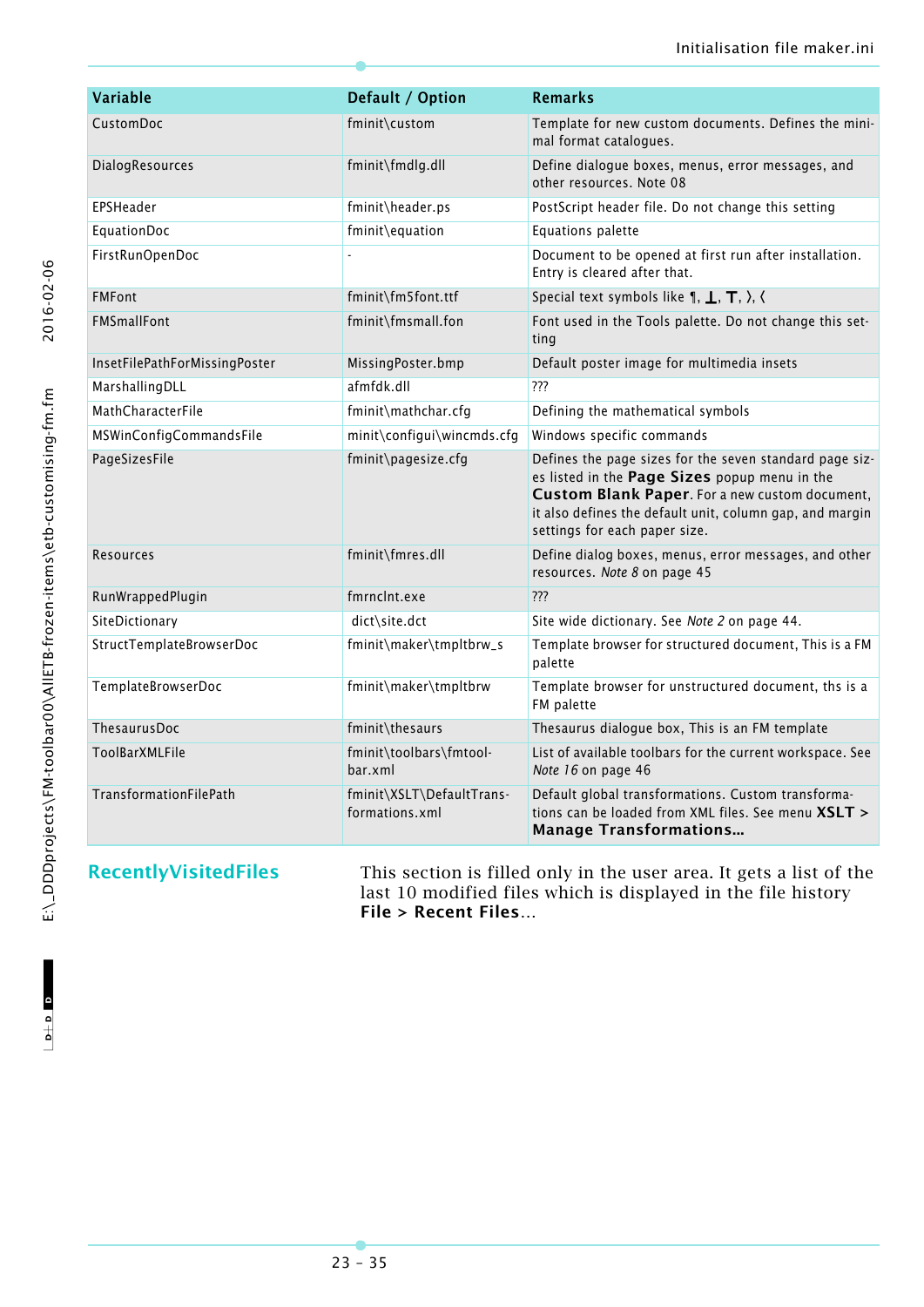| Variable | Default / Option | Remarks |
|---|---|---|
| CustomDoc | fminit\custom | Template for new custom documents. Defines the minimal format catalogues. |
| DialogResources | fminit\fmdlg.dll | Define dialogue boxes, menus, error messages, and other resources. Note 08 |
| EPSHeader | fminit\header.ps | PostScript header file. Do not change this setting |
| EquationDoc | fminit\equation | Equations palette |
| FirstRunOpenDoc | - | Document to be opened at first run after installation. Entry is cleared after that. |
| FMFont | fminit\fm5font.ttf | Special text symbols like ¶, ⊥, ⊤, 〉, 〈 |
| FMSmallFont | fminit\fmsmall.fon | Font used in the Tools palette. Do not change this setting |
| InsetFilePathForMissingPoster | MissingPoster.bmp | Default poster image for multimedia insets |
| MarshallingDLL | afmfdk.dll | ??? |
| MathCharacterFile | fminit\mathchar.cfg | Defining the mathematical symbols |
| MSWinConfigCommandsFile | minit\configui\wincmds.cfg | Windows specific commands |
| PageSizesFile | fminit\pagesize.cfg | Defines the page sizes for the seven standard page sizes listed in the **Page Sizes** popup menu in the **Custom Blank Paper**. For a new custom document, it also defines the default unit, column gap, and margin settings for each paper size. |
| Resources | fminit\fmres.dll | Define dialog boxes, menus, error messages, and other resources. *Note 8* on page 45 |
| RunWrappedPlugin | fmrnclnt.exe | ??? |
| SiteDictionary | dict\site.dct | Site wide dictionary. See *Note 2* on page 44. |
| StructTemplateBrowserDoc | fminit\maker\tmpltbrw_s | Template browser for structured document, This is a FM palette |
| TemplateBrowserDoc | fminit\maker\tmpltbrw | Template browser for unstructured document, ths is a FM palette |
| ThesaurusDoc | fminit\thesaurs | Thesaurus dialogue box, This is an FM template |
| ToolBarXMLFile | fminit\toolbars\fmtoolbar.xml | List of available toolbars for the current workspace. See *Note 16* on page 46 |
| TransformationFilePath | fminit\XSLT\DefaultTransformations.xml | Default global transformations. Custom transformations can be loaded from XML files. See menu **XSLT > Manage Transformations...** |

## RecentlyVisitedFiles

This section is filled only in the user area. It gets a list of the last 10 modified files which is displayed in the file history **File > Recent Files**...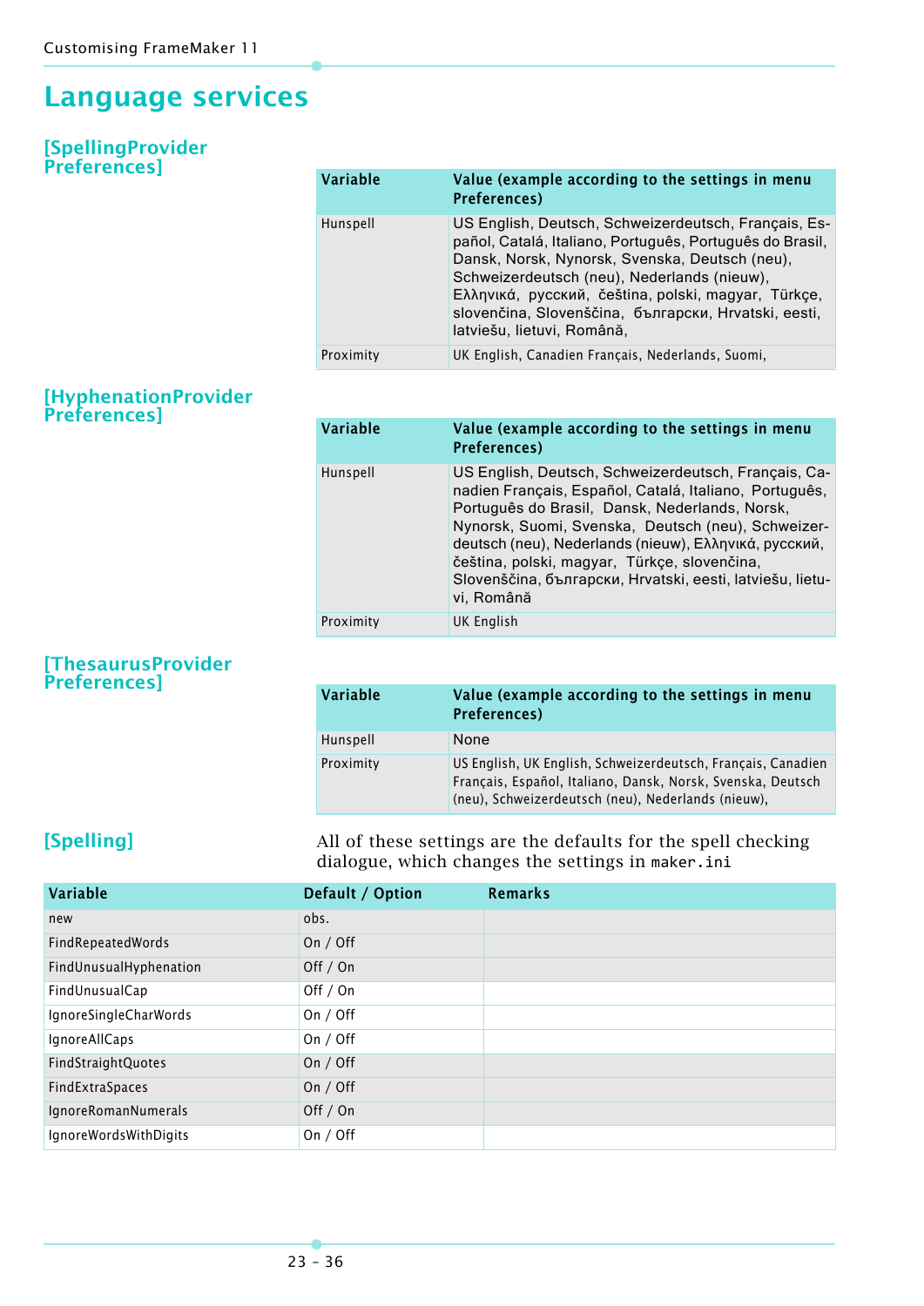# Language services

## [SpellingProvider Preferences]

| Variable | Value (example according to the settings in menu Preferences) |
|---|---|
| Hunspell | US English, Deutsch, Schweizerdeutsch, Français, Español, Catalá, Italiano, Português, Português do Brasil, Dansk, Norsk, Nynorsk, Svenska, Deutsch (neu), Schweizerdeutsch (neu), Nederlands (nieuw), Ελληνικά, русский, čeština, polski, magyar, Türkçe, slovenčina, Slovenščina, български, Hrvatski, eesti, latviešu, lietuvi, Română, |
| Proximity | UK English, Canadien Français, Nederlands, Suomi, |

## [HyphenationProvider Preferences]

| Variable | Value (example according to the settings in menu Preferences) |
|---|---|
| Hunspell | US English, Deutsch, Schweizerdeutsch, Français, Canadien Français, Español, Catalá, Italiano, Português, Português do Brasil, Dansk, Nederlands, Norsk, Nynorsk, Suomi, Svenska, Deutsch (neu), Schweizerdeutsch (neu), Nederlands (nieuw), Ελληνικά, русский, čeština, polski, magyar, Türkçe, slovenčina, Slovenščina, български, Hrvatski, eesti, latviešu, lietuvi, Română |
| Proximity | UK English |

## [ThesaurusProvider Preferences]

| Variable | Value (example according to the settings in menu Preferences) |
|---|---|
| Hunspell | None |
| Proximity | US English, UK English, Schweizerdeutsch, Français, Canadien Français, Español, Italiano, Dansk, Norsk, Svenska, Deutsch (neu), Schweizerdeutsch (neu), Nederlands (nieuw), |

## [Spelling]

All of these settings are the defaults for the spell checking dialogue, which changes the settings in `maker.ini`

| Variable | Default / Option | Remarks |
|---|---|---|
| new | obs. | |
| FindRepeatedWords | On / Off | |
| FindUnusualHyphenation | Off / On | |
| FindUnusualCap | Off / On | |
| IgnoreSingleCharWords | On / Off | |
| IgnoreAllCaps | On / Off | |
| FindStraightQuotes | On / Off | |
| FindExtraSpaces | On / Off | |
| IgnoreRomanNumerals | Off / On | |
| IgnoreWordsWithDigits | On / Off | |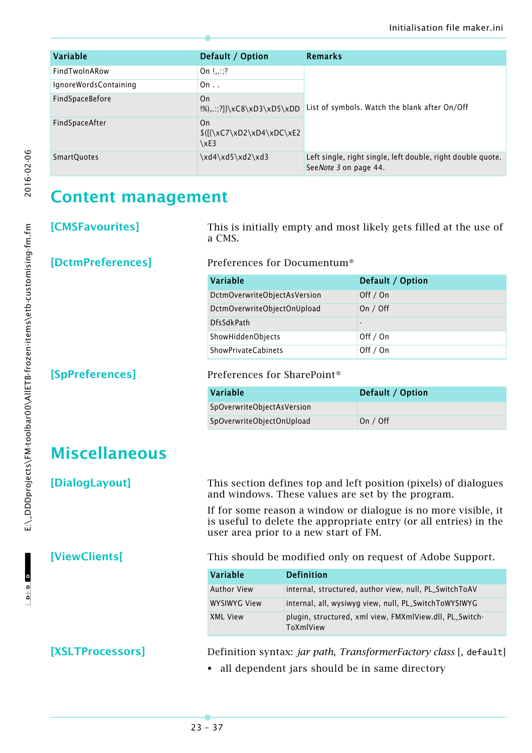| Variable | Default / Option | Remarks |
|---|---|---|
| FindTwoInARow | On !,.:;? | List of symbols. Watch the blank after On/Off |
| IgnoreWordsContaining | On . . | |
| FindSpaceBefore | On !%),.:;?]}\xC8\xD3\xD5\xDD | |
| FindSpaceAfter | On $([{\xC7\xD2\xD4\xDC\xE2 \xE3 | |
| SmartQuotes | \xd4\xd5\xd2\xd3 | Left single, right single, left double, right double quote. See *Note 3* on page 44. |

# Content management

## [CMSFavourites]

This is initially empty and most likely gets filled at the use of a CMS.

## [DctmPreferences]

Preferences for Documentum®

| Variable | Default / Option |
|---|---|
| DctmOverwriteObjectAsVersion | Off / On |
| DctmOverwriteObjectOnUpload | On / Off |
| DfsSdkPath | - |
| ShowHiddenObjects | Off / On |
| ShowPrivateCabinets | Off / On |

## [SpPreferences]

Preferences for SharePoint®

| Variable | Default / Option |
|---|---|
| SpOverwriteObjectAsVersion | |
| SpOverwriteObjectOnUpload | On / Off |

# Miscellaneous

## [DialogLayout]

This section defines top and left position (pixels) of dialogues and windows. These values are set by the program.

If for some reason a window or dialogue is no more visible, it is useful to delete the appropriate entry (or all entries) in the user area prior to a new start of FM.

## [ViewClients[

This should be modified only on request of Adobe Support.

| Variable | Definition |
|---|---|
| Author View | internal, structured, author view, null, PL_SwitchToAV |
| WYSIWYG View | internal, all, wysiwyg view, null, PL_SwitchToWYSIWYG |
| XML View | plugin, structured, xml view, FMXmlView.dll, PL_SwitchToXmlView |

## [XSLTProcessors]

Definition syntax: *jar path*, *TransformerFactory class* [, `default`]

- all dependent jars should be in same directory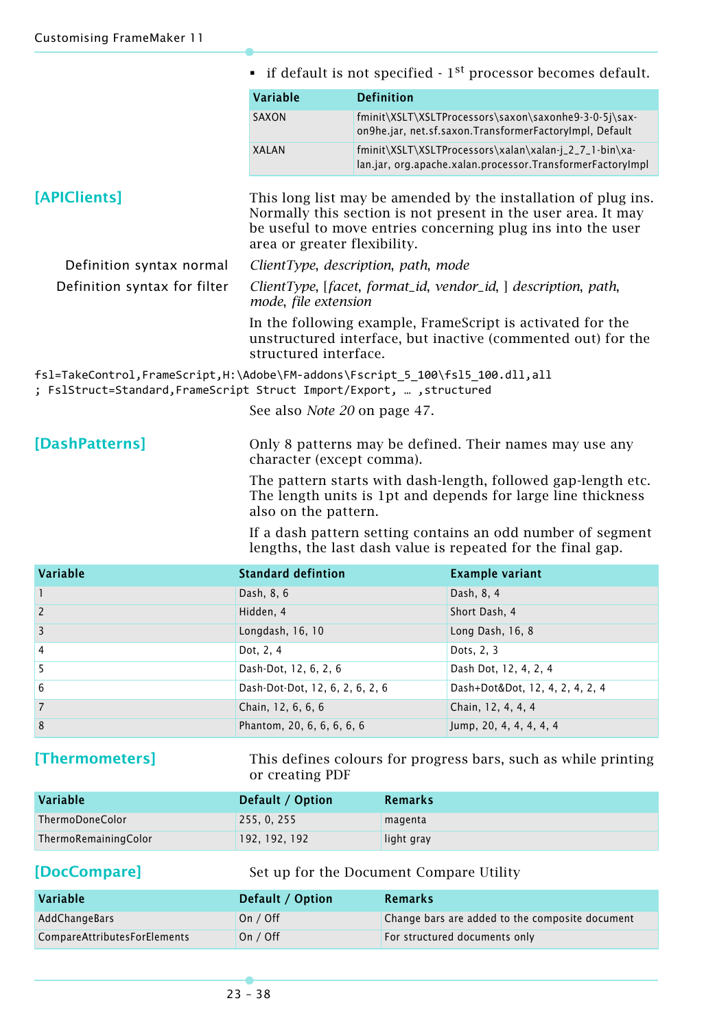- if default is not specified - 1st processor becomes default.

| Variable | Definition |
|---|---|
| SAXON | fminit\XSLT\XSLTProcessors\saxon\saxonhe9-3-0-5j\saxon9he.jar, net.sf.saxon.TransformerFactoryImpl, Default |
| XALAN | fminit\XSLT\XSLTProcessors\xalan\xalan-j_2_7_1-bin\xalan.jar, org.apache.xalan.processor.TransformerFactoryImpl |

## [APIClients]

This long list may be amended by the installation of plug ins. Normally this section is not present in the user area. It may be useful to move entries concerning plug ins into the user area or greater flexibility.

Definition syntax normal: *ClientType*, *description*, *path*, *mode*

Definition syntax for filter: *ClientType*, [*facet*, *format_id*, *vendor_id*, ] *description*, *path*, *mode*, *file extension*

In the following example, FrameScript is activated for the unstructured interface, but inactive (commented out) for the structured interface.

```
fsl=TakeControl,FrameScript,H:\Adobe\FM-addons\Fscript_5_100\fsl5_100.dll,all
; FslStruct=Standard,FrameScript Struct Import/Export, … ,structured
```

See also *Note 20* on page 47.

## [DashPatterns]

Only 8 patterns may be defined. Their names may use any character (except comma).

The pattern starts with dash-length, followed gap-length etc. The length units is 1pt and depends for large line thickness also on the pattern.

If a dash pattern setting contains an odd number of segment lengths, the last dash value is repeated for the final gap.

| Variable | Standard defintion | Example variant |
|---|---|---|
| 1 | Dash, 8, 6 | Dash, 8, 4 |
| 2 | Hidden, 4 | Short Dash, 4 |
| 3 | Longdash, 16, 10 | Long Dash, 16, 8 |
| 4 | Dot, 2, 4 | Dots, 2, 3 |
| 5 | Dash-Dot, 12, 6, 2, 6 | Dash Dot, 12, 4, 2, 4 |
| 6 | Dash-Dot-Dot, 12, 6, 2, 6, 2, 6 | Dash+Dot&Dot, 12, 4, 2, 4, 2, 4 |
| 7 | Chain, 12, 6, 6, 6 | Chain, 12, 4, 4, 4 |
| 8 | Phantom, 20, 6, 6, 6, 6, 6 | Jump, 20, 4, 4, 4, 4, 4 |

## [Thermometers]

This defines colours for progress bars, such as while printing or creating PDF

| Variable | Default / Option | Remarks |
|---|---|---|
| ThermoDoneColor | 255, 0, 255 | magenta |
| ThermoRemainingColor | 192, 192, 192 | light gray |

## [DocCompare]

Set up for the Document Compare Utility

| Variable | Default / Option | Remarks |
|---|---|---|
| AddChangeBars | On / Off | Change bars are added to the composite document |
| CompareAttributesForElements | On / Off | For structured documents only |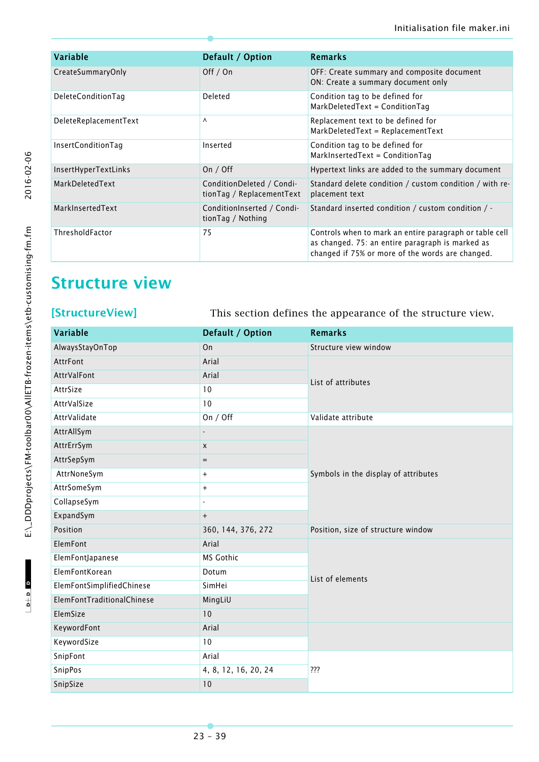| Variable | Default / Option | Remarks |
|---|---|---|
| CreateSummaryOnly | Off / On | OFF: Create summary and composite document<br>ON: Create a summary document only |
| DeleteConditionTag | Deleted | Condition tag to be defined for MarkDeletedText = ConditionTag |
| DeleteReplacementText | ^ | Replacement text to be defined for MarkDeletedText = ReplacementText |
| InsertConditionTag | Inserted | Condition tag to be defined for MarkInsertedText = ConditionTag |
| InsertHyperTextLinks | On / Off | Hypertext links are added to the summary document |
| MarkDeletedText | ConditionDeleted / ConditionTag / ReplacementText | Standard delete condition / custom condition / with replacement text |
| MarkInsertedText | ConditionInserted / ConditionTag / Nothing | Standard inserted condition / custom condition / - |
| ThresholdFactor | 75 | Controls when to mark an entire paragraph or table cell as changed. 75: an entire paragraph is marked as changed if 75% or more of the words are changed. |

# Structure view

## [StructureView]

This section defines the appearance of the structure view.

| Variable | Default / Option | Remarks |
|---|---|---|
| AlwaysStayOnTop | On | Structure view window |
| AttrFont | Arial | List of attributes |
| AttrValFont | Arial | |
| AttrSize | 10 | |
| AttrValSize | 10 | |
| AttrValidate | On / Off | Validate attribute |
| AttrAllSym | - | Symbols in the display of attributes |
| AttrErrSym | x | |
| AttrSepSym | = | |
| AttrNoneSym | + | |
| AttrSomeSym | + | |
| CollapseSym | - | |
| ExpandSym | + | |
| Position | 360, 144, 376, 272 | Position, size of structure window |
| ElemFont | Arial | List of elements |
| ElemFontJapanese | MS Gothic | |
| ElemFontKorean | Dotum | |
| ElemFontSimplifiedChinese | SimHei | |
| ElemFontTraditionalChinese | MingLiU | |
| ElemSize | 10 | |
| KeywordFont | Arial | |
| KeywordSize | 10 | |
| SnipFont | Arial | ??? |
| SnipPos | 4, 8, 12, 16, 20, 24 | |
| SnipSize | 10 | |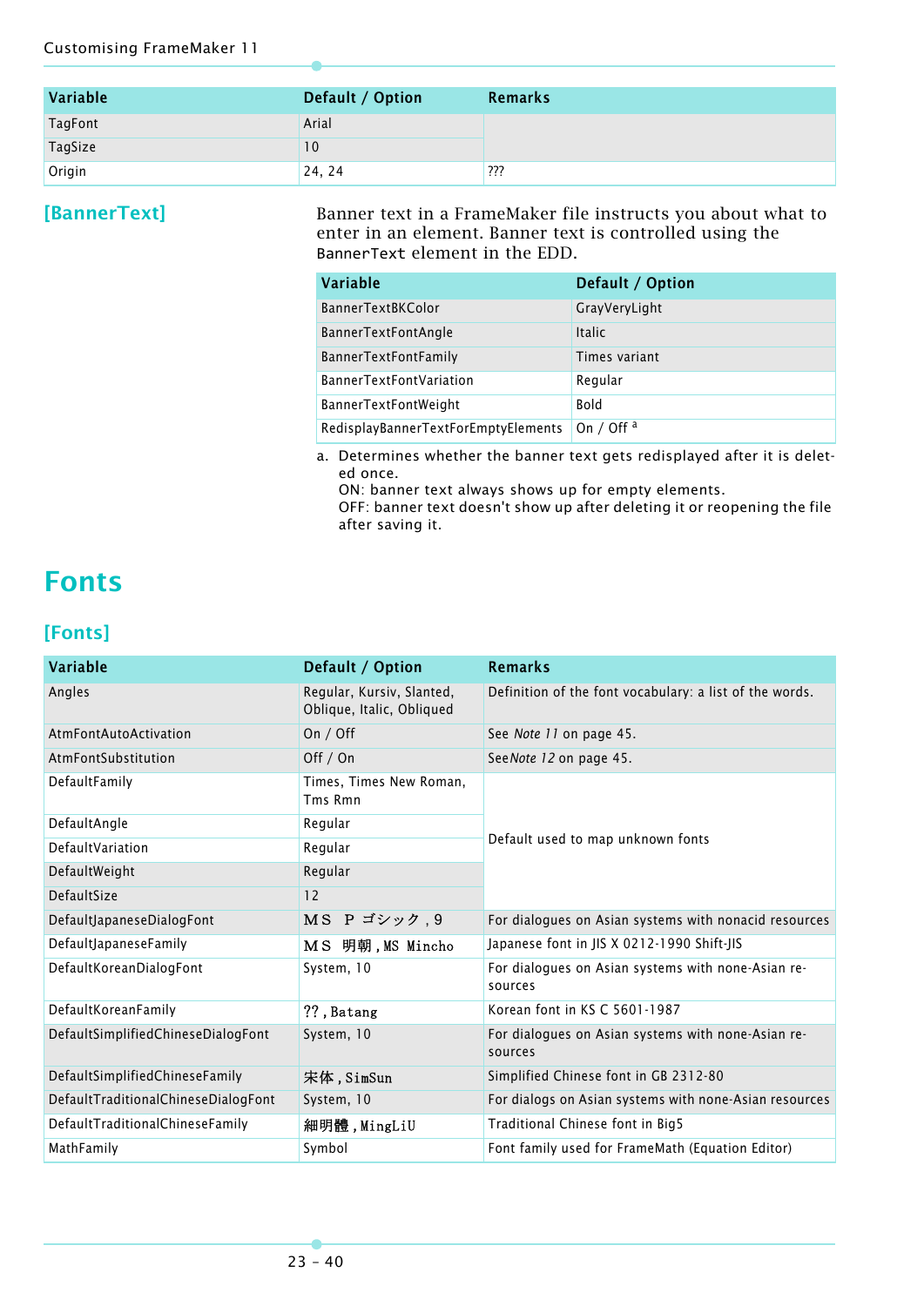| Variable | Default / Option | Remarks |
|---|---|---|
| TagFont | Arial | |
| TagSize | 10 | |
| Origin | 24, 24 | ??? |

## [BannerText]

Banner text in a FrameMaker file instructs you about what to enter in an element. Banner text is controlled using the BannerText element in the EDD.

| Variable | Default / Option |
|---|---|
| BannerTextBKColor | GrayVeryLight |
| BannerTextFontAngle | Italic |
| BannerTextFontFamily | Times variant |
| BannerTextFontVariation | Regular |
| BannerTextFontWeight | Bold |
| RedisplayBannerTextForEmptyElements | On / Off [a] |

a. Determines whether the banner text gets redisplayed after it is deleted once.
ON: banner text always shows up for empty elements.
OFF: banner text doesn't show up after deleting it or reopening the file after saving it.

# Fonts

## [Fonts]

| Variable | Default / Option | Remarks |
|---|---|---|
| Angles | Regular, Kursiv, Slanted, Oblique, Italic, Obliqued | Definition of the font vocabulary: a list of the words. |
| AtmFontAutoActivation | On / Off | See *Note 11* on page 45. |
| AtmFontSubstitution | Off / On | See*Note 12* on page 45. |
| DefaultFamily | Times, Times New Roman, Tms Rmn | Default used to map unknown fonts |
| DefaultAngle | Regular | |
| DefaultVariation | Regular | |
| DefaultWeight | Regular | |
| DefaultSize | 12 | |
| DefaultJapaneseDialogFont | ＭＳ Ｐ ゴシック , 9 | For dialogues on Asian systems with nonacid resources |
| DefaultJapaneseFamily | ＭＳ 明朝 , MS Mincho | Japanese font in JIS X 0212-1990 Shift-JIS |
| DefaultKoreanDialogFont | System, 10 | For dialogues on Asian systems with none-Asian resources |
| DefaultKoreanFamily | ?? , Batang | Korean font in KS C 5601-1987 |
| DefaultSimplifiedChineseDialogFont | System, 10 | For dialogues on Asian systems with none-Asian resources |
| DefaultSimplifiedChineseFamily | 宋体 , SimSun | Simplified Chinese font in GB 2312-80 |
| DefaultTraditionalChineseDialogFont | System, 10 | For dialogs on Asian systems with none-Asian resources |
| DefaultTraditionalChineseFamily | 細明體 , MingLiU | Traditional Chinese font in Big5 |
| MathFamily | Symbol | Font family used for FrameMath (Equation Editor) |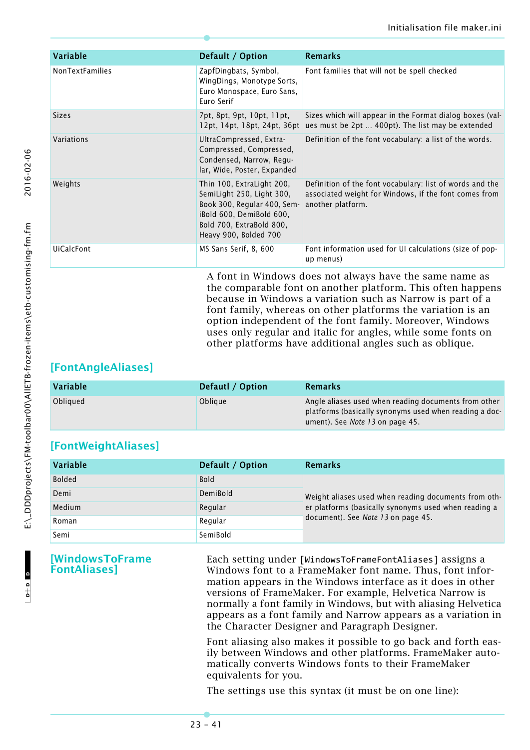| Variable | Default / Option | Remarks |
|---|---|---|
| NonTextFamilies | ZapfDingbats, Symbol, WingDings, Monotype Sorts, Euro Monospace, Euro Sans, Euro Serif | Font families that will not be spell checked |
| Sizes | 7pt, 8pt, 9pt, 10pt, 11pt, 12pt, 14pt, 18pt, 24pt, 36pt | Sizes which will appear in the Format dialog boxes (values must be 2pt ... 400pt). The list may be extended |
| Variations | UltraCompressed, Extra-Compressed, Compressed, Condensed, Narrow, Regular, Wide, Poster, Expanded | Definition of the font vocabulary: a list of the words. |
| Weights | Thin 100, ExtraLight 200, SemiLight 250, Light 300, Book 300, Regular 400, SemiBold 600, DemiBold 600, Bold 700, ExtraBold 800, Heavy 900, Bolded 700 | Definition of the font vocabulary: list of words and the associated weight for Windows, if the font comes from another platform. |
| UiCalcFont | MS Sans Serif, 8, 600 | Font information used for UI calculations (size of popup menus) |

A font in Windows does not always have the same name as the comparable font on another platform. This often happens because in Windows a variation such as Narrow is part of a font family, whereas on other platforms the variation is an option independent of the font family. Moreover, Windows uses only regular and italic for angles, while some fonts on other platforms have additional angles such as oblique.

## [FontAngleAliases]

| Variable | Defautl / Option | Remarks |
|---|---|---|
| Obliqued | Oblique | Angle aliases used when reading documents from other platforms (basically synonyms used when reading a document). See *Note 13* on page 45. |

## [FontWeightAliases]

| Variable | Default / Option | Remarks |
|---|---|---|
| Bolded | Bold | Weight aliases used when reading documents from other platforms (basically synonyms used when reading a document). See *Note 13* on page 45. |
| Demi | DemiBold | |
| Medium | Regular | |
| Roman | Regular | |
| Semi | SemiBold | |

## [WindowsToFrame FontAliases]

Each setting under `[WindowsToFrameFontAliases]` assigns a Windows font to a FrameMaker font name. Thus, font information appears in the Windows interface as it does in other versions of FrameMaker. For example, Helvetica Narrow is normally a font family in Windows, but with aliasing Helvetica appears as a font family and Narrow appears as a variation in the Character Designer and Paragraph Designer.

Font aliasing also makes it possible to go back and forth easily between Windows and other platforms. FrameMaker automatically converts Windows fonts to their FrameMaker equivalents for you.

The settings use this syntax (it must be on one line):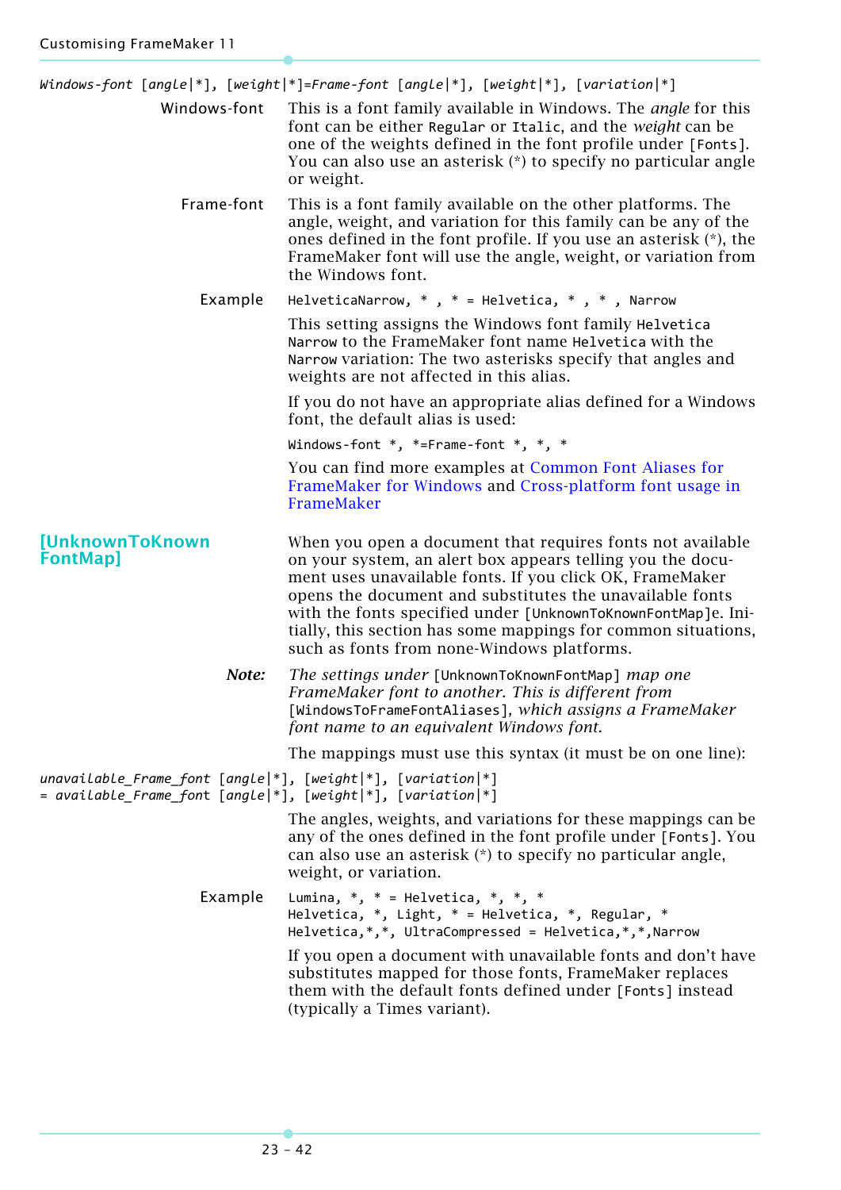*Windows-font* [*angle*|*], [*weight*|*]=*Frame-font* [*angle*|*], [*weight*|*], [*variation*|*]

**Windows-font** This is a font family available in Windows. The *angle* for this font can be either `Regular` or `Italic`, and the *weight* can be one of the weights defined in the font profile under `[Fonts]`. You can also use an asterisk (*) to specify no particular angle or weight.

**Frame-font** This is a font family available on the other platforms. The angle, weight, and variation for this family can be any of the ones defined in the font profile. If you use an asterisk (*), the FrameMaker font will use the angle, weight, or variation from the Windows font.

**Example**

```
HelveticaNarrow, * , * = Helvetica, * , * , Narrow
```

This setting assigns the Windows font family `Helvetica Narrow` to the FrameMaker font name `Helvetica` with the `Narrow` variation: The two asterisks specify that angles and weights are not affected in this alias.

If you do not have an appropriate alias defined for a Windows font, the default alias is used:

```
Windows-font *, *=Frame-font *, *, *
```

You can find more examples at Common Font Aliases for FrameMaker for Windows and Cross-platform font usage in FrameMaker

## [UnknownToKnownFontMap]

When you open a document that requires fonts not available on your system, an alert box appears telling you the document uses unavailable fonts. If you click OK, FrameMaker opens the document and substitutes the unavailable fonts with the fonts specified under `[UnknownToKnownFontMap]`e. Initially, this section has some mappings for common situations, such as fonts from none-Windows platforms.

***Note:*** *The settings under* `[UnknownToKnownFontMap]` *map one FrameMaker font to another. This is different from* `[WindowsToFrameFontAliases]`*, which assigns a FrameMaker font name to an equivalent Windows font.*

The mappings must use this syntax (it must be on one line):

*unavailable_Frame_font* [*angle*|*], [*weight*|*], [*variation*|*]
= *available_Frame_font* [*angle*|*], [*weight*|*], [*variation*|*]

The angles, weights, and variations for these mappings can be any of the ones defined in the font profile under `[Fonts]`. You can also use an asterisk (*) to specify no particular angle, weight, or variation.

**Example**

```
Lumina, *, * = Helvetica, *, *, *
Helvetica, *, Light, * = Helvetica, *, Regular, *
Helvetica,*,*, UltraCompressed = Helvetica,*,*,Narrow
```

If you open a document with unavailable fonts and don't have substitutes mapped for those fonts, FrameMaker replaces them with the default fonts defined under `[Fonts]` instead (typically a Times variant).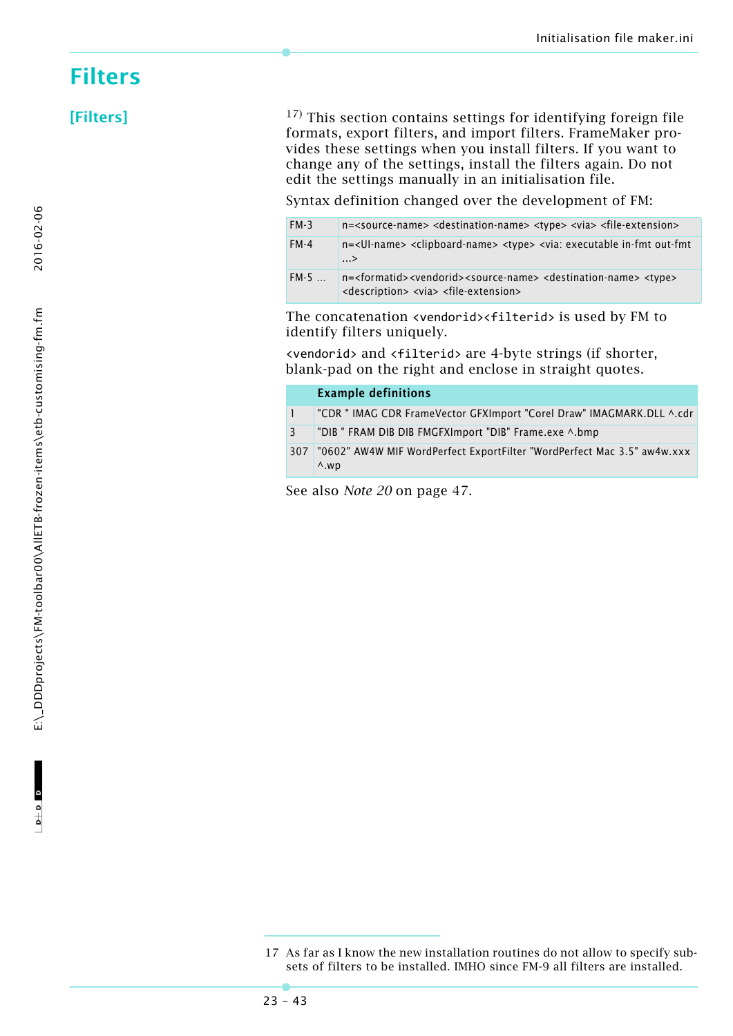# Filters

## [Filters]

[17] This section contains settings for identifying foreign file formats, export filters, and import filters. FrameMaker provides these settings when you install filters. If you want to change any of the settings, install the filters again. Do not edit the settings manually in an initialisation file.

Syntax definition changed over the development of FM:

| | |
|---|---|
| FM-3 | n=<source-name> <destination-name> <type> <via> <file-extension> |
| FM-4 | n=<UI-name> <clipboard-name> <type> <via: executable in-fmt out-fmt ...> |
| FM-5 … | n=<formatid><vendorid><source-name> <destination-name> <type> <description> <via> <file-extension> |

The concatenation `<vendorid><filterid>` is used by FM to identify filters uniquely.

`<vendorid>` and `<filterid>` are 4-byte strings (if shorter, blank-pad on the right and enclose in straight quotes.

| | Example definitions |
|---|---|
| 1 | "CDR " IMAG CDR FrameVector GFXImport "Corel Draw" IMAGMARK.DLL ^.cdr |
| 3 | "DIB " FRAM DIB DIB FMGFXImport "DIB" Frame.exe ^.bmp |
| 307 | "0602" AW4W MIF WordPerfect ExportFilter "WordPerfect Mac 3.5" aw4w.xxx ^.wp |

See also *Note 20* on page 47.

---

17 As far as I know the new installation routines do not allow to specify subsets of filters to be installed. IMHO since FM-9 all filters are installed.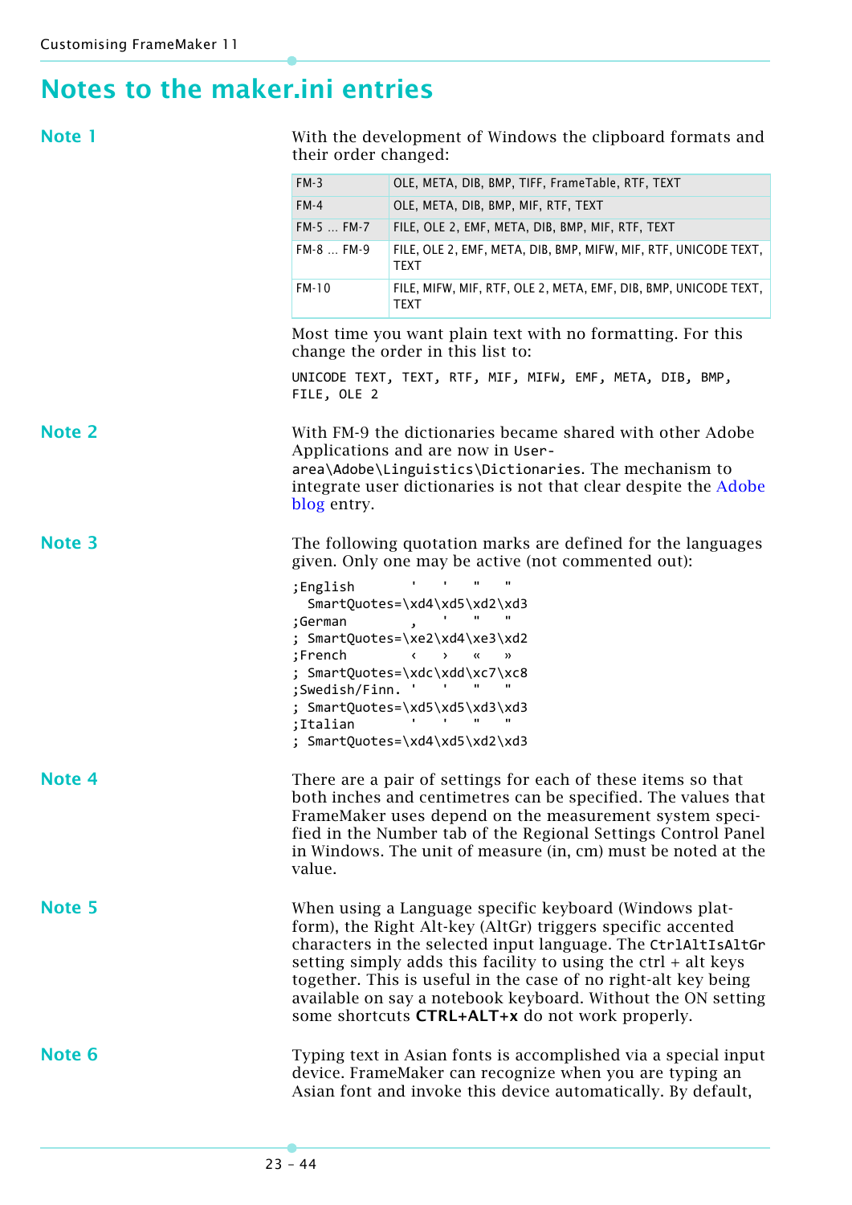# Notes to the maker.ini entries

## Note 1

With the development of Windows the clipboard formats and their order changed:

| | |
|---|---|
| FM-3 | OLE, META, DIB, BMP, TIFF, FrameTable, RTF, TEXT |
| FM-4 | OLE, META, DIB, BMP, MIF, RTF, TEXT |
| FM-5 … FM-7 | FILE, OLE 2, EMF, META, DIB, BMP, MIF, RTF, TEXT |
| FM-8 … FM-9 | FILE, OLE 2, EMF, META, DIB, BMP, MIFW, MIF, RTF, UNICODE TEXT, TEXT |
| FM-10 | FILE, MIFW, MIF, RTF, OLE 2, META, EMF, DIB, BMP, UNICODE TEXT, TEXT |

Most time you want plain text with no formatting. For this change the order in this list to:

```
UNICODE TEXT, TEXT, RTF, MIF, MIFW, EMF, META, DIB, BMP,
FILE, OLE 2
```

## Note 2

With FM-9 the dictionaries became shared with other Adobe Applications and are now in `User-area\Adobe\Linguistics\Dictionaries`. The mechanism to integrate user dictionaries is not that clear despite the Adobe blog entry.

## Note 3

The following quotation marks are defined for the languages given. Only one may be active (not commented out):

```
;English        '   '   "   "
  SmartQuotes=\xd4\xd5\xd2\xd3
;German          ,   '   "   "
; SmartQuotes=\xe2\xd4\xe3\xd2
;French          ‹   ›   «   »
; SmartQuotes=\xdc\xdd\xc7\xc8
;Swedish/Finn.  '   '   "   "
; SmartQuotes=\xd5\xd5\xd3\xd3
;Italian        '   '   "   "
; SmartQuotes=\xd4\xd5\xd2\xd3
```

## Note 4

There are a pair of settings for each of these items so that both inches and centimetres can be specified. The values that FrameMaker uses depend on the measurement system specified in the Number tab of the Regional Settings Control Panel in Windows. The unit of measure (in, cm) must be noted at the value.

## Note 5

When using a Language specific keyboard (Windows platform), the Right Alt-key (AltGr) triggers specific accented characters in the selected input language. The `CtrlAltIsAltGr` setting simply adds this facility to using the ctrl + alt keys together. This is useful in the case of no right-alt key being available on say a notebook keyboard. Without the ON setting some shortcuts **CTRL+ALT+x** do not work properly.

## Note 6

Typing text in Asian fonts is accomplished via a special input device. FrameMaker can recognize when you are typing an Asian font and invoke this device automatically. By default,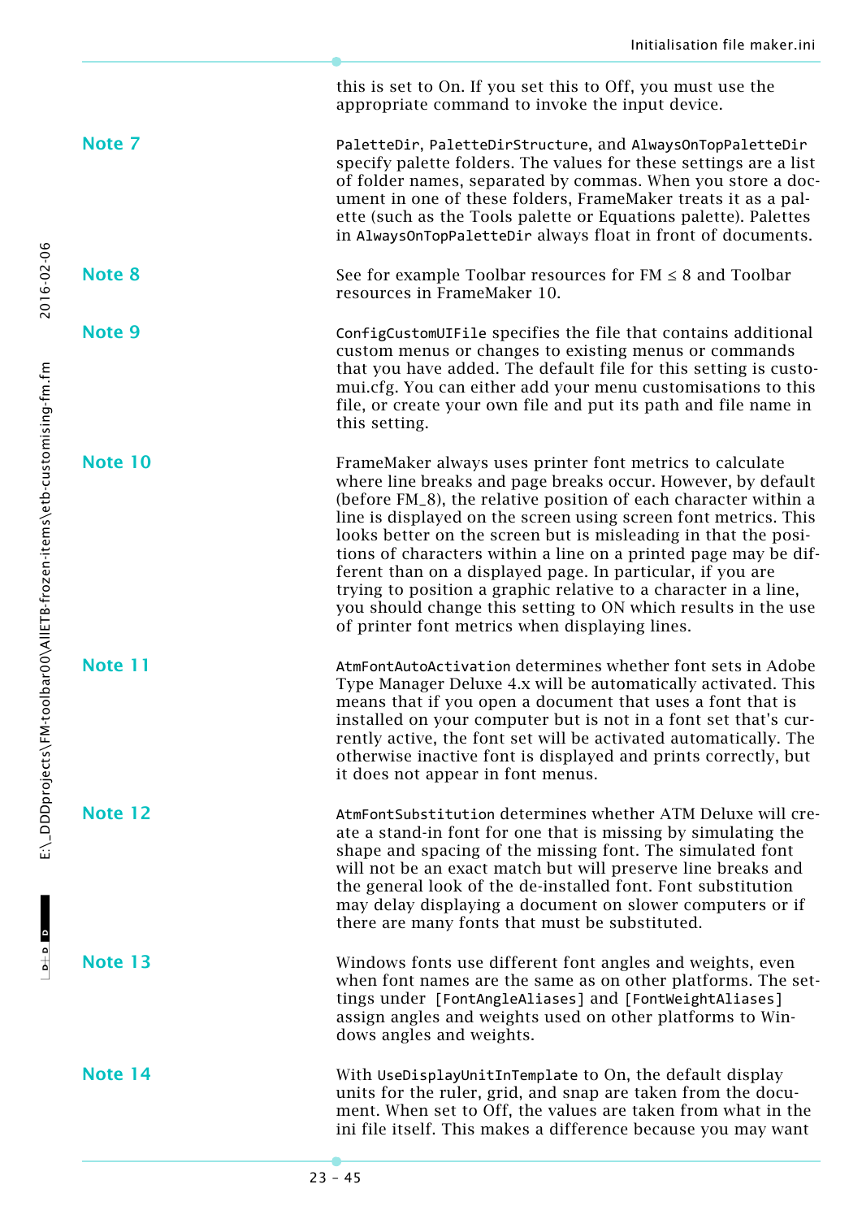this is set to On. If you set this to Off, you must use the appropriate command to invoke the input device.

**Note 7**

`PaletteDir`, `PaletteDirStructure`, and `AlwaysOnTopPaletteDir` specify palette folders. The values for these settings are a list of folder names, separated by commas. When you store a document in one of these folders, FrameMaker treats it as a palette (such as the Tools palette or Equations palette). Palettes in `AlwaysOnTopPaletteDir` always float in front of documents.

**Note 8**

See for example Toolbar resources for FM ≤ 8 and Toolbar resources in FrameMaker 10.

**Note 9**

`ConfigCustomUIFile` specifies the file that contains additional custom menus or changes to existing menus or commands that you have added. The default file for this setting is customui.cfg. You can either add your menu customisations to this file, or create your own file and put its path and file name in this setting.

**Note 10**

FrameMaker always uses printer font metrics to calculate where line breaks and page breaks occur. However, by default (before FM_8), the relative position of each character within a line is displayed on the screen using screen font metrics. This looks better on the screen but is misleading in that the positions of characters within a line on a printed page may be different than on a displayed page. In particular, if you are trying to position a graphic relative to a character in a line, you should change this setting to ON which results in the use of printer font metrics when displaying lines.

**Note 11**

`AtmFontAutoActivation` determines whether font sets in Adobe Type Manager Deluxe 4.x will be automatically activated. This means that if you open a document that uses a font that is installed on your computer but is not in a font set that's currently active, the font set will be activated automatically. The otherwise inactive font is displayed and prints correctly, but it does not appear in font menus.

**Note 12**

`AtmFontSubstitution` determines whether ATM Deluxe will create a stand-in font for one that is missing by simulating the shape and spacing of the missing font. The simulated font will not be an exact match but will preserve line breaks and the general look of the de-installed font. Font substitution may delay displaying a document on slower computers or if there are many fonts that must be substituted.

**Note 13**

Windows fonts use different font angles and weights, even when font names are the same as on other platforms. The settings under `[FontAngleAliases]` and `[FontWeightAliases]` assign angles and weights used on other platforms to Windows angles and weights.

**Note 14**

With `UseDisplayUnitInTemplate` to On, the default display units for the ruler, grid, and snap are taken from the document. When set to Off, the values are taken from what in the ini file itself. This makes a difference because you may want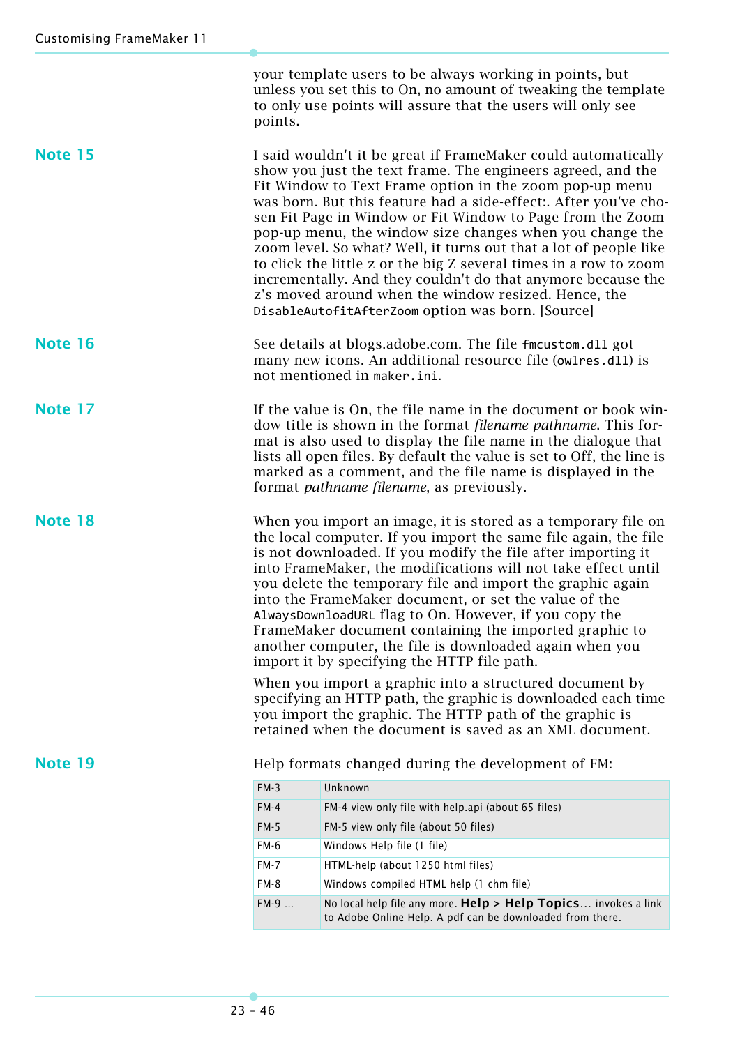your template users to be always working in points, but unless you set this to On, no amount of tweaking the template to only use points will assure that the users will only see points.

### Note 15

I said wouldn't it be great if FrameMaker could automatically show you just the text frame. The engineers agreed, and the Fit Window to Text Frame option in the zoom pop-up menu was born. But this feature had a side-effect:. After you've chosen Fit Page in Window or Fit Window to Page from the Zoom pop-up menu, the window size changes when you change the zoom level. So what? Well, it turns out that a lot of people like to click the little z or the big Z several times in a row to zoom incrementally. And they couldn't do that anymore because the z's moved around when the window resized. Hence, the `DisableAutofitAfterZoom` option was born. [Source]

### Note 16

See details at blogs.adobe.com. The file `fmcustom.dll` got many new icons. An additional resource file (`owlres.dll`) is not mentioned in `maker.ini`.

### Note 17

If the value is On, the file name in the document or book window title is shown in the format *filename pathname*. This format is also used to display the file name in the dialogue that lists all open files. By default the value is set to Off, the line is marked as a comment, and the file name is displayed in the format *pathname filename*, as previously.

### Note 18

When you import an image, it is stored as a temporary file on the local computer. If you import the same file again, the file is not downloaded. If you modify the file after importing it into FrameMaker, the modifications will not take effect until you delete the temporary file and import the graphic again into the FrameMaker document, or set the value of the `AlwaysDownloadURL` flag to On. However, if you copy the FrameMaker document containing the imported graphic to another computer, the file is downloaded again when you import it by specifying the HTTP file path.

When you import a graphic into a structured document by specifying an HTTP path, the graphic is downloaded each time you import the graphic. The HTTP path of the graphic is retained when the document is saved as an XML document.

### Note 19

Help formats changed during the development of FM:

| | |
|---|---|
| FM-3 | Unknown |
| FM-4 | FM-4 view only file with help.api (about 65 files) |
| FM-5 | FM-5 view only file (about 50 files) |
| FM-6 | Windows Help file (1 file) |
| FM-7 | HTML-help (about 1250 html files) |
| FM-8 | Windows compiled HTML help (1 chm file) |
| FM-9 ... | No local help file any more. **Help > Help Topics**... invokes a link to Adobe Online Help. A pdf can be downloaded from there. |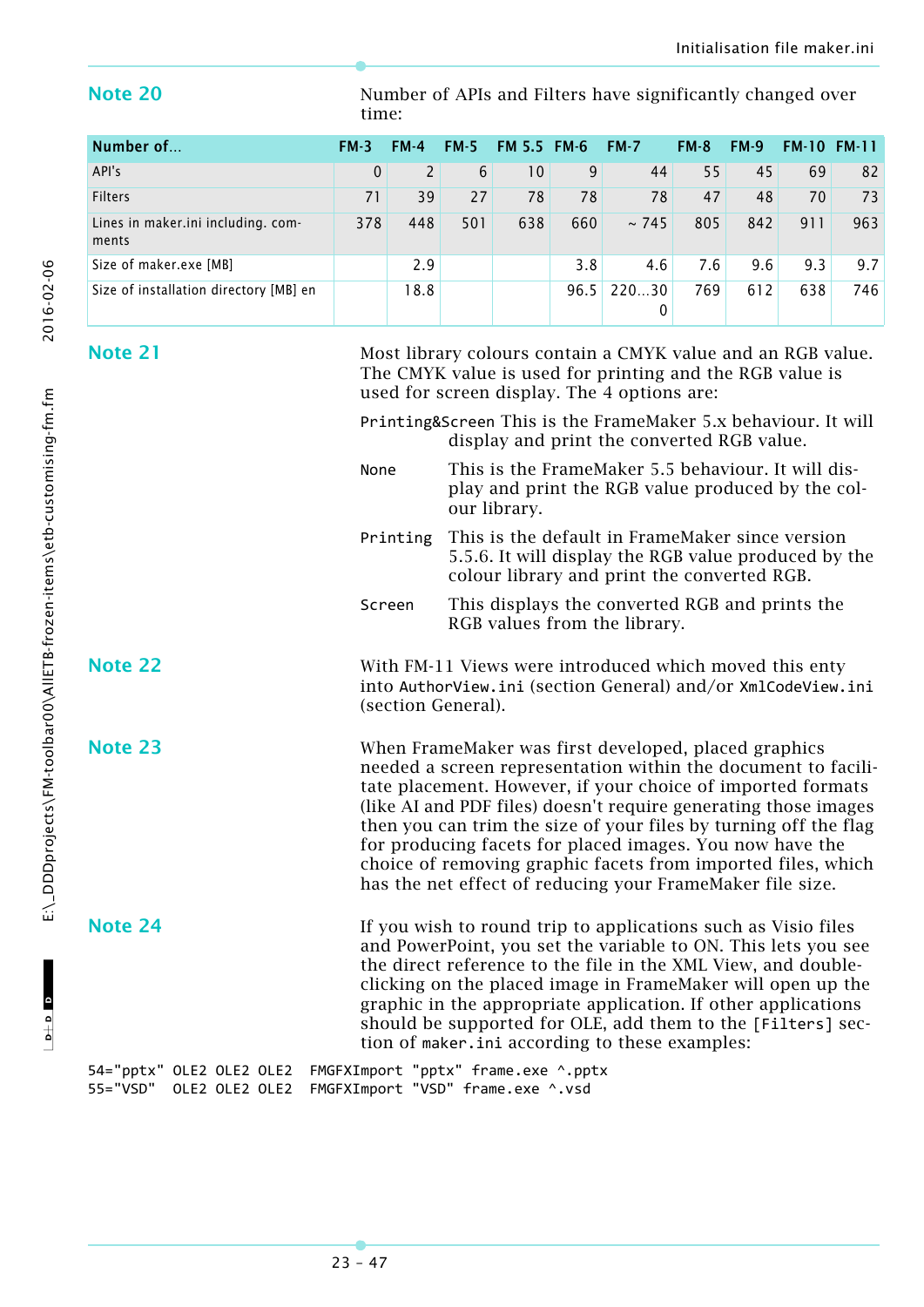## Note 20

Number of APIs and Filters have significantly changed over time:

| Number of... | FM-3 | FM-4 | FM-5 | FM 5.5 | FM-6 | FM-7 | FM-8 | FM-9 | FM-10 | FM-11 |
|---|---|---|---|---|---|---|---|---|---|---|
| API's | 0 | 2 | 6 | 10 | 9 | 44 | 55 | 45 | 69 | 82 |
| Filters | 71 | 39 | 27 | 78 | 78 | 78 | 47 | 48 | 70 | 73 |
| Lines in maker.ini including. comments | 378 | 448 | 501 | 638 | 660 | ~ 745 | 805 | 842 | 911 | 963 |
| Size of maker.exe [MB] | | 2.9 | | | 3.8 | 4.6 | 7.6 | 9.6 | 9.3 | 9.7 |
| Size of installation directory [MB] en | | 18.8 | | | 96.5 | 220...300 | 769 | 612 | 638 | 746 |

## Note 21

Most library colours contain a CMYK value and an RGB value. The CMYK value is used for printing and the RGB value is used for screen display. The 4 options are:

`Printing&Screen` This is the FrameMaker 5.x behaviour. It will display and print the converted RGB value.

`None` This is the FrameMaker 5.5 behaviour. It will display and print the RGB value produced by the colour library.

`Printing` This is the default in FrameMaker since version 5.5.6. It will display the RGB value produced by the colour library and print the converted RGB.

`Screen` This displays the converted RGB and prints the RGB values from the library.

## Note 22

With FM-11 Views were introduced which moved this enty into `AuthorView.ini` (section General) and/or `XmlCodeView.ini` (section General).

## Note 23

When FrameMaker was first developed, placed graphics needed a screen representation within the document to facilitate placement. However, if your choice of imported formats (like AI and PDF files) doesn't require generating those images then you can trim the size of your files by turning off the flag for producing facets for placed images. You now have the choice of removing graphic facets from imported files, which has the net effect of reducing your FrameMaker file size.

## Note 24

If you wish to round trip to applications such as Visio files and PowerPoint, you set the variable to ON. This lets you see the direct reference to the file in the XML View, and double-clicking on the placed image in FrameMaker will open up the graphic in the appropriate application. If other applications should be supported for OLE, add them to the `[Filters]` section of `maker.ini` according to these examples:

```
54="pptx" OLE2 OLE2 OLE2  FMGFXImport "pptx" frame.exe ^.pptx
55="VSD"  OLE2 OLE2 OLE2  FMGFXImport "VSD" frame.exe ^.vsd
```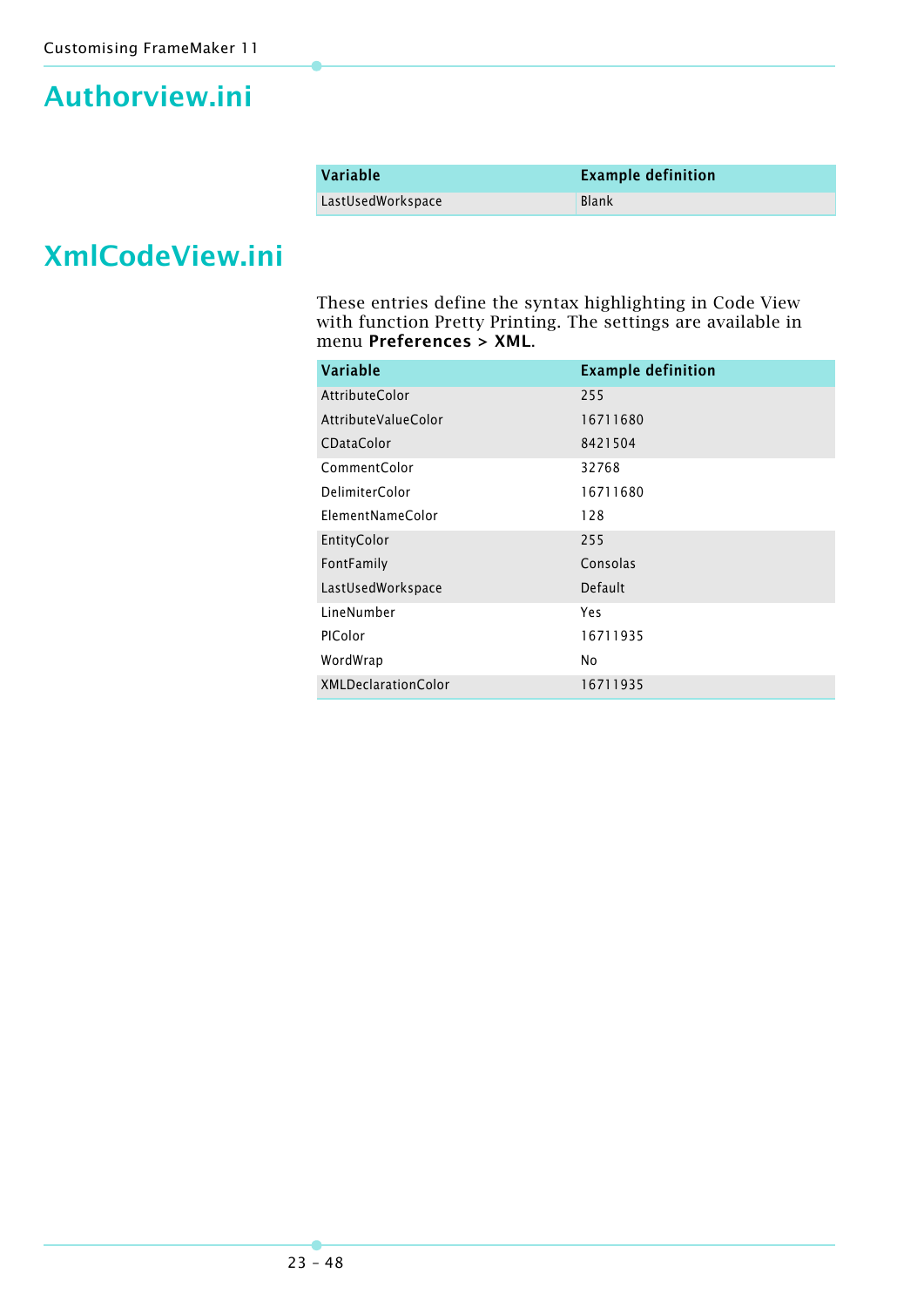## Authorview.ini

| Variable | Example definition |
|---|---|
| LastUsedWorkspace | Blank |

## XmlCodeView.ini

These entries define the syntax highlighting in Code View with function Pretty Printing. The settings are available in menu **Preferences > XML**.

| Variable | Example definition |
|---|---|
| AttributeColor | 255 |
| AttributeValueColor | 16711680 |
| CDataColor | 8421504 |
| CommentColor | 32768 |
| DelimiterColor | 16711680 |
| ElementNameColor | 128 |
| EntityColor | 255 |
| FontFamily | Consolas |
| LastUsedWorkspace | Default |
| LineNumber | Yes |
| PIColor | 16711935 |
| WordWrap | No |
| XMLDeclarationColor | 16711935 |